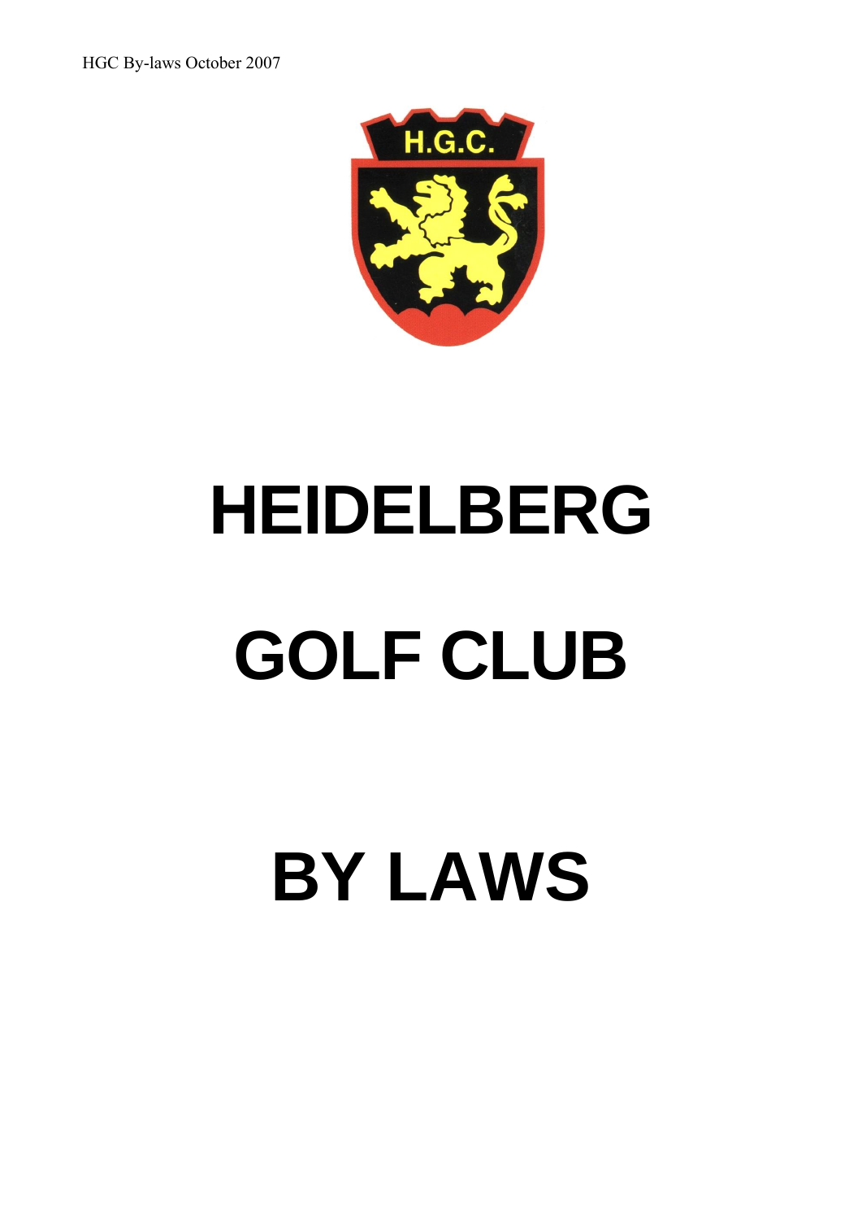# HEIDELBERG

# GOLF CLUB

# BY LAWS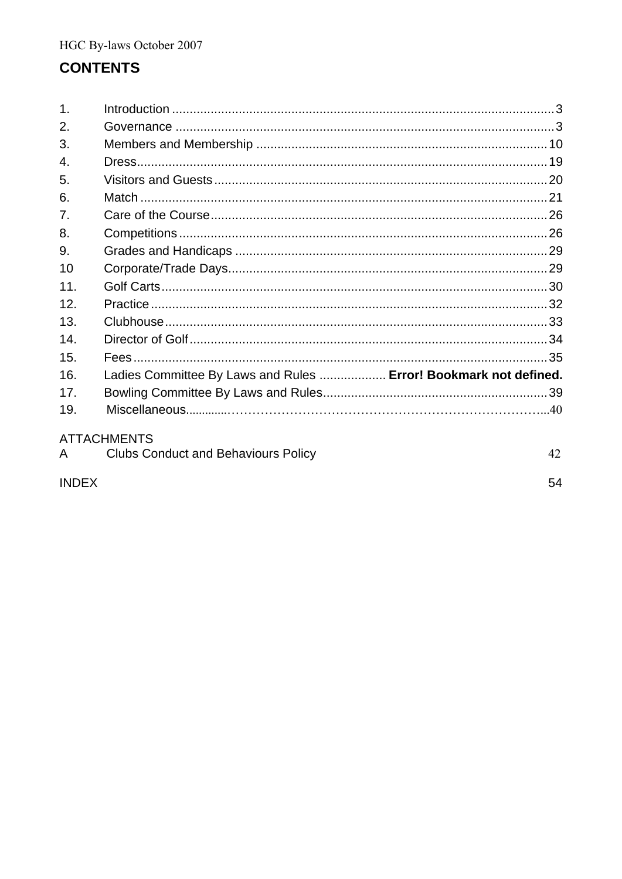## CONTENTS

| | | |
|---|---|---|
| 1. | Introduction | 3 |
| 2. | Governance | 3 |
| 3. | Members and Membership | 10 |
| 4. | Dress | 19 |
| 5. | Visitors and Guests | 20 |
| 6. | Match | 21 |
| 7. | Care of the Course | 26 |
| 8. | Competitions | 26 |
| 9. | Grades and Handicaps | 29 |
| 10 | Corporate/Trade Days | 29 |
| 11. | Golf Carts | 30 |
| 12. | Practice | 32 |
| 13. | Clubhouse | 33 |
| 14. | Director of Golf | 34 |
| 15. | Fees | 35 |
| 16. | Ladies Committee By Laws and Rules | **Error! Bookmark not defined.** |
| 17. | Bowling Committee By Laws and Rules | 39 |
| 19. | Miscellaneous | 40 |

ATTACHMENTS

| | | |
|---|---|---|
| A | Clubs Conduct and Behaviours Policy | 42 |

| | |
|---|---|
| INDEX | 54 |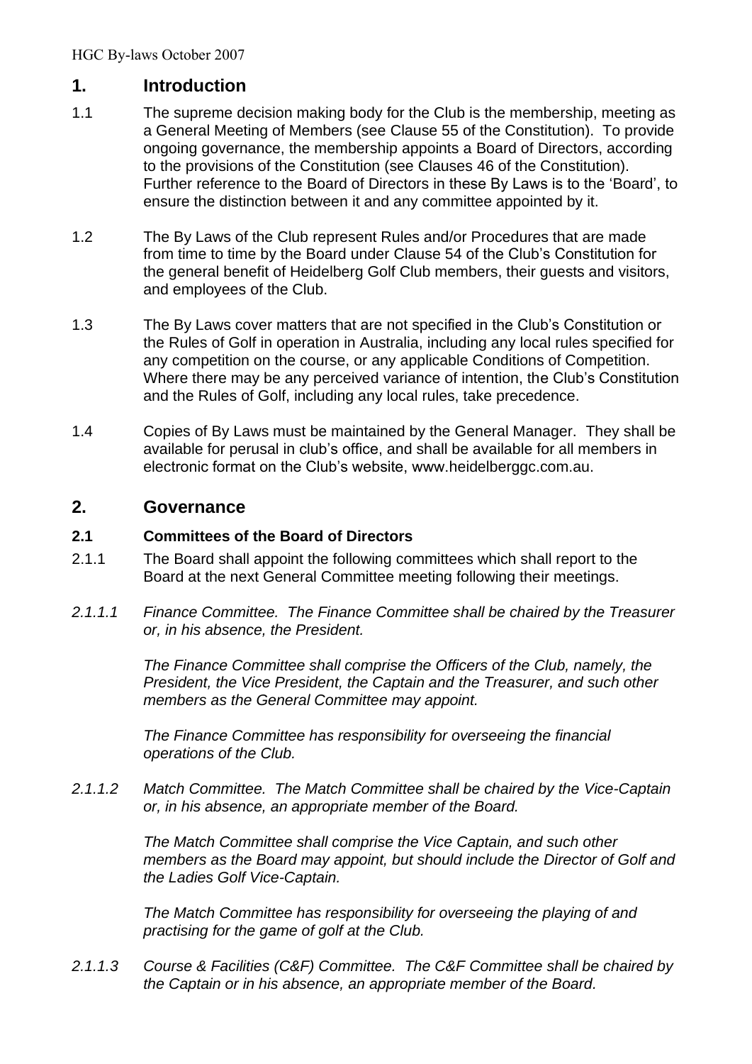## 1. Introduction

1.1 The supreme decision making body for the Club is the membership, meeting as a General Meeting of Members (see Clause 55 of the Constitution). To provide ongoing governance, the membership appoints a Board of Directors, according to the provisions of the Constitution (see Clauses 46 of the Constitution). Further reference to the Board of Directors in these By Laws is to the 'Board', to ensure the distinction between it and any committee appointed by it.

1.2 The By Laws of the Club represent Rules and/or Procedures that are made from time to time by the Board under Clause 54 of the Club's Constitution for the general benefit of Heidelberg Golf Club members, their guests and visitors, and employees of the Club.

1.3 The By Laws cover matters that are not specified in the Club's Constitution or the Rules of Golf in operation in Australia, including any local rules specified for any competition on the course, or any applicable Conditions of Competition. Where there may be any perceived variance of intention, the Club's Constitution and the Rules of Golf, including any local rules, take precedence.

1.4 Copies of By Laws must be maintained by the General Manager. They shall be available for perusal in club's office, and shall be available for all members in electronic format on the Club's website, www.heidelberggc.com.au.

## 2. Governance

### 2.1 Committees of the Board of Directors

2.1.1 The Board shall appoint the following committees which shall report to the Board at the next General Committee meeting following their meetings.

*2.1.1.1 Finance Committee. The Finance Committee shall be chaired by the Treasurer or, in his absence, the President.*

*The Finance Committee shall comprise the Officers of the Club, namely, the President, the Vice President, the Captain and the Treasurer, and such other members as the General Committee may appoint.*

*The Finance Committee has responsibility for overseeing the financial operations of the Club.*

*2.1.1.2 Match Committee. The Match Committee shall be chaired by the Vice-Captain or, in his absence, an appropriate member of the Board.*

*The Match Committee shall comprise the Vice Captain, and such other members as the Board may appoint, but should include the Director of Golf and the Ladies Golf Vice-Captain.*

*The Match Committee has responsibility for overseeing the playing of and practising for the game of golf at the Club.*

*2.1.1.3 Course & Facilities (C&F) Committee. The C&F Committee shall be chaired by the Captain or in his absence, an appropriate member of the Board.*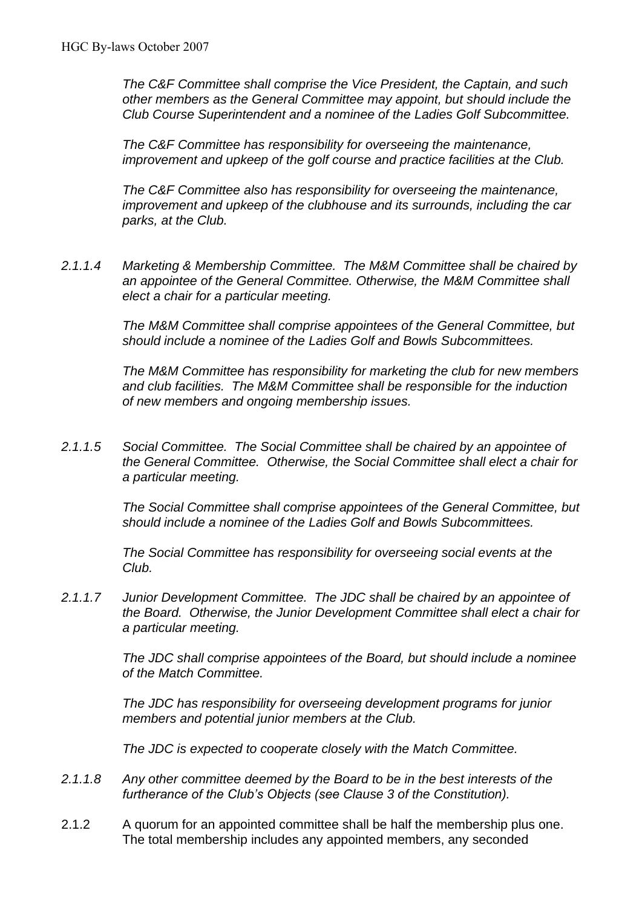*The C&F Committee shall comprise the Vice President, the Captain, and such other members as the General Committee may appoint, but should include the Club Course Superintendent and a nominee of the Ladies Golf Subcommittee.*

*The C&F Committee has responsibility for overseeing the maintenance, improvement and upkeep of the golf course and practice facilities at the Club.*

*The C&F Committee also has responsibility for overseeing the maintenance, improvement and upkeep of the clubhouse and its surrounds, including the car parks, at the Club.*

*2.1.1.4 Marketing & Membership Committee. The M&M Committee shall be chaired by an appointee of the General Committee. Otherwise, the M&M Committee shall elect a chair for a particular meeting.*

*The M&M Committee shall comprise appointees of the General Committee, but should include a nominee of the Ladies Golf and Bowls Subcommittees.*

*The M&M Committee has responsibility for marketing the club for new members and club facilities. The M&M Committee shall be responsible for the induction of new members and ongoing membership issues.*

*2.1.1.5 Social Committee. The Social Committee shall be chaired by an appointee of the General Committee. Otherwise, the Social Committee shall elect a chair for a particular meeting.*

*The Social Committee shall comprise appointees of the General Committee, but should include a nominee of the Ladies Golf and Bowls Subcommittees.*

*The Social Committee has responsibility for overseeing social events at the Club.*

*2.1.1.7 Junior Development Committee. The JDC shall be chaired by an appointee of the Board. Otherwise, the Junior Development Committee shall elect a chair for a particular meeting.*

*The JDC shall comprise appointees of the Board, but should include a nominee of the Match Committee.*

*The JDC has responsibility for overseeing development programs for junior members and potential junior members at the Club.*

*The JDC is expected to cooperate closely with the Match Committee.*

*2.1.1.8 Any other committee deemed by the Board to be in the best interests of the furtherance of the Club's Objects (see Clause 3 of the Constitution).*

2.1.2 A quorum for an appointed committee shall be half the membership plus one. The total membership includes any appointed members, any seconded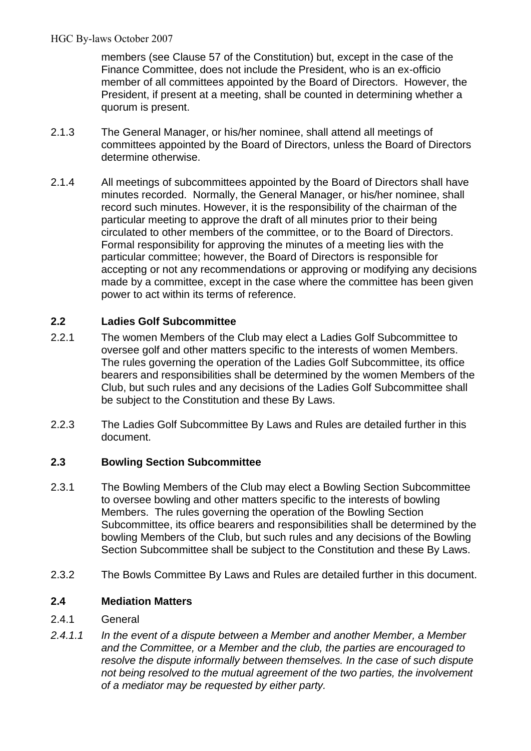members (see Clause 57 of the Constitution) but, except in the case of the Finance Committee, does not include the President, who is an ex-officio member of all committees appointed by the Board of Directors. However, the President, if present at a meeting, shall be counted in determining whether a quorum is present.

2.1.3 The General Manager, or his/her nominee, shall attend all meetings of committees appointed by the Board of Directors, unless the Board of Directors determine otherwise.

2.1.4 All meetings of subcommittees appointed by the Board of Directors shall have minutes recorded. Normally, the General Manager, or his/her nominee, shall record such minutes. However, it is the responsibility of the chairman of the particular meeting to approve the draft of all minutes prior to their being circulated to other members of the committee, or to the Board of Directors. Formal responsibility for approving the minutes of a meeting lies with the particular committee; however, the Board of Directors is responsible for accepting or not any recommendations or approving or modifying any decisions made by a committee, except in the case where the committee has been given power to act within its terms of reference.

**2.2 Ladies Golf Subcommittee**

2.2.1 The women Members of the Club may elect a Ladies Golf Subcommittee to oversee golf and other matters specific to the interests of women Members. The rules governing the operation of the Ladies Golf Subcommittee, its office bearers and responsibilities shall be determined by the women Members of the Club, but such rules and any decisions of the Ladies Golf Subcommittee shall be subject to the Constitution and these By Laws.

2.2.3 The Ladies Golf Subcommittee By Laws and Rules are detailed further in this document.

**2.3 Bowling Section Subcommittee**

2.3.1 The Bowling Members of the Club may elect a Bowling Section Subcommittee to oversee bowling and other matters specific to the interests of bowling Members. The rules governing the operation of the Bowling Section Subcommittee, its office bearers and responsibilities shall be determined by the bowling Members of the Club, but such rules and any decisions of the Bowling Section Subcommittee shall be subject to the Constitution and these By Laws.

2.3.2 The Bowls Committee By Laws and Rules are detailed further in this document.

**2.4 Mediation Matters**

2.4.1 General

*2.4.1.1 In the event of a dispute between a Member and another Member, a Member and the Committee, or a Member and the club, the parties are encouraged to resolve the dispute informally between themselves. In the case of such dispute not being resolved to the mutual agreement of the two parties, the involvement of a mediator may be requested by either party.*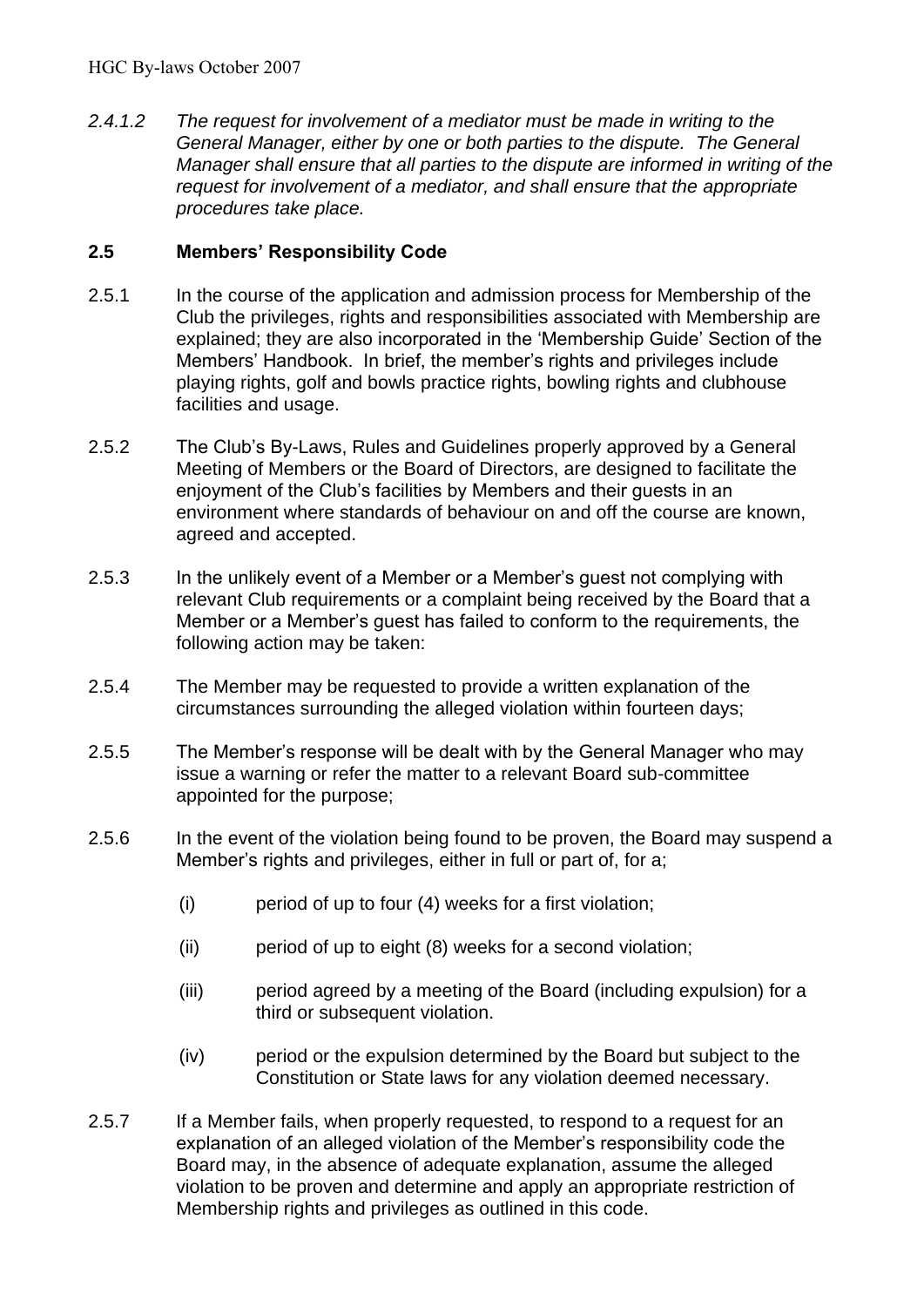*2.4.1.2 The request for involvement of a mediator must be made in writing to the General Manager, either by one or both parties to the dispute. The General Manager shall ensure that all parties to the dispute are informed in writing of the request for involvement of a mediator, and shall ensure that the appropriate procedures take place.*

## 2.5 Members' Responsibility Code

2.5.1 In the course of the application and admission process for Membership of the Club the privileges, rights and responsibilities associated with Membership are explained; they are also incorporated in the 'Membership Guide' Section of the Members' Handbook. In brief, the member's rights and privileges include playing rights, golf and bowls practice rights, bowling rights and clubhouse facilities and usage.

2.5.2 The Club's By-Laws, Rules and Guidelines properly approved by a General Meeting of Members or the Board of Directors, are designed to facilitate the enjoyment of the Club's facilities by Members and their guests in an environment where standards of behaviour on and off the course are known, agreed and accepted.

2.5.3 In the unlikely event of a Member or a Member's guest not complying with relevant Club requirements or a complaint being received by the Board that a Member or a Member's guest has failed to conform to the requirements, the following action may be taken:

2.5.4 The Member may be requested to provide a written explanation of the circumstances surrounding the alleged violation within fourteen days;

2.5.5 The Member's response will be dealt with by the General Manager who may issue a warning or refer the matter to a relevant Board sub-committee appointed for the purpose;

2.5.6 In the event of the violation being found to be proven, the Board may suspend a Member's rights and privileges, either in full or part of, for a;

- (i) period of up to four (4) weeks for a first violation;
- (ii) period of up to eight (8) weeks for a second violation;
- (iii) period agreed by a meeting of the Board (including expulsion) for a third or subsequent violation.
- (iv) period or the expulsion determined by the Board but subject to the Constitution or State laws for any violation deemed necessary.

2.5.7 If a Member fails, when properly requested, to respond to a request for an explanation of an alleged violation of the Member's responsibility code the Board may, in the absence of adequate explanation, assume the alleged violation to be proven and determine and apply an appropriate restriction of Membership rights and privileges as outlined in this code.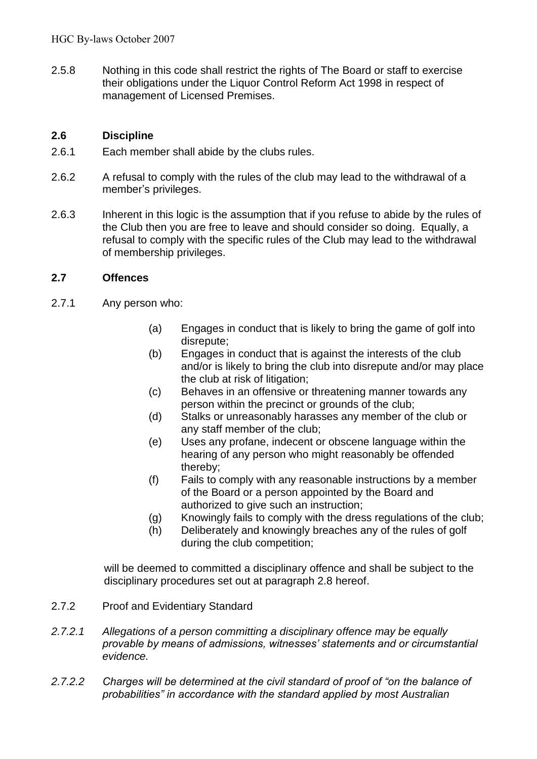2.5.8 Nothing in this code shall restrict the rights of The Board or staff to exercise their obligations under the Liquor Control Reform Act 1998 in respect of management of Licensed Premises.

### 2.6 Discipline

2.6.1 Each member shall abide by the clubs rules.

2.6.2 A refusal to comply with the rules of the club may lead to the withdrawal of a member's privileges.

2.6.3 Inherent in this logic is the assumption that if you refuse to abide by the rules of the Club then you are free to leave and should consider so doing. Equally, a refusal to comply with the specific rules of the Club may lead to the withdrawal of membership privileges.

### 2.7 Offences

2.7.1 Any person who:

- (a) Engages in conduct that is likely to bring the game of golf into disrepute;
- (b) Engages in conduct that is against the interests of the club and/or is likely to bring the club into disrepute and/or may place the club at risk of litigation;
- (c) Behaves in an offensive or threatening manner towards any person within the precinct or grounds of the club;
- (d) Stalks or unreasonably harasses any member of the club or any staff member of the club;
- (e) Uses any profane, indecent or obscene language within the hearing of any person who might reasonably be offended thereby;
- (f) Fails to comply with any reasonable instructions by a member of the Board or a person appointed by the Board and authorized to give such an instruction;
- (g) Knowingly fails to comply with the dress regulations of the club;
- (h) Deliberately and knowingly breaches any of the rules of golf during the club competition;

will be deemed to committed a disciplinary offence and shall be subject to the disciplinary procedures set out at paragraph 2.8 hereof.

2.7.2 Proof and Evidentiary Standard

*2.7.2.1 Allegations of a person committing a disciplinary offence may be equally provable by means of admissions, witnesses' statements and or circumstantial evidence.*

*2.7.2.2 Charges will be determined at the civil standard of proof of "on the balance of probabilities" in accordance with the standard applied by most Australian*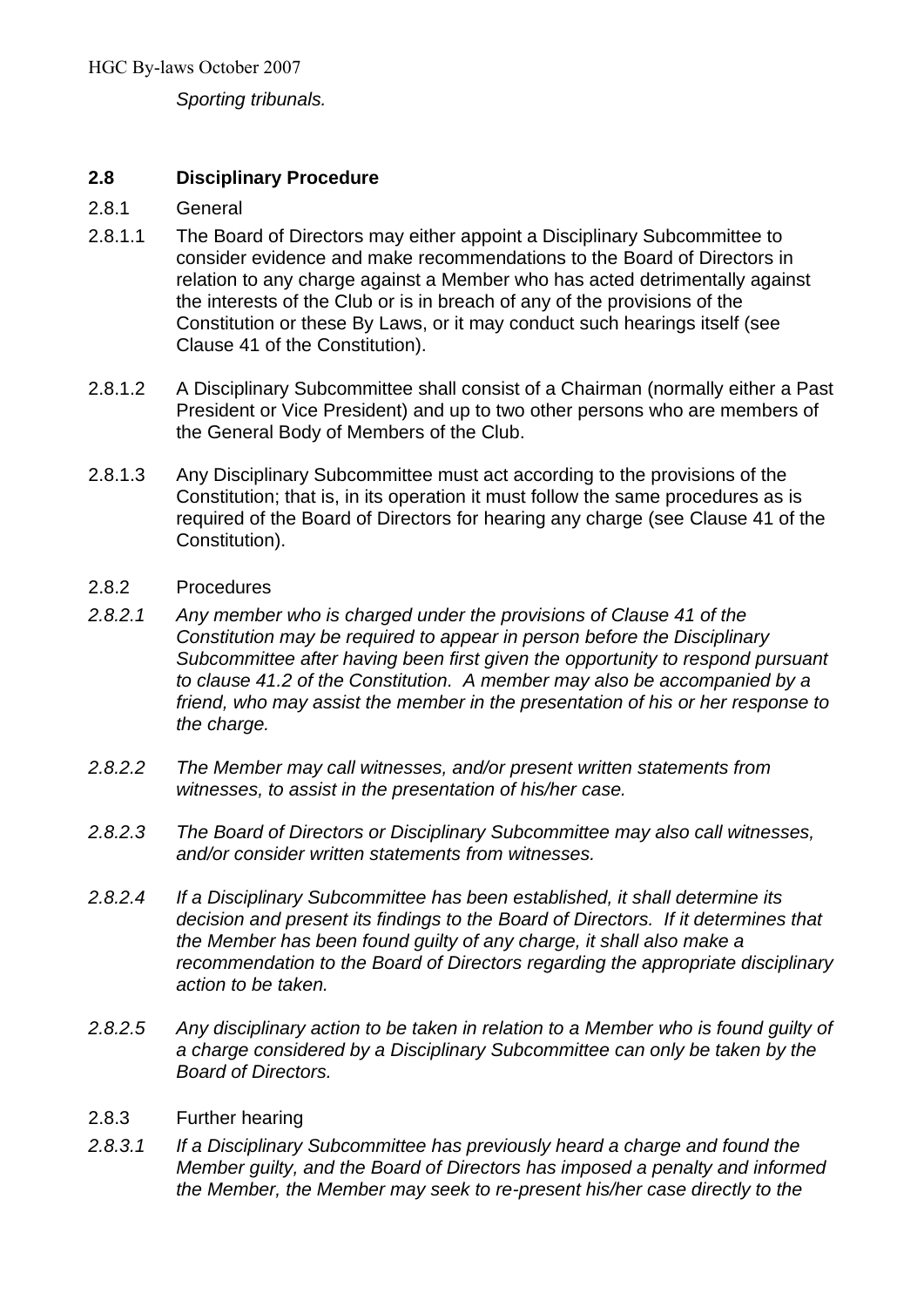*Sporting tribunals.*

## 2.8 Disciplinary Procedure

2.8.1 General

2.8.1.1 The Board of Directors may either appoint a Disciplinary Subcommittee to consider evidence and make recommendations to the Board of Directors in relation to any charge against a Member who has acted detrimentally against the interests of the Club or is in breach of any of the provisions of the Constitution or these By Laws, or it may conduct such hearings itself (see Clause 41 of the Constitution).

2.8.1.2 A Disciplinary Subcommittee shall consist of a Chairman (normally either a Past President or Vice President) and up to two other persons who are members of the General Body of Members of the Club.

2.8.1.3 Any Disciplinary Subcommittee must act according to the provisions of the Constitution; that is, in its operation it must follow the same procedures as is required of the Board of Directors for hearing any charge (see Clause 41 of the Constitution).

2.8.2 Procedures

*2.8.2.1 Any member who is charged under the provisions of Clause 41 of the Constitution may be required to appear in person before the Disciplinary Subcommittee after having been first given the opportunity to respond pursuant to clause 41.2 of the Constitution. A member may also be accompanied by a friend, who may assist the member in the presentation of his or her response to the charge.*

*2.8.2.2 The Member may call witnesses, and/or present written statements from witnesses, to assist in the presentation of his/her case.*

*2.8.2.3 The Board of Directors or Disciplinary Subcommittee may also call witnesses, and/or consider written statements from witnesses.*

*2.8.2.4 If a Disciplinary Subcommittee has been established, it shall determine its decision and present its findings to the Board of Directors. If it determines that the Member has been found guilty of any charge, it shall also make a recommendation to the Board of Directors regarding the appropriate disciplinary action to be taken.*

*2.8.2.5 Any disciplinary action to be taken in relation to a Member who is found guilty of a charge considered by a Disciplinary Subcommittee can only be taken by the Board of Directors.*

2.8.3 Further hearing

*2.8.3.1 If a Disciplinary Subcommittee has previously heard a charge and found the Member guilty, and the Board of Directors has imposed a penalty and informed the Member, the Member may seek to re-present his/her case directly to the*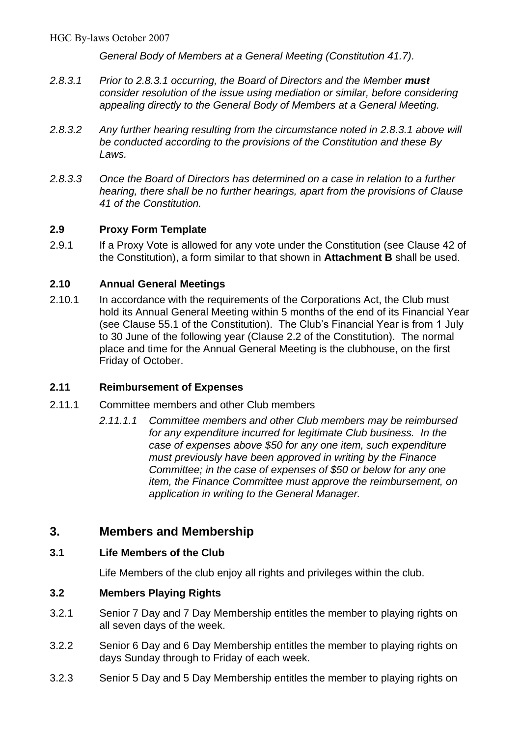*General Body of Members at a General Meeting (Constitution 41.7).*

*2.8.3.1 Prior to 2.8.3.1 occurring, the Board of Directors and the Member* ***must*** *consider resolution of the issue using mediation or similar, before considering appealing directly to the General Body of Members at a General Meeting.*

*2.8.3.2 Any further hearing resulting from the circumstance noted in 2.8.3.1 above will be conducted according to the provisions of the Constitution and these By Laws.*

*2.8.3.3 Once the Board of Directors has determined on a case in relation to a further hearing, there shall be no further hearings, apart from the provisions of Clause 41 of the Constitution.*

### 2.9 Proxy Form Template

2.9.1 If a Proxy Vote is allowed for any vote under the Constitution (see Clause 42 of the Constitution), a form similar to that shown in **Attachment B** shall be used.

### 2.10 Annual General Meetings

2.10.1 In accordance with the requirements of the Corporations Act, the Club must hold its Annual General Meeting within 5 months of the end of its Financial Year (see Clause 55.1 of the Constitution). The Club's Financial Year is from 1 July to 30 June of the following year (Clause 2.2 of the Constitution). The normal place and time for the Annual General Meeting is the clubhouse, on the first Friday of October.

### 2.11 Reimbursement of Expenses

2.11.1 Committee members and other Club members

*2.11.1.1 Committee members and other Club members may be reimbursed for any expenditure incurred for legitimate Club business. In the case of expenses above $50 for any one item, such expenditure must previously have been approved in writing by the Finance Committee; in the case of expenses of $50 or below for any one item, the Finance Committee must approve the reimbursement, on application in writing to the General Manager.*

## 3. Members and Membership

### 3.1 Life Members of the Club

Life Members of the club enjoy all rights and privileges within the club.

### 3.2 Members Playing Rights

3.2.1 Senior 7 Day and 7 Day Membership entitles the member to playing rights on all seven days of the week.

3.2.2 Senior 6 Day and 6 Day Membership entitles the member to playing rights on days Sunday through to Friday of each week.

3.2.3 Senior 5 Day and 5 Day Membership entitles the member to playing rights on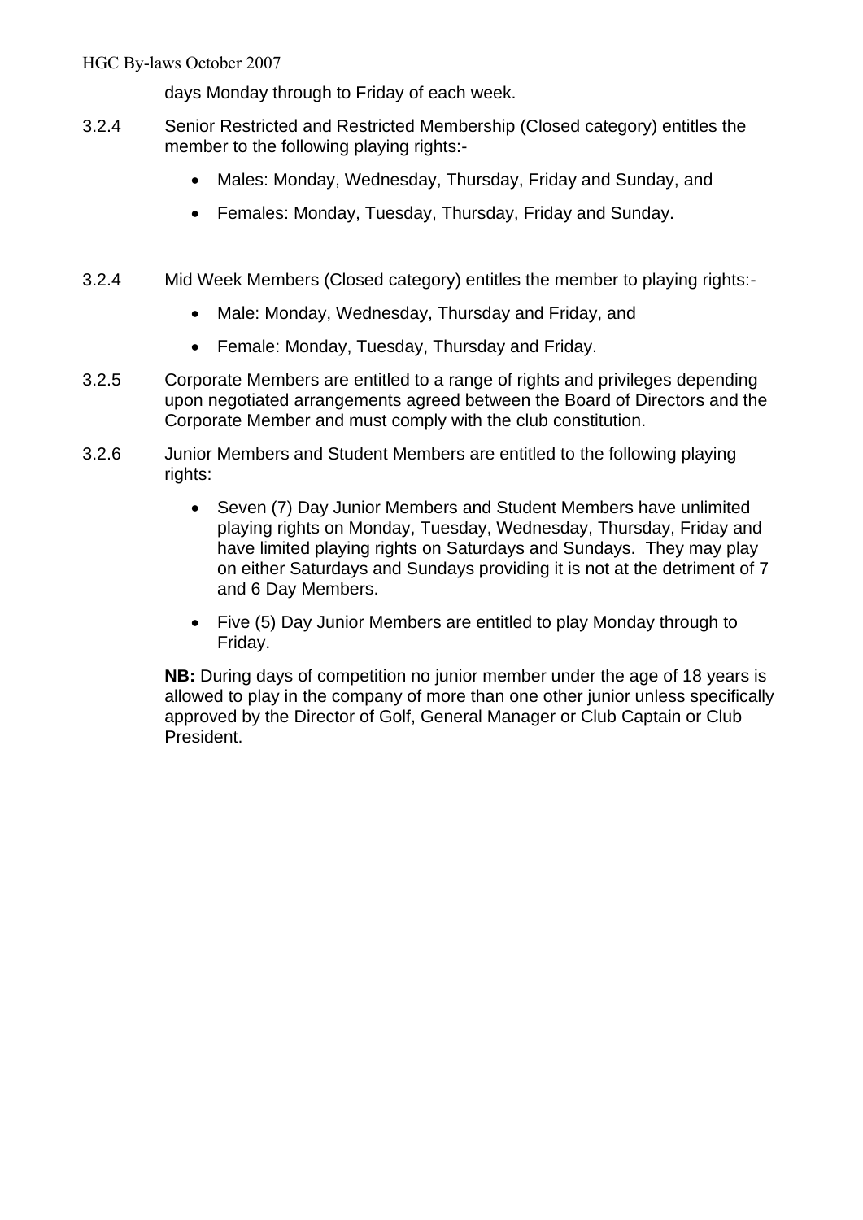days Monday through to Friday of each week.

3.2.4 Senior Restricted and Restricted Membership (Closed category) entitles the member to the following playing rights:-

- Males: Monday, Wednesday, Thursday, Friday and Sunday, and
- Females: Monday, Tuesday, Thursday, Friday and Sunday.

3.2.4 Mid Week Members (Closed category) entitles the member to playing rights:-

- Male: Monday, Wednesday, Thursday and Friday, and
- Female: Monday, Tuesday, Thursday and Friday.

3.2.5 Corporate Members are entitled to a range of rights and privileges depending upon negotiated arrangements agreed between the Board of Directors and the Corporate Member and must comply with the club constitution.

3.2.6 Junior Members and Student Members are entitled to the following playing rights:

- Seven (7) Day Junior Members and Student Members have unlimited playing rights on Monday, Tuesday, Wednesday, Thursday, Friday and have limited playing rights on Saturdays and Sundays. They may play on either Saturdays and Sundays providing it is not at the detriment of 7 and 6 Day Members.
- Five (5) Day Junior Members are entitled to play Monday through to Friday.

**NB:** During days of competition no junior member under the age of 18 years is allowed to play in the company of more than one other junior unless specifically approved by the Director of Golf, General Manager or Club Captain or Club President.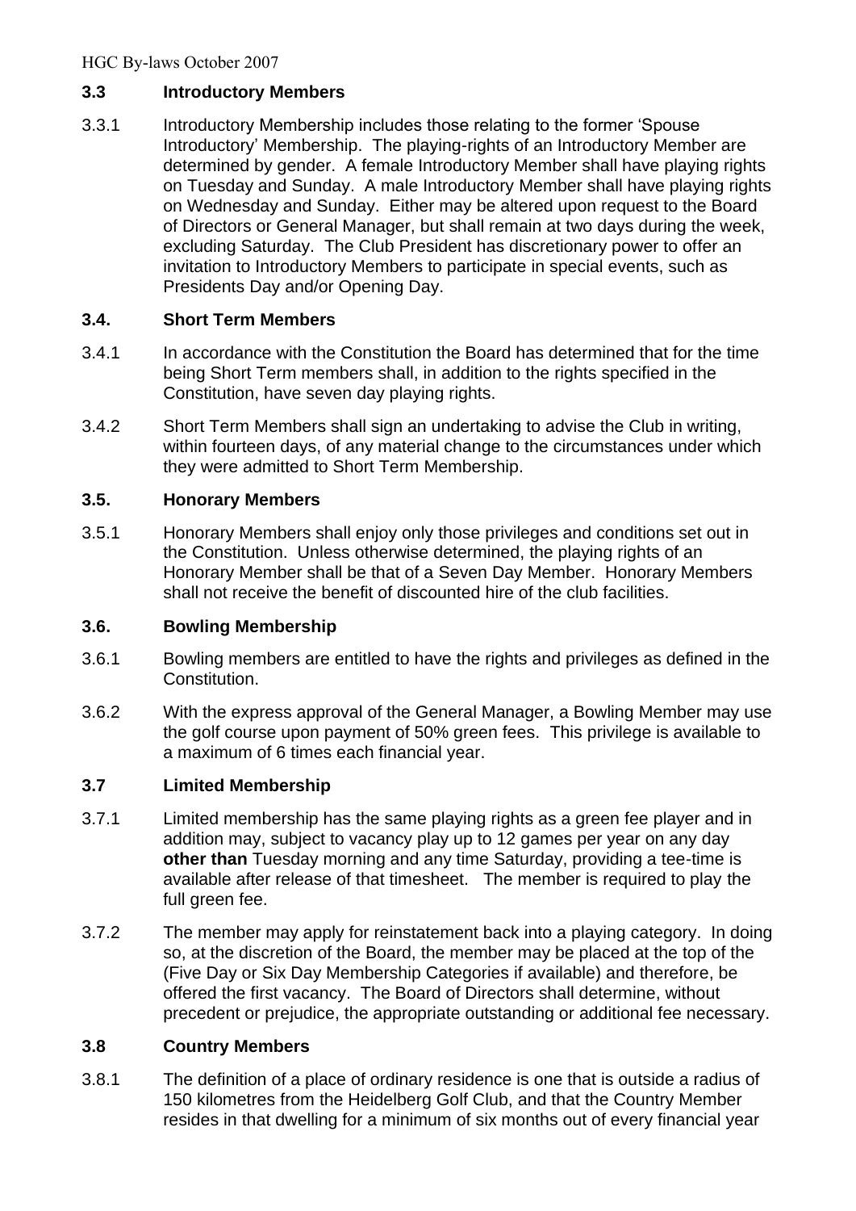### 3.3 Introductory Members

3.3.1 Introductory Membership includes those relating to the former 'Spouse Introductory' Membership. The playing-rights of an Introductory Member are determined by gender. A female Introductory Member shall have playing rights on Tuesday and Sunday. A male Introductory Member shall have playing rights on Wednesday and Sunday. Either may be altered upon request to the Board of Directors or General Manager, but shall remain at two days during the week, excluding Saturday. The Club President has discretionary power to offer an invitation to Introductory Members to participate in special events, such as Presidents Day and/or Opening Day.

### 3.4. Short Term Members

3.4.1 In accordance with the Constitution the Board has determined that for the time being Short Term members shall, in addition to the rights specified in the Constitution, have seven day playing rights.

3.4.2 Short Term Members shall sign an undertaking to advise the Club in writing, within fourteen days, of any material change to the circumstances under which they were admitted to Short Term Membership.

### 3.5. Honorary Members

3.5.1 Honorary Members shall enjoy only those privileges and conditions set out in the Constitution. Unless otherwise determined, the playing rights of an Honorary Member shall be that of a Seven Day Member. Honorary Members shall not receive the benefit of discounted hire of the club facilities.

### 3.6. Bowling Membership

3.6.1 Bowling members are entitled to have the rights and privileges as defined in the Constitution.

3.6.2 With the express approval of the General Manager, a Bowling Member may use the golf course upon payment of 50% green fees. This privilege is available to a maximum of 6 times each financial year.

### 3.7 Limited Membership

3.7.1 Limited membership has the same playing rights as a green fee player and in addition may, subject to vacancy play up to 12 games per year on any day **other than** Tuesday morning and any time Saturday, providing a tee-time is available after release of that timesheet. The member is required to play the full green fee.

3.7.2 The member may apply for reinstatement back into a playing category. In doing so, at the discretion of the Board, the member may be placed at the top of the (Five Day or Six Day Membership Categories if available) and therefore, be offered the first vacancy. The Board of Directors shall determine, without precedent or prejudice, the appropriate outstanding or additional fee necessary.

### 3.8 Country Members

3.8.1 The definition of a place of ordinary residence is one that is outside a radius of 150 kilometres from the Heidelberg Golf Club, and that the Country Member resides in that dwelling for a minimum of six months out of every financial year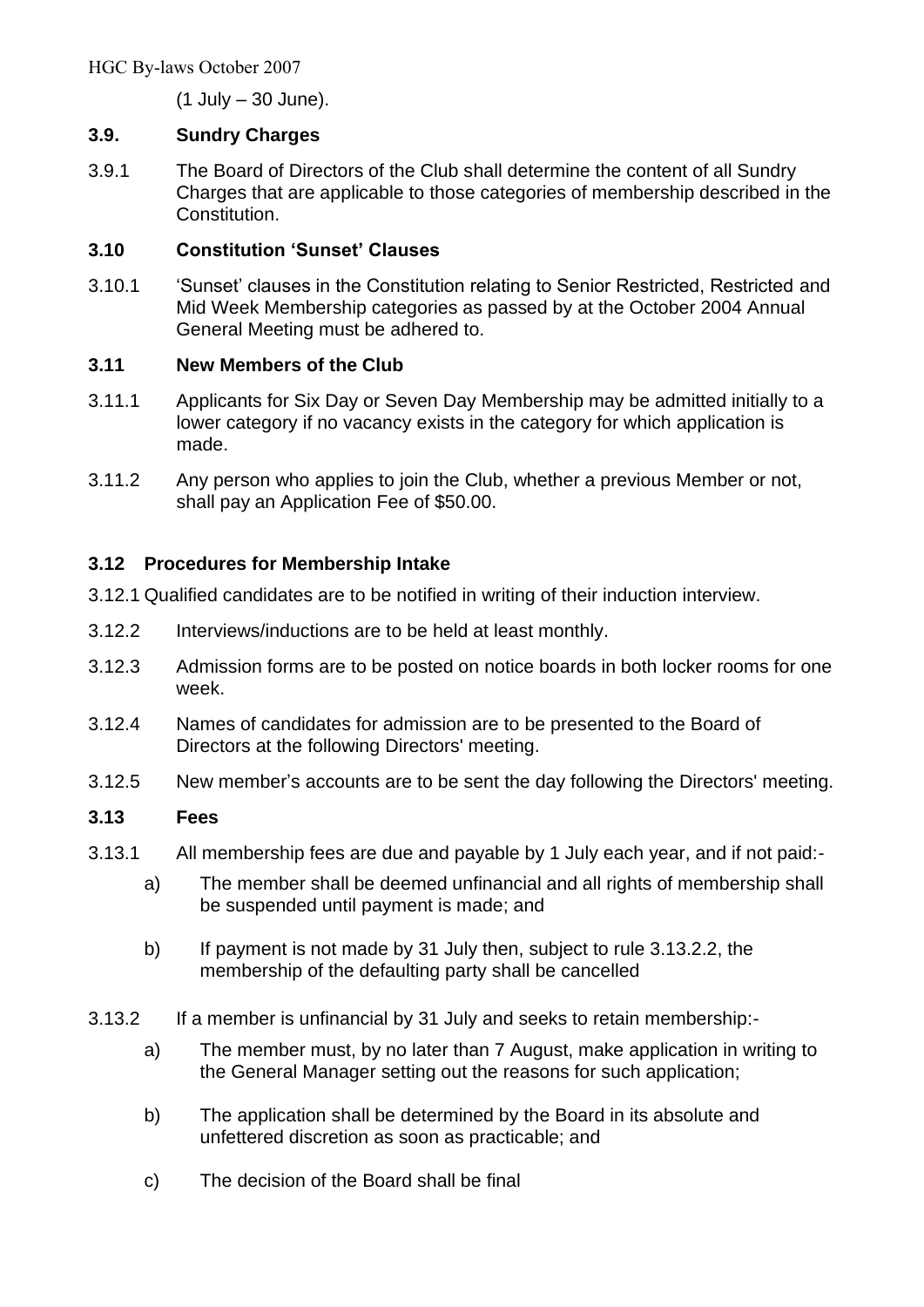(1 July – 30 June).

### 3.9. Sundry Charges

3.9.1 The Board of Directors of the Club shall determine the content of all Sundry Charges that are applicable to those categories of membership described in the Constitution.

### 3.10 Constitution 'Sunset' Clauses

3.10.1 'Sunset' clauses in the Constitution relating to Senior Restricted, Restricted and Mid Week Membership categories as passed by at the October 2004 Annual General Meeting must be adhered to.

### 3.11 New Members of the Club

3.11.1 Applicants for Six Day or Seven Day Membership may be admitted initially to a lower category if no vacancy exists in the category for which application is made.

3.11.2 Any person who applies to join the Club, whether a previous Member or not, shall pay an Application Fee of $50.00.

### 3.12 Procedures for Membership Intake

3.12.1 Qualified candidates are to be notified in writing of their induction interview.

3.12.2 Interviews/inductions are to be held at least monthly.

3.12.3 Admission forms are to be posted on notice boards in both locker rooms for one week.

3.12.4 Names of candidates for admission are to be presented to the Board of Directors at the following Directors' meeting.

3.12.5 New member's accounts are to be sent the day following the Directors' meeting.

### 3.13 Fees

3.13.1 All membership fees are due and payable by 1 July each year, and if not paid:-

a) The member shall be deemed unfinancial and all rights of membership shall be suspended until payment is made; and

b) If payment is not made by 31 July then, subject to rule 3.13.2.2, the membership of the defaulting party shall be cancelled

3.13.2 If a member is unfinancial by 31 July and seeks to retain membership:-

a) The member must, by no later than 7 August, make application in writing to the General Manager setting out the reasons for such application;

b) The application shall be determined by the Board in its absolute and unfettered discretion as soon as practicable; and

c) The decision of the Board shall be final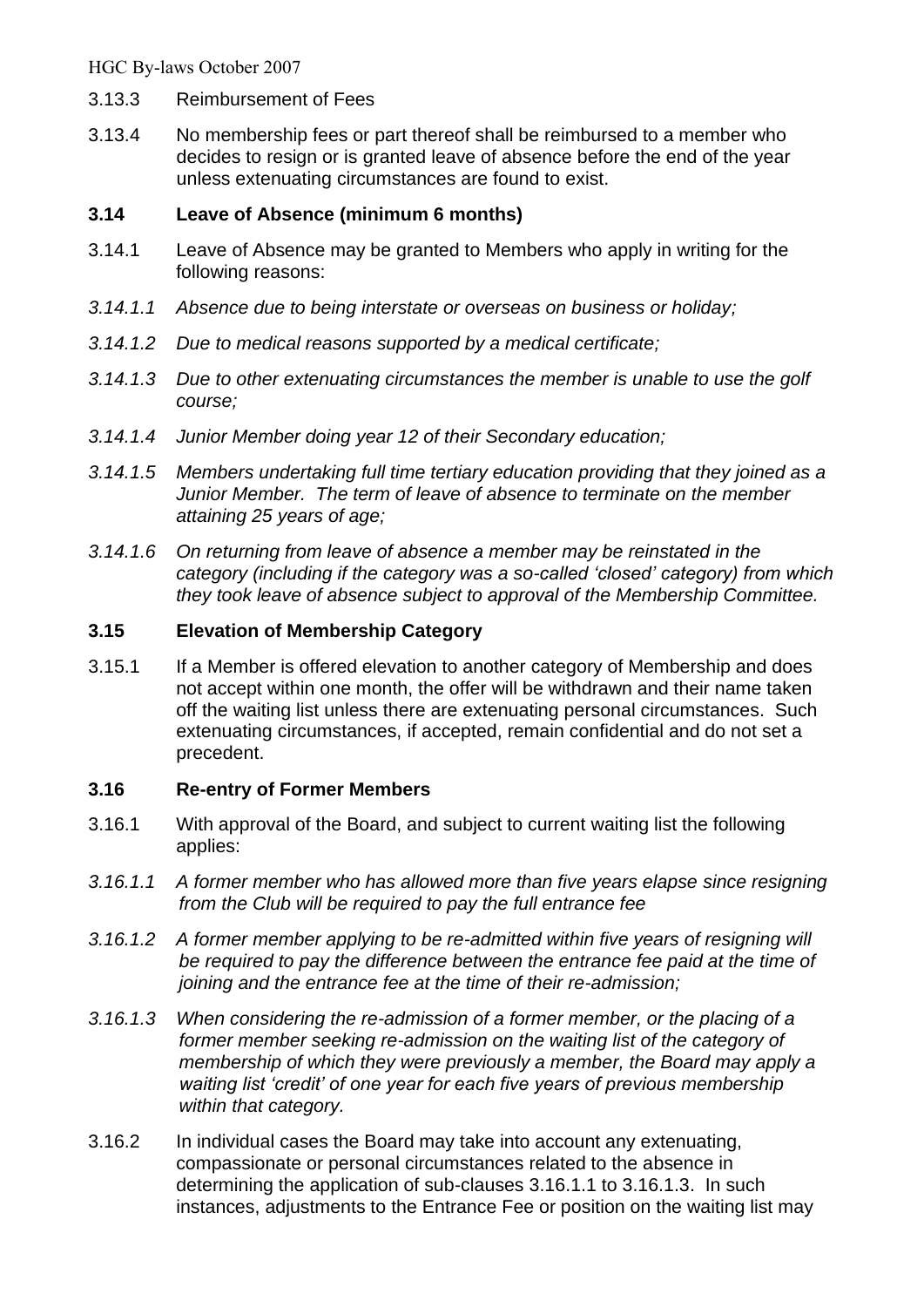3.13.3 Reimbursement of Fees

3.13.4 No membership fees or part thereof shall be reimbursed to a member who decides to resign or is granted leave of absence before the end of the year unless extenuating circumstances are found to exist.

### 3.14 Leave of Absence (minimum 6 months)

3.14.1 Leave of Absence may be granted to Members who apply in writing for the following reasons:

*3.14.1.1 Absence due to being interstate or overseas on business or holiday;*

*3.14.1.2 Due to medical reasons supported by a medical certificate;*

*3.14.1.3 Due to other extenuating circumstances the member is unable to use the golf course;*

*3.14.1.4 Junior Member doing year 12 of their Secondary education;*

*3.14.1.5 Members undertaking full time tertiary education providing that they joined as a Junior Member. The term of leave of absence to terminate on the member attaining 25 years of age;*

*3.14.1.6 On returning from leave of absence a member may be reinstated in the category (including if the category was a so-called 'closed' category) from which they took leave of absence subject to approval of the Membership Committee.*

### 3.15 Elevation of Membership Category

3.15.1 If a Member is offered elevation to another category of Membership and does not accept within one month, the offer will be withdrawn and their name taken off the waiting list unless there are extenuating personal circumstances. Such extenuating circumstances, if accepted, remain confidential and do not set a precedent.

### 3.16 Re-entry of Former Members

3.16.1 With approval of the Board, and subject to current waiting list the following applies:

*3.16.1.1 A former member who has allowed more than five years elapse since resigning from the Club will be required to pay the full entrance fee*

*3.16.1.2 A former member applying to be re-admitted within five years of resigning will be required to pay the difference between the entrance fee paid at the time of joining and the entrance fee at the time of their re-admission;*

*3.16.1.3 When considering the re-admission of a former member, or the placing of a former member seeking re-admission on the waiting list of the category of membership of which they were previously a member, the Board may apply a waiting list 'credit' of one year for each five years of previous membership within that category.*

3.16.2 In individual cases the Board may take into account any extenuating, compassionate or personal circumstances related to the absence in determining the application of sub-clauses 3.16.1.1 to 3.16.1.3. In such instances, adjustments to the Entrance Fee or position on the waiting list may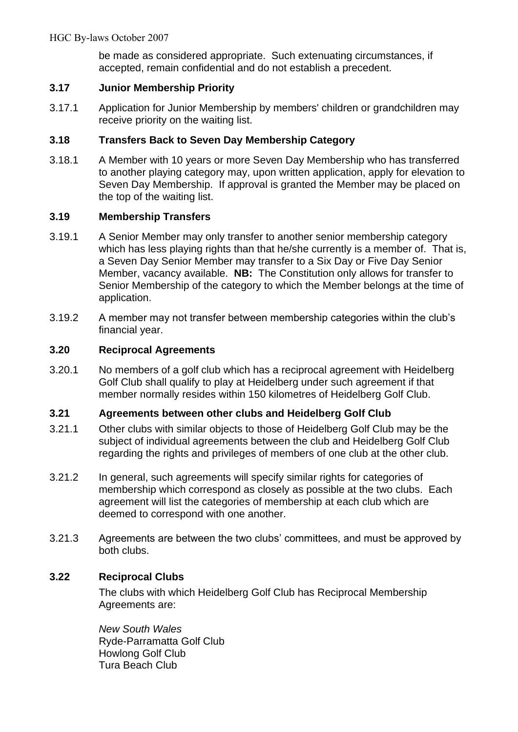be made as considered appropriate. Such extenuating circumstances, if accepted, remain confidential and do not establish a precedent.

### 3.17 Junior Membership Priority

3.17.1 Application for Junior Membership by members' children or grandchildren may receive priority on the waiting list.

### 3.18 Transfers Back to Seven Day Membership Category

3.18.1 A Member with 10 years or more Seven Day Membership who has transferred to another playing category may, upon written application, apply for elevation to Seven Day Membership. If approval is granted the Member may be placed on the top of the waiting list.

### 3.19 Membership Transfers

3.19.1 A Senior Member may only transfer to another senior membership category which has less playing rights than that he/she currently is a member of. That is, a Seven Day Senior Member may transfer to a Six Day or Five Day Senior Member, vacancy available. **NB:** The Constitution only allows for transfer to Senior Membership of the category to which the Member belongs at the time of application.

3.19.2 A member may not transfer between membership categories within the club's financial year.

### 3.20 Reciprocal Agreements

3.20.1 No members of a golf club which has a reciprocal agreement with Heidelberg Golf Club shall qualify to play at Heidelberg under such agreement if that member normally resides within 150 kilometres of Heidelberg Golf Club.

### 3.21 Agreements between other clubs and Heidelberg Golf Club

3.21.1 Other clubs with similar objects to those of Heidelberg Golf Club may be the subject of individual agreements between the club and Heidelberg Golf Club regarding the rights and privileges of members of one club at the other club.

3.21.2 In general, such agreements will specify similar rights for categories of membership which correspond as closely as possible at the two clubs. Each agreement will list the categories of membership at each club which are deemed to correspond with one another.

3.21.3 Agreements are between the two clubs' committees, and must be approved by both clubs.

### 3.22 Reciprocal Clubs

The clubs with which Heidelberg Golf Club has Reciprocal Membership Agreements are:

*New South Wales*
Ryde-Parramatta Golf Club
Howlong Golf Club
Tura Beach Club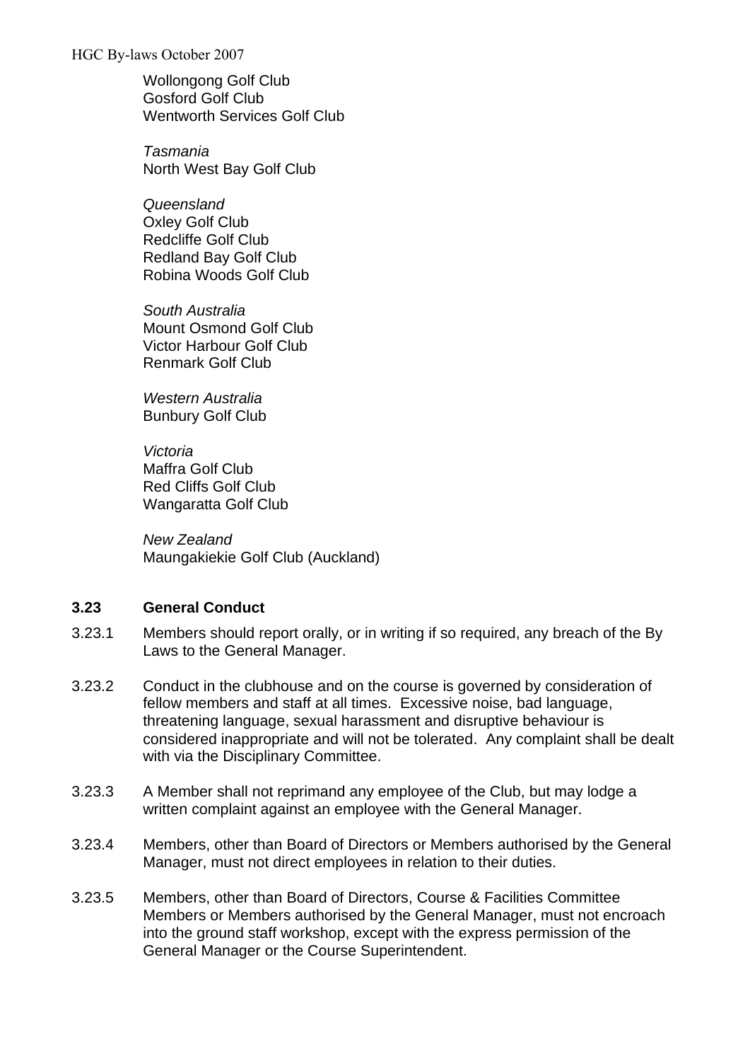Wollongong Golf Club
Gosford Golf Club
Wentworth Services Golf Club

*Tasmania*
North West Bay Golf Club

*Queensland*
Oxley Golf Club
Redcliffe Golf Club
Redland Bay Golf Club
Robina Woods Golf Club

*South Australia*
Mount Osmond Golf Club
Victor Harbour Golf Club
Renmark Golf Club

*Western Australia*
Bunbury Golf Club

*Victoria*
Maffra Golf Club
Red Cliffs Golf Club
Wangaratta Golf Club

*New Zealand*
Maungakiekie Golf Club (Auckland)

### 3.23 General Conduct

3.23.1 Members should report orally, or in writing if so required, any breach of the By Laws to the General Manager.

3.23.2 Conduct in the clubhouse and on the course is governed by consideration of fellow members and staff at all times. Excessive noise, bad language, threatening language, sexual harassment and disruptive behaviour is considered inappropriate and will not be tolerated. Any complaint shall be dealt with via the Disciplinary Committee.

3.23.3 A Member shall not reprimand any employee of the Club, but may lodge a written complaint against an employee with the General Manager.

3.23.4 Members, other than Board of Directors or Members authorised by the General Manager, must not direct employees in relation to their duties.

3.23.5 Members, other than Board of Directors, Course & Facilities Committee Members or Members authorised by the General Manager, must not encroach into the ground staff workshop, except with the express permission of the General Manager or the Course Superintendent.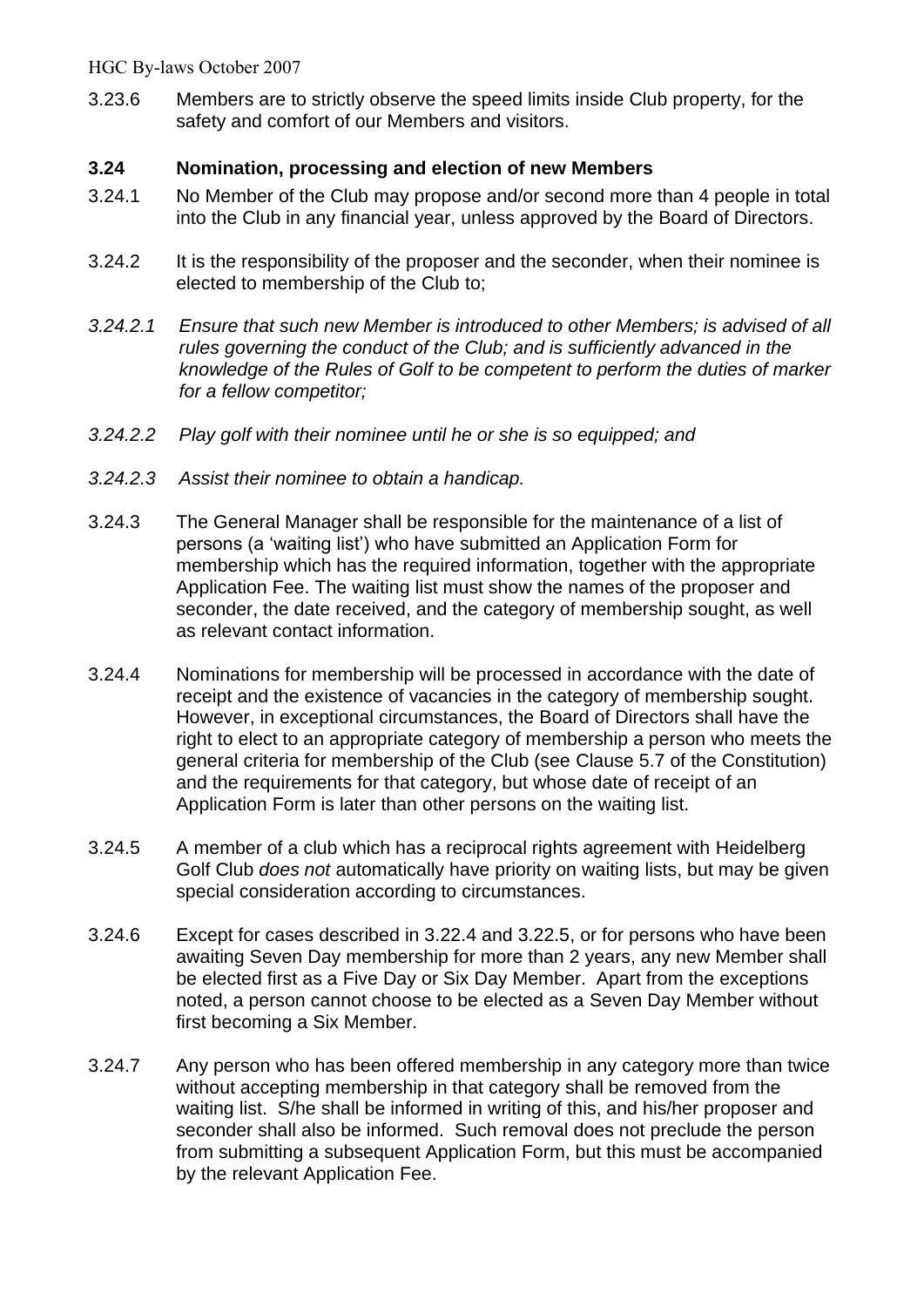3.23.6 Members are to strictly observe the speed limits inside Club property, for the safety and comfort of our Members and visitors.

### 3.24 Nomination, processing and election of new Members

3.24.1 No Member of the Club may propose and/or second more than 4 people in total into the Club in any financial year, unless approved by the Board of Directors.

3.24.2 It is the responsibility of the proposer and the seconder, when their nominee is elected to membership of the Club to;

*3.24.2.1 Ensure that such new Member is introduced to other Members; is advised of all rules governing the conduct of the Club; and is sufficiently advanced in the knowledge of the Rules of Golf to be competent to perform the duties of marker for a fellow competitor;*

*3.24.2.2 Play golf with their nominee until he or she is so equipped; and*

*3.24.2.3 Assist their nominee to obtain a handicap.*

3.24.3 The General Manager shall be responsible for the maintenance of a list of persons (a 'waiting list') who have submitted an Application Form for membership which has the required information, together with the appropriate Application Fee. The waiting list must show the names of the proposer and seconder, the date received, and the category of membership sought, as well as relevant contact information.

3.24.4 Nominations for membership will be processed in accordance with the date of receipt and the existence of vacancies in the category of membership sought. However, in exceptional circumstances, the Board of Directors shall have the right to elect to an appropriate category of membership a person who meets the general criteria for membership of the Club (see Clause 5.7 of the Constitution) and the requirements for that category, but whose date of receipt of an Application Form is later than other persons on the waiting list.

3.24.5 A member of a club which has a reciprocal rights agreement with Heidelberg Golf Club *does not* automatically have priority on waiting lists, but may be given special consideration according to circumstances.

3.24.6 Except for cases described in 3.22.4 and 3.22.5, or for persons who have been awaiting Seven Day membership for more than 2 years, any new Member shall be elected first as a Five Day or Six Day Member. Apart from the exceptions noted, a person cannot choose to be elected as a Seven Day Member without first becoming a Six Member.

3.24.7 Any person who has been offered membership in any category more than twice without accepting membership in that category shall be removed from the waiting list. S/he shall be informed in writing of this, and his/her proposer and seconder shall also be informed. Such removal does not preclude the person from submitting a subsequent Application Form, but this must be accompanied by the relevant Application Fee.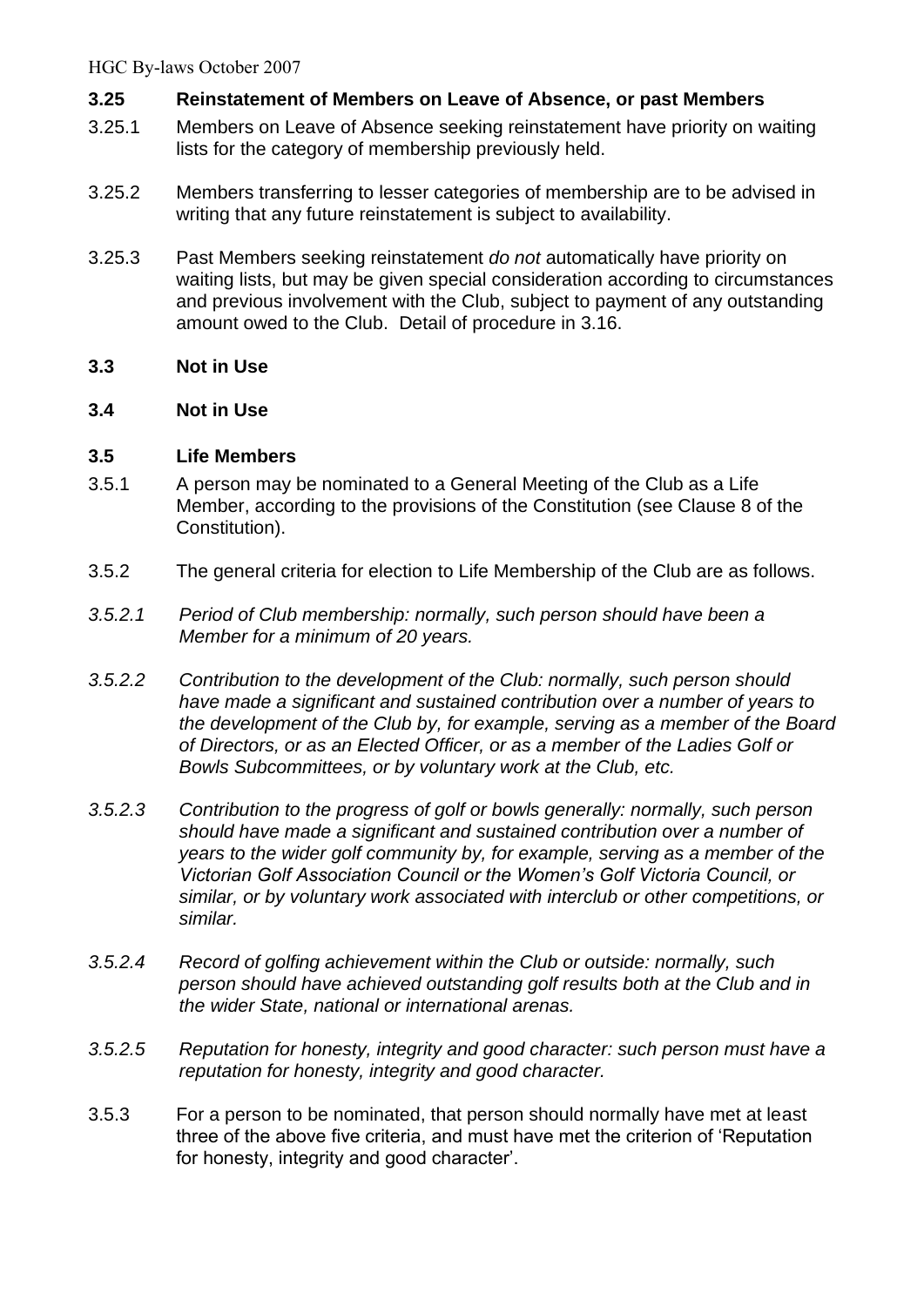### 3.25 Reinstatement of Members on Leave of Absence, or past Members

3.25.1 Members on Leave of Absence seeking reinstatement have priority on waiting lists for the category of membership previously held.

3.25.2 Members transferring to lesser categories of membership are to be advised in writing that any future reinstatement is subject to availability.

3.25.3 Past Members seeking reinstatement *do not* automatically have priority on waiting lists, but may be given special consideration according to circumstances and previous involvement with the Club, subject to payment of any outstanding amount owed to the Club. Detail of procedure in 3.16.

### 3.3 Not in Use

### 3.4 Not in Use

### 3.5 Life Members

3.5.1 A person may be nominated to a General Meeting of the Club as a Life Member, according to the provisions of the Constitution (see Clause 8 of the Constitution).

3.5.2 The general criteria for election to Life Membership of the Club are as follows.

*3.5.2.1 Period of Club membership: normally, such person should have been a Member for a minimum of 20 years.*

*3.5.2.2 Contribution to the development of the Club: normally, such person should have made a significant and sustained contribution over a number of years to the development of the Club by, for example, serving as a member of the Board of Directors, or as an Elected Officer, or as a member of the Ladies Golf or Bowls Subcommittees, or by voluntary work at the Club, etc.*

*3.5.2.3 Contribution to the progress of golf or bowls generally: normally, such person should have made a significant and sustained contribution over a number of years to the wider golf community by, for example, serving as a member of the Victorian Golf Association Council or the Women's Golf Victoria Council, or similar, or by voluntary work associated with interclub or other competitions, or similar.*

*3.5.2.4 Record of golfing achievement within the Club or outside: normally, such person should have achieved outstanding golf results both at the Club and in the wider State, national or international arenas.*

*3.5.2.5 Reputation for honesty, integrity and good character: such person must have a reputation for honesty, integrity and good character.*

3.5.3 For a person to be nominated, that person should normally have met at least three of the above five criteria, and must have met the criterion of 'Reputation for honesty, integrity and good character'.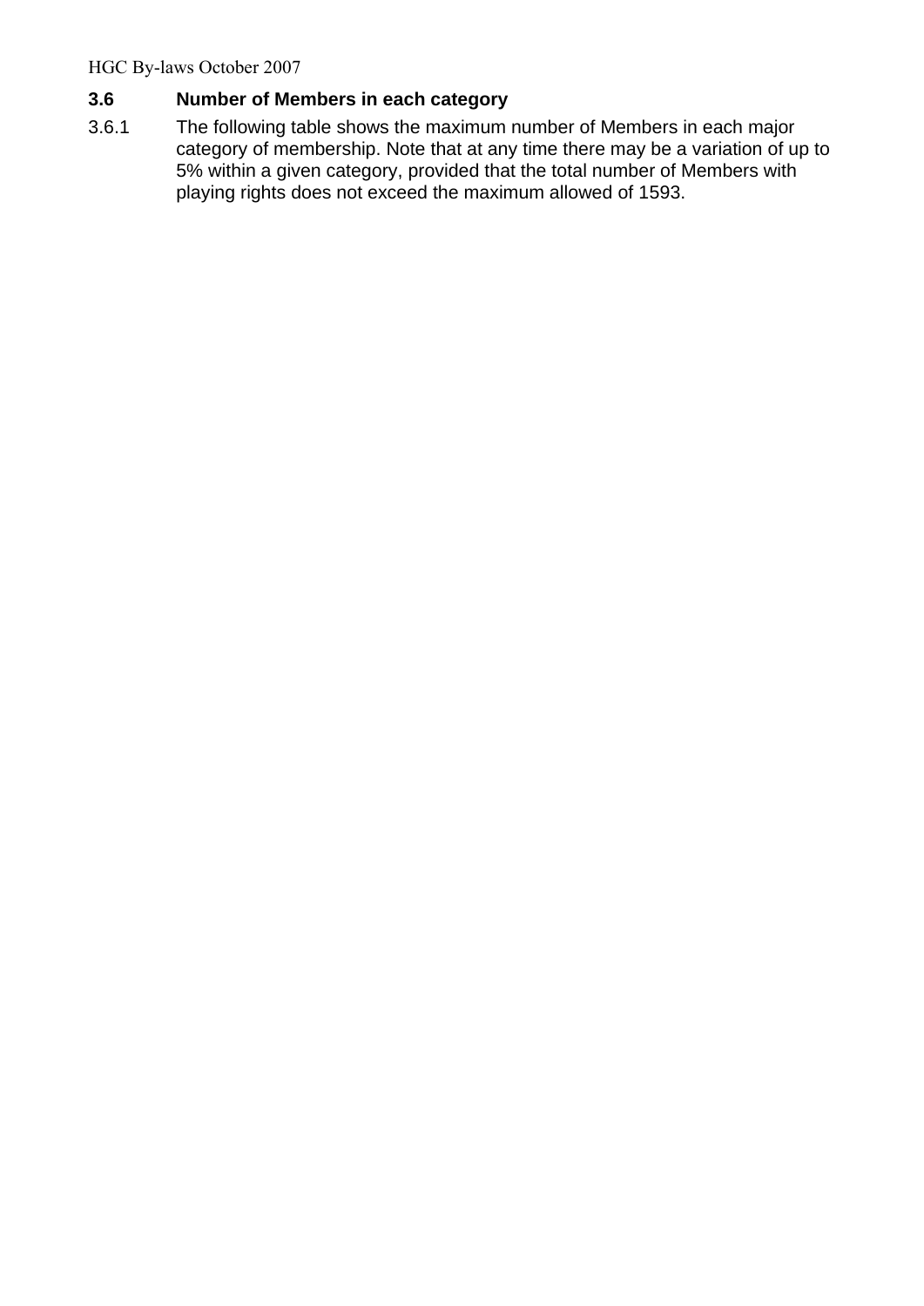### 3.6 Number of Members in each category

3.6.1 The following table shows the maximum number of Members in each major category of membership. Note that at any time there may be a variation of up to 5% within a given category, provided that the total number of Members with playing rights does not exceed the maximum allowed of 1593.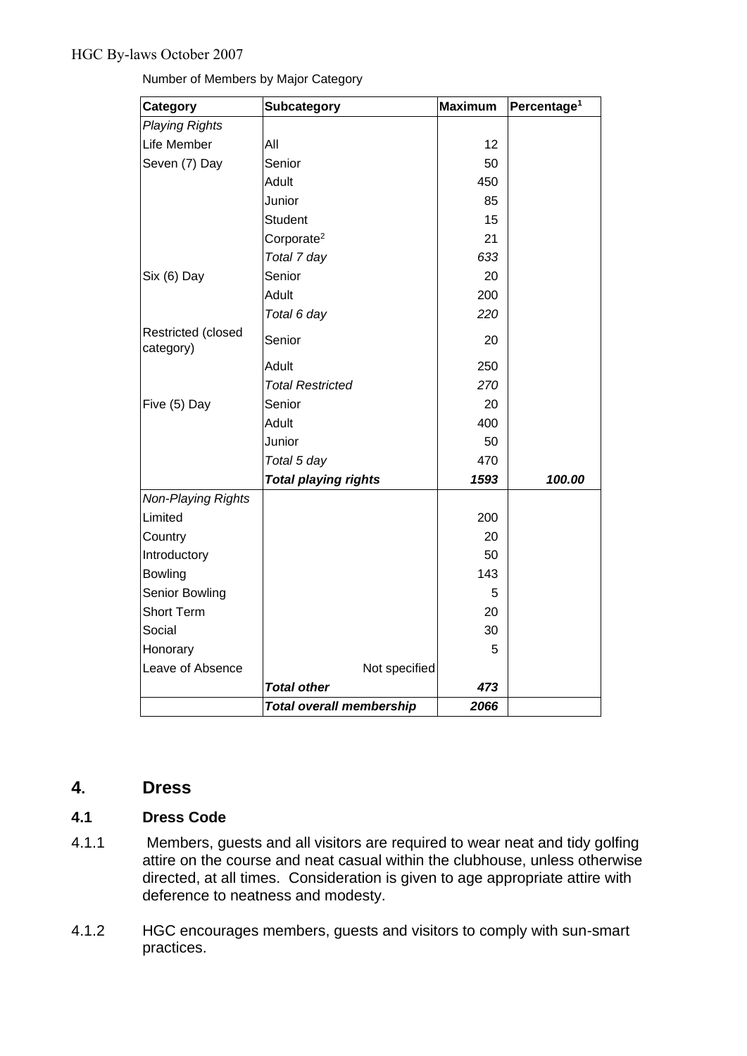Number of Members by Major Category

| Category | Subcategory | Maximum | Percentage[1] |
|---|---|---|---|
| *Playing Rights* | | | |
| Life Member | All | 12 | |
| Seven (7) Day | Senior | 50 | |
| | Adult | 450 | |
| | Junior | 85 | |
| | Student | 15 | |
| | Corporate[2] | 21 | |
| | *Total 7 day* | *633* | |
| Six (6) Day | Senior | 20 | |
| | Adult | 200 | |
| | *Total 6 day* | *220* | |
| Restricted (closed category) | Senior | 20 | |
| | Adult | 250 | |
| | *Total Restricted* | *270* | |
| Five (5) Day | Senior | 20 | |
| | Adult | 400 | |
| | Junior | 50 | |
| | *Total 5 day* | 470 | |
| | ***Total playing rights*** | ***1593*** | ***100.00*** |
| *Non-Playing Rights* | | | |
| Limited | | 200 | |
| Country | | 20 | |
| Introductory | | 50 | |
| Bowling | | 143 | |
| Senior Bowling | | 5 | |
| Short Term | | 20 | |
| Social | | 30 | |
| Honorary | | 5 | |
| Leave of Absence | Not specified | | |
| | ***Total other*** | ***473*** | |
| | ***Total overall membership*** | ***2066*** | |

## 4. Dress

### 4.1 Dress Code

4.1.1 Members, guests and all visitors are required to wear neat and tidy golfing attire on the course and neat casual within the clubhouse, unless otherwise directed, at all times. Consideration is given to age appropriate attire with deference to neatness and modesty.

4.1.2 HGC encourages members, guests and visitors to comply with sun-smart practices.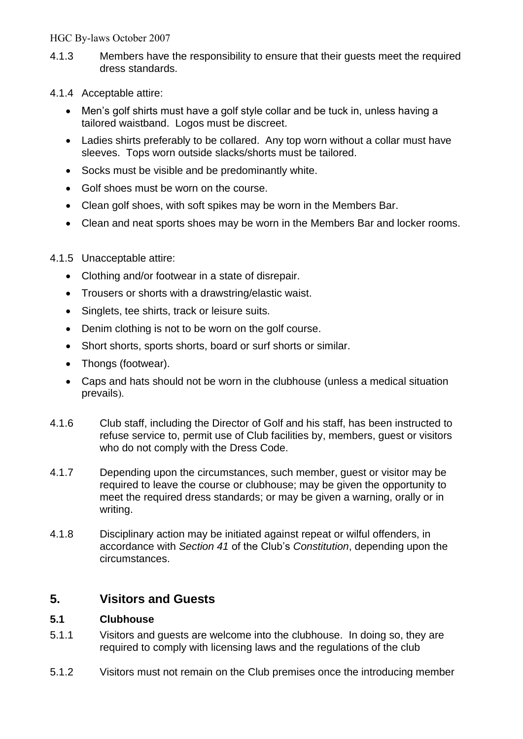4.1.3 Members have the responsibility to ensure that their guests meet the required dress standards.

4.1.4 Acceptable attire:

- Men's golf shirts must have a golf style collar and be tuck in, unless having a tailored waistband. Logos must be discreet.
- Ladies shirts preferably to be collared. Any top worn without a collar must have sleeves. Tops worn outside slacks/shorts must be tailored.
- Socks must be visible and be predominantly white.
- Golf shoes must be worn on the course.
- Clean golf shoes, with soft spikes may be worn in the Members Bar.
- Clean and neat sports shoes may be worn in the Members Bar and locker rooms.

4.1.5 Unacceptable attire:

- Clothing and/or footwear in a state of disrepair.
- Trousers or shorts with a drawstring/elastic waist.
- Singlets, tee shirts, track or leisure suits.
- Denim clothing is not to be worn on the golf course.
- Short shorts, sports shorts, board or surf shorts or similar.
- Thongs (footwear).
- Caps and hats should not be worn in the clubhouse (unless a medical situation prevails).

4.1.6 Club staff, including the Director of Golf and his staff, has been instructed to refuse service to, permit use of Club facilities by, members, guest or visitors who do not comply with the Dress Code.

4.1.7 Depending upon the circumstances, such member, guest or visitor may be required to leave the course or clubhouse; may be given the opportunity to meet the required dress standards; or may be given a warning, orally or in writing.

4.1.8 Disciplinary action may be initiated against repeat or wilful offenders, in accordance with *Section 41* of the Club's *Constitution*, depending upon the circumstances.

## 5. Visitors and Guests

### 5.1 Clubhouse

5.1.1 Visitors and guests are welcome into the clubhouse. In doing so, they are required to comply with licensing laws and the regulations of the club

5.1.2 Visitors must not remain on the Club premises once the introducing member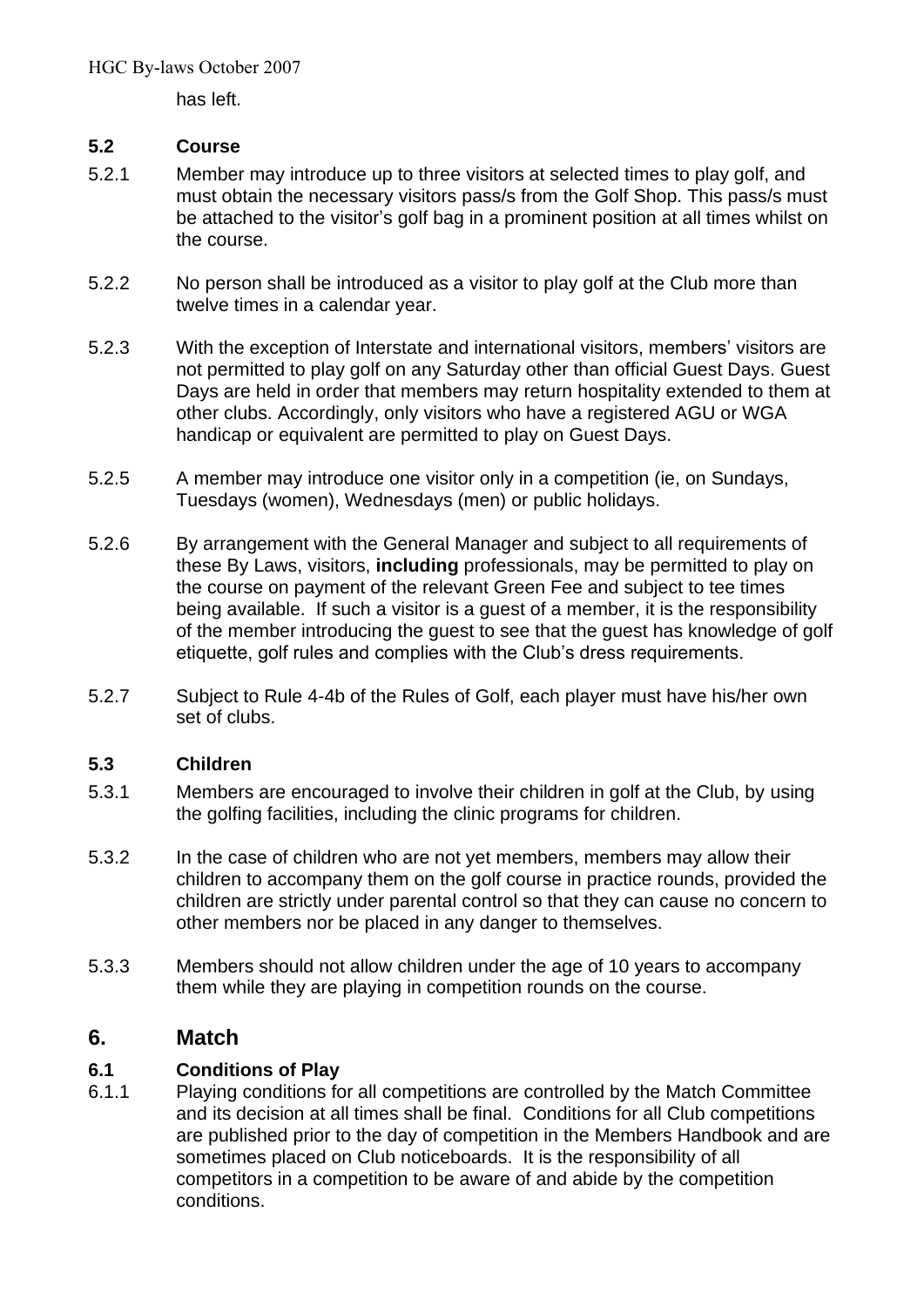has left.

### 5.2 Course

5.2.1 Member may introduce up to three visitors at selected times to play golf, and must obtain the necessary visitors pass/s from the Golf Shop. This pass/s must be attached to the visitor's golf bag in a prominent position at all times whilst on the course.

5.2.2 No person shall be introduced as a visitor to play golf at the Club more than twelve times in a calendar year.

5.2.3 With the exception of Interstate and international visitors, members' visitors are not permitted to play golf on any Saturday other than official Guest Days. Guest Days are held in order that members may return hospitality extended to them at other clubs. Accordingly, only visitors who have a registered AGU or WGA handicap or equivalent are permitted to play on Guest Days.

5.2.5 A member may introduce one visitor only in a competition (ie, on Sundays, Tuesdays (women), Wednesdays (men) or public holidays.

5.2.6 By arrangement with the General Manager and subject to all requirements of these By Laws, visitors, **including** professionals, may be permitted to play on the course on payment of the relevant Green Fee and subject to tee times being available. If such a visitor is a guest of a member, it is the responsibility of the member introducing the guest to see that the guest has knowledge of golf etiquette, golf rules and complies with the Club's dress requirements.

5.2.7 Subject to Rule 4-4b of the Rules of Golf, each player must have his/her own set of clubs.

### 5.3 Children

5.3.1 Members are encouraged to involve their children in golf at the Club, by using the golfing facilities, including the clinic programs for children.

5.3.2 In the case of children who are not yet members, members may allow their children to accompany them on the golf course in practice rounds, provided the children are strictly under parental control so that they can cause no concern to other members nor be placed in any danger to themselves.

5.3.3 Members should not allow children under the age of 10 years to accompany them while they are playing in competition rounds on the course.

## 6. Match

### 6.1 Conditions of Play

6.1.1 Playing conditions for all competitions are controlled by the Match Committee and its decision at all times shall be final. Conditions for all Club competitions are published prior to the day of competition in the Members Handbook and are sometimes placed on Club noticeboards. It is the responsibility of all competitors in a competition to be aware of and abide by the competition conditions.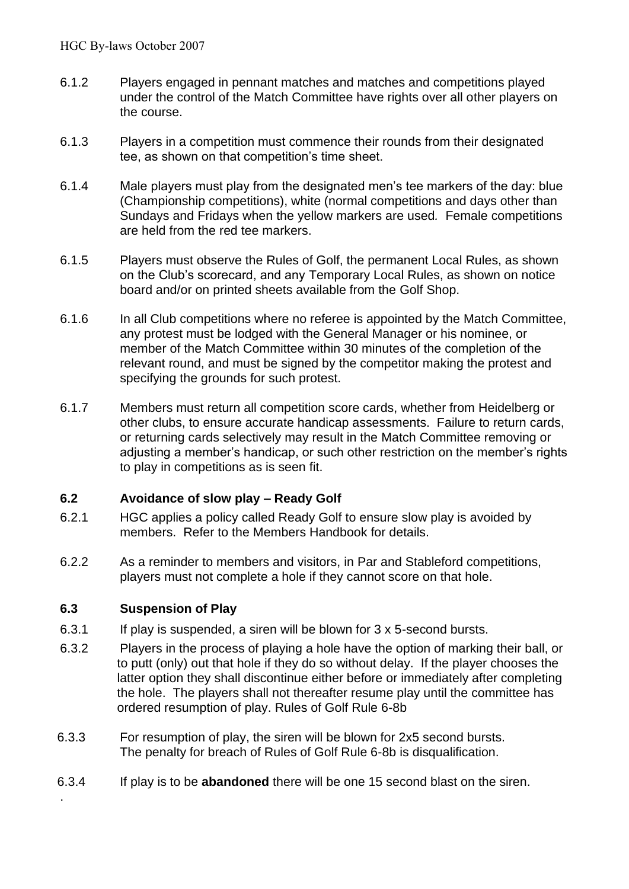6.1.2 Players engaged in pennant matches and matches and competitions played under the control of the Match Committee have rights over all other players on the course.

6.1.3 Players in a competition must commence their rounds from their designated tee, as shown on that competition's time sheet.

6.1.4 Male players must play from the designated men's tee markers of the day: blue (Championship competitions), white (normal competitions and days other than Sundays and Fridays when the yellow markers are used. Female competitions are held from the red tee markers.

6.1.5 Players must observe the Rules of Golf, the permanent Local Rules, as shown on the Club's scorecard, and any Temporary Local Rules, as shown on notice board and/or on printed sheets available from the Golf Shop.

6.1.6 In all Club competitions where no referee is appointed by the Match Committee, any protest must be lodged with the General Manager or his nominee, or member of the Match Committee within 30 minutes of the completion of the relevant round, and must be signed by the competitor making the protest and specifying the grounds for such protest.

6.1.7 Members must return all competition score cards, whether from Heidelberg or other clubs, to ensure accurate handicap assessments. Failure to return cards, or returning cards selectively may result in the Match Committee removing or adjusting a member's handicap, or such other restriction on the member's rights to play in competitions as is seen fit.

### 6.2 Avoidance of slow play – Ready Golf

6.2.1 HGC applies a policy called Ready Golf to ensure slow play is avoided by members. Refer to the Members Handbook for details.

6.2.2 As a reminder to members and visitors, in Par and Stableford competitions, players must not complete a hole if they cannot score on that hole.

### 6.3 Suspension of Play

6.3.1 If play is suspended, a siren will be blown for 3 x 5-second bursts.

6.3.2 Players in the process of playing a hole have the option of marking their ball, or to putt (only) out that hole if they do so without delay. If the player chooses the latter option they shall discontinue either before or immediately after completing the hole. The players shall not thereafter resume play until the committee has ordered resumption of play. Rules of Golf Rule 6-8b

6.3.3 For resumption of play, the siren will be blown for 2x5 second bursts. The penalty for breach of Rules of Golf Rule 6-8b is disqualification.

6.3.4 If play is to be **abandoned** there will be one 15 second blast on the siren.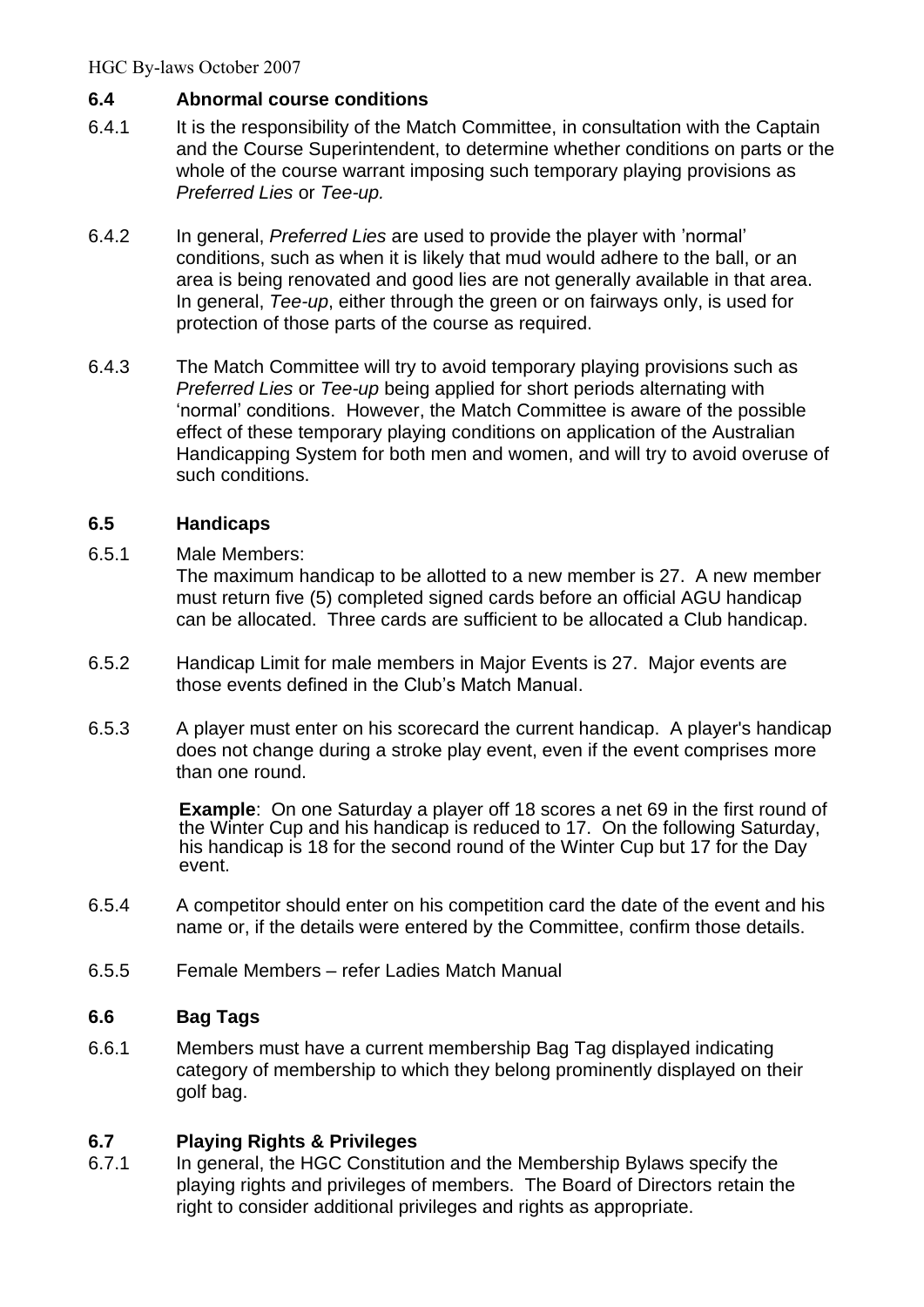### 6.4 Abnormal course conditions

6.4.1 It is the responsibility of the Match Committee, in consultation with the Captain and the Course Superintendent, to determine whether conditions on parts or the whole of the course warrant imposing such temporary playing provisions as *Preferred Lies* or *Tee-up.*

6.4.2 In general, *Preferred Lies* are used to provide the player with 'normal' conditions, such as when it is likely that mud would adhere to the ball, or an area is being renovated and good lies are not generally available in that area. In general, *Tee-up*, either through the green or on fairways only, is used for protection of those parts of the course as required.

6.4.3 The Match Committee will try to avoid temporary playing provisions such as *Preferred Lies* or *Tee-up* being applied for short periods alternating with 'normal' conditions. However, the Match Committee is aware of the possible effect of these temporary playing conditions on application of the Australian Handicapping System for both men and women, and will try to avoid overuse of such conditions.

### 6.5 Handicaps

6.5.1 Male Members:
The maximum handicap to be allotted to a new member is 27. A new member must return five (5) completed signed cards before an official AGU handicap can be allocated. Three cards are sufficient to be allocated a Club handicap.

6.5.2 Handicap Limit for male members in Major Events is 27. Major events are those events defined in the Club's Match Manual.

6.5.3 A player must enter on his scorecard the current handicap. A player's handicap does not change during a stroke play event, even if the event comprises more than one round.

**Example**: On one Saturday a player off 18 scores a net 69 in the first round of the Winter Cup and his handicap is reduced to 17. On the following Saturday, his handicap is 18 for the second round of the Winter Cup but 17 for the Day event.

6.5.4 A competitor should enter on his competition card the date of the event and his name or, if the details were entered by the Committee, confirm those details.

6.5.5 Female Members – refer Ladies Match Manual

### 6.6 Bag Tags

6.6.1 Members must have a current membership Bag Tag displayed indicating category of membership to which they belong prominently displayed on their golf bag.

### 6.7 Playing Rights & Privileges

6.7.1 In general, the HGC Constitution and the Membership Bylaws specify the playing rights and privileges of members. The Board of Directors retain the right to consider additional privileges and rights as appropriate.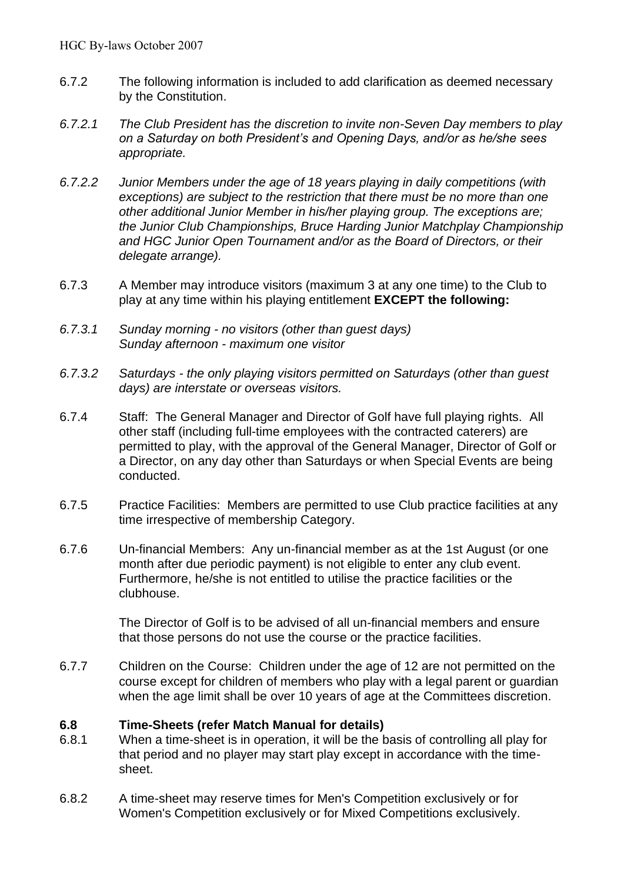6.7.2 The following information is included to add clarification as deemed necessary by the Constitution.

*6.7.2.1 The Club President has the discretion to invite non-Seven Day members to play on a Saturday on both President's and Opening Days, and/or as he/she sees appropriate.*

*6.7.2.2 Junior Members under the age of 18 years playing in daily competitions (with exceptions) are subject to the restriction that there must be no more than one other additional Junior Member in his/her playing group. The exceptions are; the Junior Club Championships, Bruce Harding Junior Matchplay Championship and HGC Junior Open Tournament and/or as the Board of Directors, or their delegate arrange).*

6.7.3 A Member may introduce visitors (maximum 3 at any one time) to the Club to play at any time within his playing entitlement **EXCEPT the following:**

*6.7.3.1 Sunday morning - no visitors (other than guest days)*
*Sunday afternoon - maximum one visitor*

*6.7.3.2 Saturdays - the only playing visitors permitted on Saturdays (other than guest days) are interstate or overseas visitors.*

6.7.4 Staff: The General Manager and Director of Golf have full playing rights. All other staff (including full-time employees with the contracted caterers) are permitted to play, with the approval of the General Manager, Director of Golf or a Director, on any day other than Saturdays or when Special Events are being conducted.

6.7.5 Practice Facilities: Members are permitted to use Club practice facilities at any time irrespective of membership Category.

6.7.6 Un-financial Members: Any un-financial member as at the 1st August (or one month after due periodic payment) is not eligible to enter any club event. Furthermore, he/she is not entitled to utilise the practice facilities or the clubhouse.

The Director of Golf is to be advised of all un-financial members and ensure that those persons do not use the course or the practice facilities.

6.7.7 Children on the Course: Children under the age of 12 are not permitted on the course except for children of members who play with a legal parent or guardian when the age limit shall be over 10 years of age at the Committees discretion.

### 6.8 Time-Sheets (refer Match Manual for details)

6.8.1 When a time-sheet is in operation, it will be the basis of controlling all play for that period and no player may start play except in accordance with the time-sheet.

6.8.2 A time-sheet may reserve times for Men's Competition exclusively or for Women's Competition exclusively or for Mixed Competitions exclusively.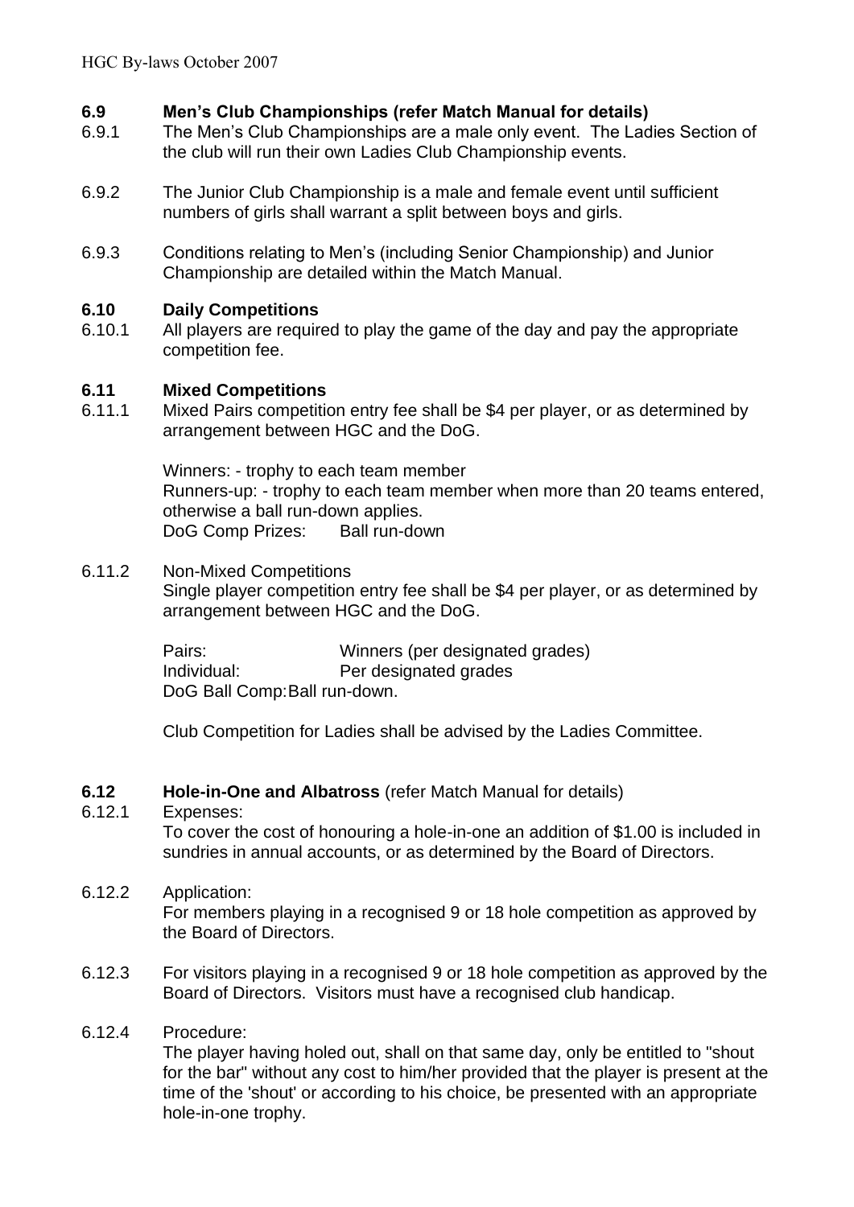### 6.9 Men's Club Championships (refer Match Manual for details)

6.9.1 The Men's Club Championships are a male only event. The Ladies Section of the club will run their own Ladies Club Championship events.

6.9.2 The Junior Club Championship is a male and female event until sufficient numbers of girls shall warrant a split between boys and girls.

6.9.3 Conditions relating to Men's (including Senior Championship) and Junior Championship are detailed within the Match Manual.

### 6.10 Daily Competitions

6.10.1 All players are required to play the game of the day and pay the appropriate competition fee.

### 6.11 Mixed Competitions

6.11.1 Mixed Pairs competition entry fee shall be $4 per player, or as determined by arrangement between HGC and the DoG.

Winners: - trophy to each team member
Runners-up: - trophy to each team member when more than 20 teams entered, otherwise a ball run-down applies.
DoG Comp Prizes: Ball run-down

6.11.2 Non-Mixed Competitions
Single player competition entry fee shall be $4 per player, or as determined by arrangement between HGC and the DoG.

Pairs: Winners (per designated grades)
Individual: Per designated grades
DoG Ball Comp: Ball run-down.

Club Competition for Ladies shall be advised by the Ladies Committee.

### 6.12 Hole-in-One and Albatross (refer Match Manual for details)

6.12.1 Expenses:
To cover the cost of honouring a hole-in-one an addition of $1.00 is included in sundries in annual accounts, or as determined by the Board of Directors.

6.12.2 Application:
For members playing in a recognised 9 or 18 hole competition as approved by the Board of Directors.

6.12.3 For visitors playing in a recognised 9 or 18 hole competition as approved by the Board of Directors. Visitors must have a recognised club handicap.

6.12.4 Procedure:
The player having holed out, shall on that same day, only be entitled to "shout for the bar" without any cost to him/her provided that the player is present at the time of the 'shout' or according to his choice, be presented with an appropriate hole-in-one trophy.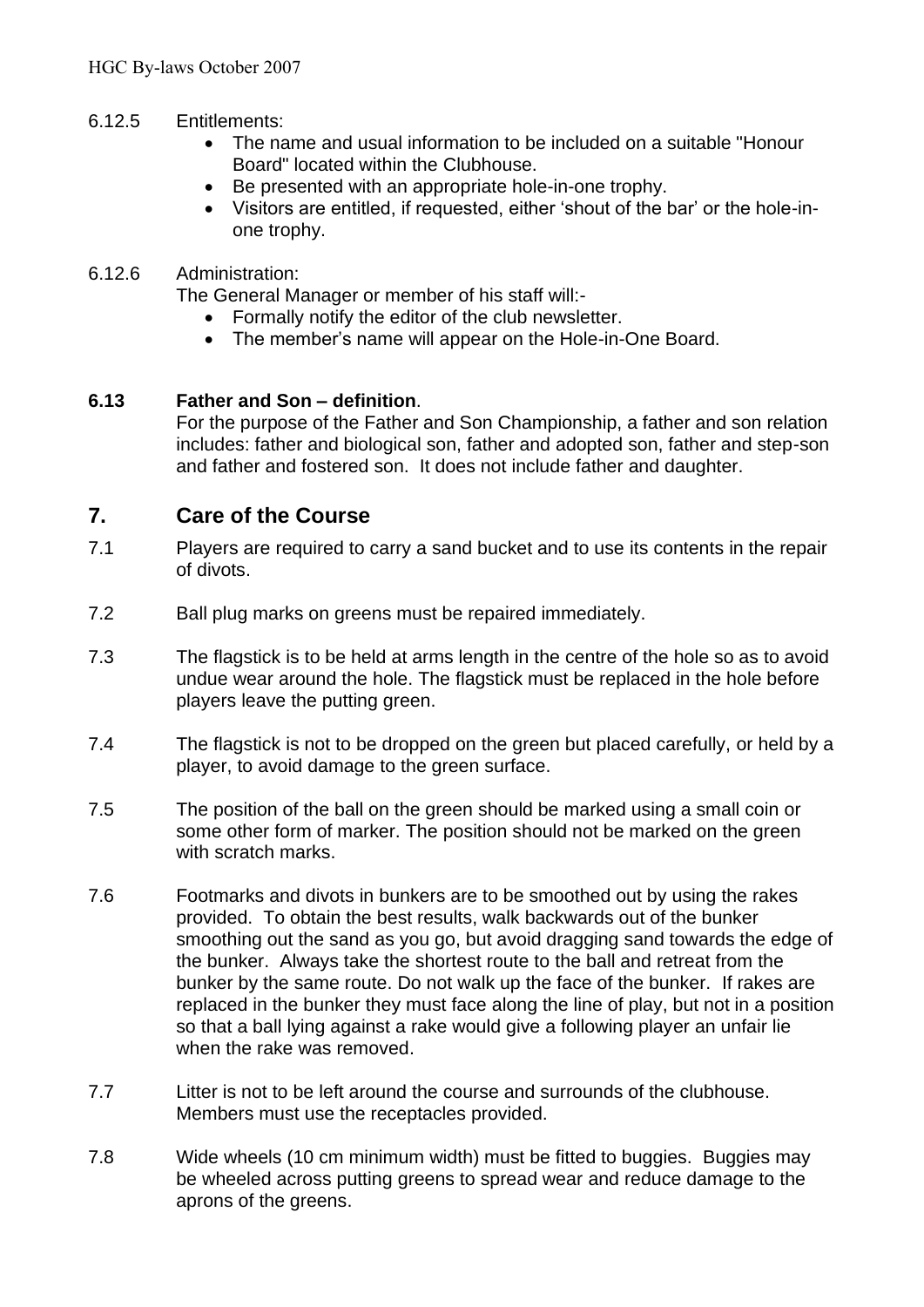6.12.5 Entitlements:

- The name and usual information to be included on a suitable "Honour Board" located within the Clubhouse.
- Be presented with an appropriate hole-in-one trophy.
- Visitors are entitled, if requested, either 'shout of the bar' or the hole-in-one trophy.

6.12.6 Administration:

The General Manager or member of his staff will:-

- Formally notify the editor of the club newsletter.
- The member's name will appear on the Hole-in-One Board.

**6.13 Father and Son – definition**.

For the purpose of the Father and Son Championship, a father and son relation includes: father and biological son, father and adopted son, father and step-son and father and fostered son. It does not include father and daughter.

## 7. Care of the Course

7.1 Players are required to carry a sand bucket and to use its contents in the repair of divots.

7.2 Ball plug marks on greens must be repaired immediately.

7.3 The flagstick is to be held at arms length in the centre of the hole so as to avoid undue wear around the hole. The flagstick must be replaced in the hole before players leave the putting green.

7.4 The flagstick is not to be dropped on the green but placed carefully, or held by a player, to avoid damage to the green surface.

7.5 The position of the ball on the green should be marked using a small coin or some other form of marker. The position should not be marked on the green with scratch marks.

7.6 Footmarks and divots in bunkers are to be smoothed out by using the rakes provided. To obtain the best results, walk backwards out of the bunker smoothing out the sand as you go, but avoid dragging sand towards the edge of the bunker. Always take the shortest route to the ball and retreat from the bunker by the same route. Do not walk up the face of the bunker. If rakes are replaced in the bunker they must face along the line of play, but not in a position so that a ball lying against a rake would give a following player an unfair lie when the rake was removed.

7.7 Litter is not to be left around the course and surrounds of the clubhouse. Members must use the receptacles provided.

7.8 Wide wheels (10 cm minimum width) must be fitted to buggies. Buggies may be wheeled across putting greens to spread wear and reduce damage to the aprons of the greens.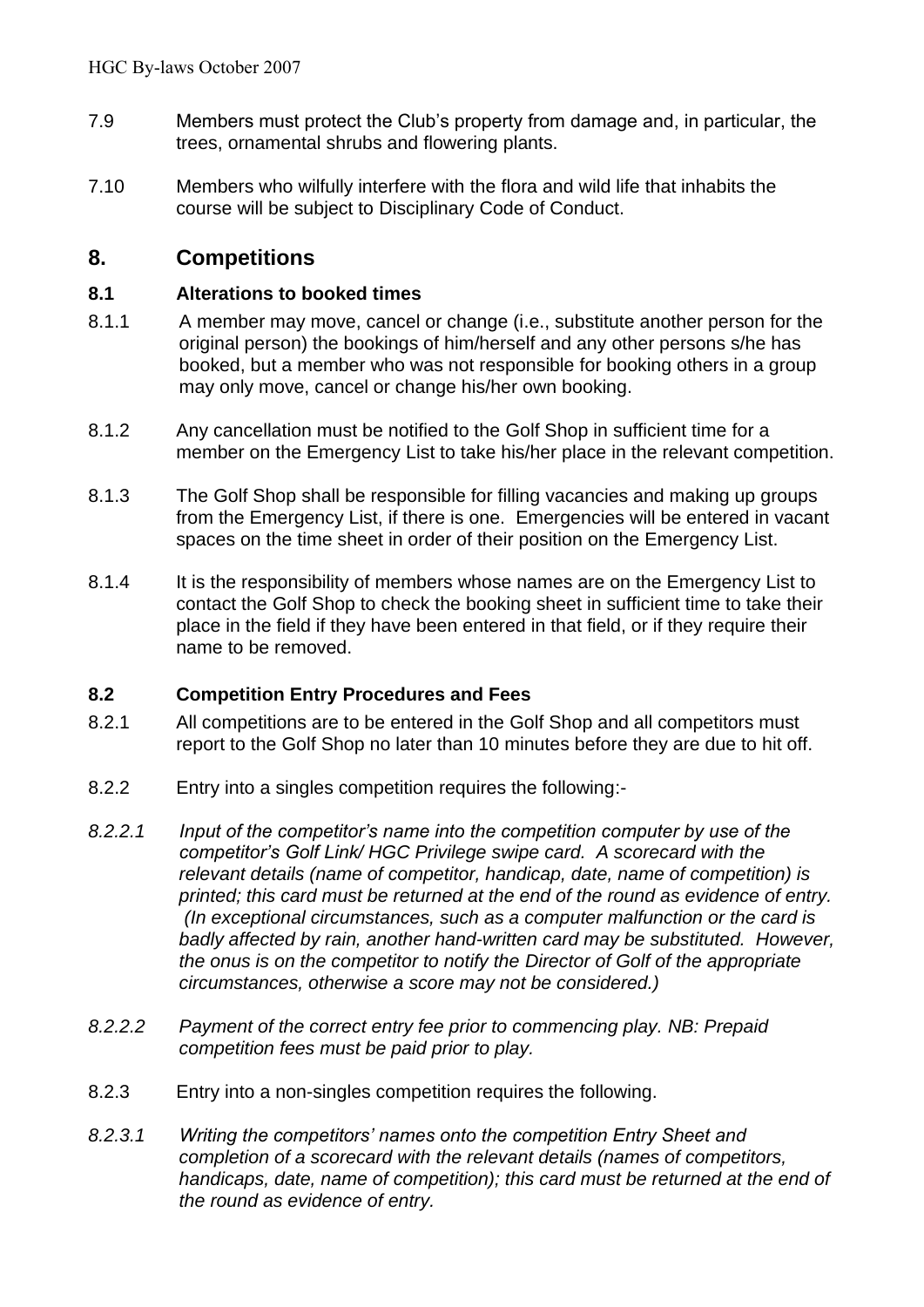7.9 Members must protect the Club's property from damage and, in particular, the trees, ornamental shrubs and flowering plants.

7.10 Members who wilfully interfere with the flora and wild life that inhabits the course will be subject to Disciplinary Code of Conduct.

## 8. Competitions

### 8.1 Alterations to booked times

8.1.1 A member may move, cancel or change (i.e., substitute another person for the original person) the bookings of him/herself and any other persons s/he has booked, but a member who was not responsible for booking others in a group may only move, cancel or change his/her own booking.

8.1.2 Any cancellation must be notified to the Golf Shop in sufficient time for a member on the Emergency List to take his/her place in the relevant competition.

8.1.3 The Golf Shop shall be responsible for filling vacancies and making up groups from the Emergency List, if there is one. Emergencies will be entered in vacant spaces on the time sheet in order of their position on the Emergency List.

8.1.4 It is the responsibility of members whose names are on the Emergency List to contact the Golf Shop to check the booking sheet in sufficient time to take their place in the field if they have been entered in that field, or if they require their name to be removed.

### 8.2 Competition Entry Procedures and Fees

8.2.1 All competitions are to be entered in the Golf Shop and all competitors must report to the Golf Shop no later than 10 minutes before they are due to hit off.

8.2.2 Entry into a singles competition requires the following:-

*8.2.2.1 Input of the competitor's name into the competition computer by use of the competitor's Golf Link/ HGC Privilege swipe card. A scorecard with the relevant details (name of competitor, handicap, date, name of competition) is printed; this card must be returned at the end of the round as evidence of entry. (In exceptional circumstances, such as a computer malfunction or the card is badly affected by rain, another hand-written card may be substituted. However, the onus is on the competitor to notify the Director of Golf of the appropriate circumstances, otherwise a score may not be considered.)*

*8.2.2.2 Payment of the correct entry fee prior to commencing play. NB: Prepaid competition fees must be paid prior to play.*

8.2.3 Entry into a non-singles competition requires the following.

*8.2.3.1 Writing the competitors' names onto the competition Entry Sheet and completion of a scorecard with the relevant details (names of competitors, handicaps, date, name of competition); this card must be returned at the end of the round as evidence of entry.*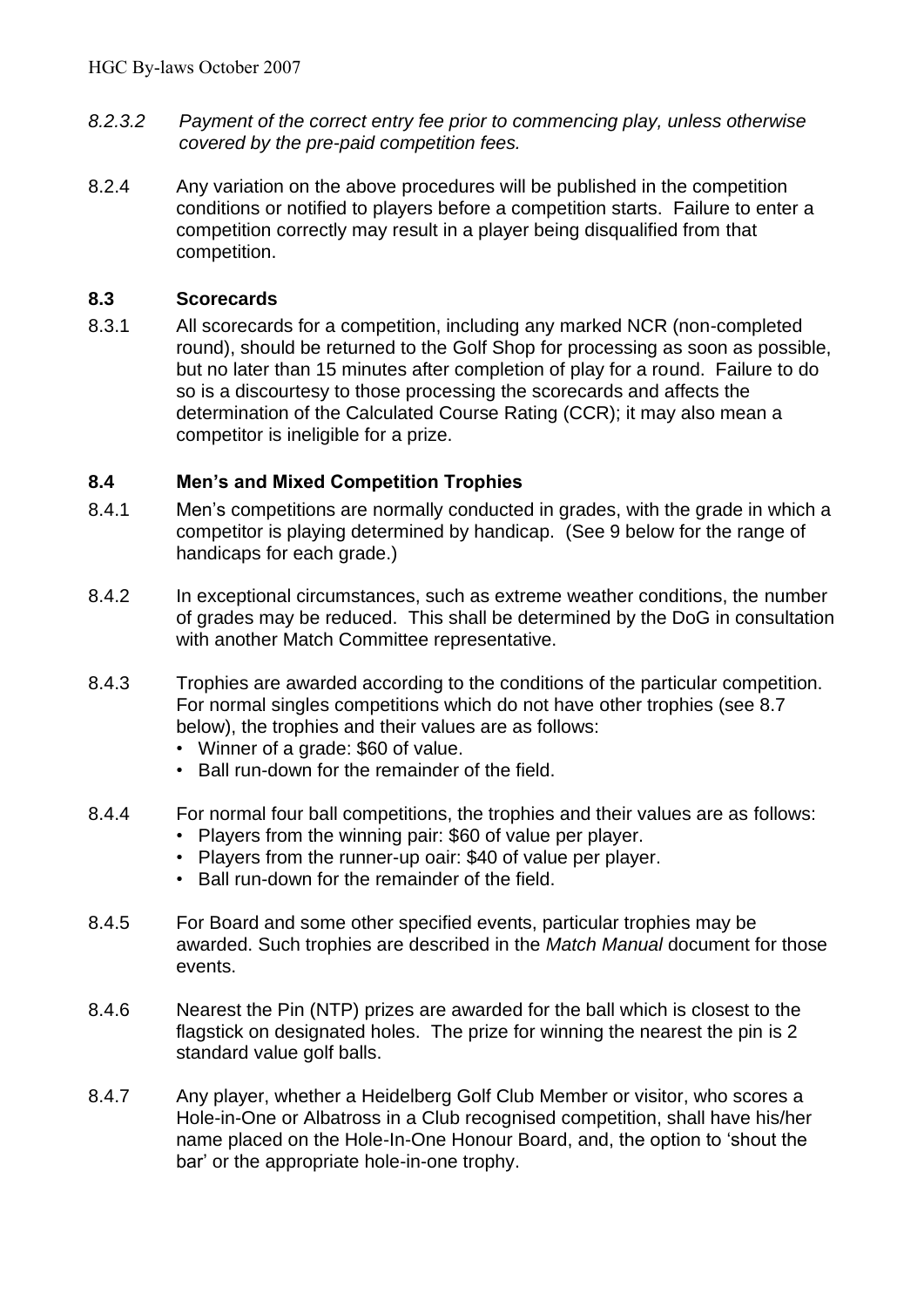*8.2.3.2 Payment of the correct entry fee prior to commencing play, unless otherwise covered by the pre-paid competition fees.*

8.2.4 Any variation on the above procedures will be published in the competition conditions or notified to players before a competition starts. Failure to enter a competition correctly may result in a player being disqualified from that competition.

### 8.3 Scorecards

8.3.1 All scorecards for a competition, including any marked NCR (non-completed round), should be returned to the Golf Shop for processing as soon as possible, but no later than 15 minutes after completion of play for a round. Failure to do so is a discourtesy to those processing the scorecards and affects the determination of the Calculated Course Rating (CCR); it may also mean a competitor is ineligible for a prize.

### 8.4 Men's and Mixed Competition Trophies

8.4.1 Men's competitions are normally conducted in grades, with the grade in which a competitor is playing determined by handicap. (See 9 below for the range of handicaps for each grade.)

8.4.2 In exceptional circumstances, such as extreme weather conditions, the number of grades may be reduced. This shall be determined by the DoG in consultation with another Match Committee representative.

8.4.3 Trophies are awarded according to the conditions of the particular competition. For normal singles competitions which do not have other trophies (see 8.7 below), the trophies and their values are as follows:

- Winner of a grade: $60 of value.
- Ball run-down for the remainder of the field.

8.4.4 For normal four ball competitions, the trophies and their values are as follows:

- Players from the winning pair: $60 of value per player.
- Players from the runner-up oair: $40 of value per player.
- Ball run-down for the remainder of the field.

8.4.5 For Board and some other specified events, particular trophies may be awarded. Such trophies are described in the *Match Manual* document for those events.

8.4.6 Nearest the Pin (NTP) prizes are awarded for the ball which is closest to the flagstick on designated holes. The prize for winning the nearest the pin is 2 standard value golf balls.

8.4.7 Any player, whether a Heidelberg Golf Club Member or visitor, who scores a Hole-in-One or Albatross in a Club recognised competition, shall have his/her name placed on the Hole-In-One Honour Board, and, the option to 'shout the bar' or the appropriate hole-in-one trophy.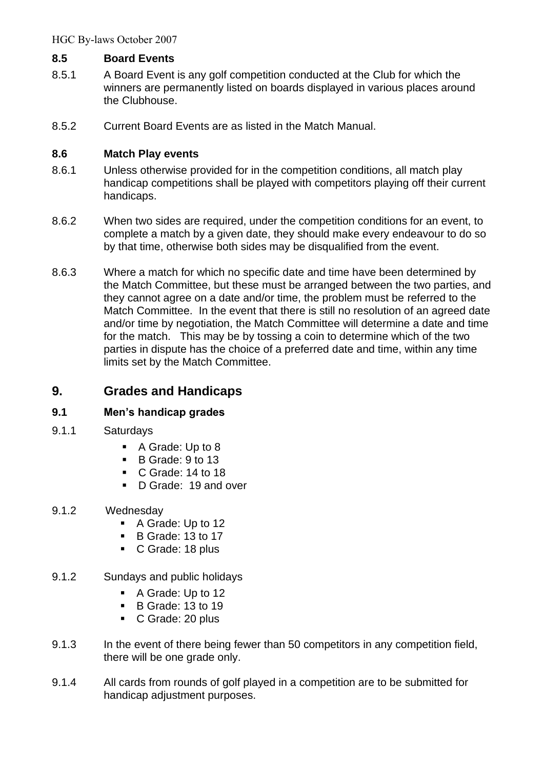### 8.5 Board Events

8.5.1 A Board Event is any golf competition conducted at the Club for which the winners are permanently listed on boards displayed in various places around the Clubhouse.

8.5.2 Current Board Events are as listed in the Match Manual.

### 8.6 Match Play events

8.6.1 Unless otherwise provided for in the competition conditions, all match play handicap competitions shall be played with competitors playing off their current handicaps.

8.6.2 When two sides are required, under the competition conditions for an event, to complete a match by a given date, they should make every endeavour to do so by that time, otherwise both sides may be disqualified from the event.

8.6.3 Where a match for which no specific date and time have been determined by the Match Committee, but these must be arranged between the two parties, and they cannot agree on a date and/or time, the problem must be referred to the Match Committee. In the event that there is still no resolution of an agreed date and/or time by negotiation, the Match Committee will determine a date and time for the match. This may be by tossing a coin to determine which of the two parties in dispute has the choice of a preferred date and time, within any time limits set by the Match Committee.

## 9. Grades and Handicaps

### 9.1 Men's handicap grades

9.1.1 Saturdays

- A Grade: Up to 8
- B Grade: 9 to 13
- C Grade: 14 to 18
- D Grade: 19 and over

9.1.2 Wednesday

- A Grade: Up to 12
- B Grade: 13 to 17
- C Grade: 18 plus

9.1.2 Sundays and public holidays

- A Grade: Up to 12
- B Grade: 13 to 19
- C Grade: 20 plus

9.1.3 In the event of there being fewer than 50 competitors in any competition field, there will be one grade only.

9.1.4 All cards from rounds of golf played in a competition are to be submitted for handicap adjustment purposes.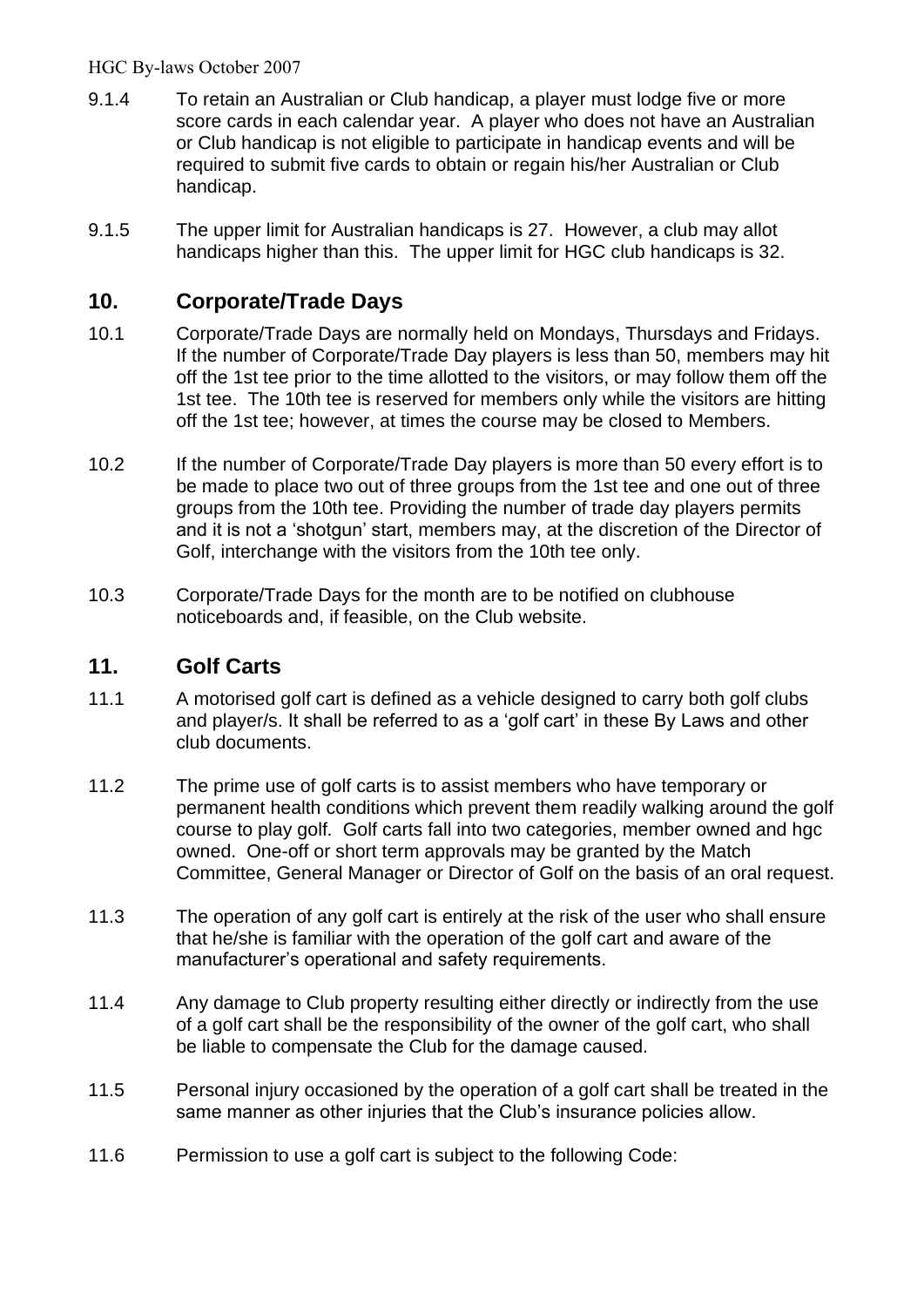9.1.4 To retain an Australian or Club handicap, a player must lodge five or more score cards in each calendar year. A player who does not have an Australian or Club handicap is not eligible to participate in handicap events and will be required to submit five cards to obtain or regain his/her Australian or Club handicap.

9.1.5 The upper limit for Australian handicaps is 27. However, a club may allot handicaps higher than this. The upper limit for HGC club handicaps is 32.

## 10. Corporate/Trade Days

10.1 Corporate/Trade Days are normally held on Mondays, Thursdays and Fridays. If the number of Corporate/Trade Day players is less than 50, members may hit off the 1st tee prior to the time allotted to the visitors, or may follow them off the 1st tee. The 10th tee is reserved for members only while the visitors are hitting off the 1st tee; however, at times the course may be closed to Members.

10.2 If the number of Corporate/Trade Day players is more than 50 every effort is to be made to place two out of three groups from the 1st tee and one out of three groups from the 10th tee. Providing the number of trade day players permits and it is not a 'shotgun' start, members may, at the discretion of the Director of Golf, interchange with the visitors from the 10th tee only.

10.3 Corporate/Trade Days for the month are to be notified on clubhouse noticeboards and, if feasible, on the Club website.

## 11. Golf Carts

11.1 A motorised golf cart is defined as a vehicle designed to carry both golf clubs and player/s. It shall be referred to as a 'golf cart' in these By Laws and other club documents.

11.2 The prime use of golf carts is to assist members who have temporary or permanent health conditions which prevent them readily walking around the golf course to play golf. Golf carts fall into two categories, member owned and hgc owned. One-off or short term approvals may be granted by the Match Committee, General Manager or Director of Golf on the basis of an oral request.

11.3 The operation of any golf cart is entirely at the risk of the user who shall ensure that he/she is familiar with the operation of the golf cart and aware of the manufacturer's operational and safety requirements.

11.4 Any damage to Club property resulting either directly or indirectly from the use of a golf cart shall be the responsibility of the owner of the golf cart, who shall be liable to compensate the Club for the damage caused.

11.5 Personal injury occasioned by the operation of a golf cart shall be treated in the same manner as other injuries that the Club's insurance policies allow.

11.6 Permission to use a golf cart is subject to the following Code: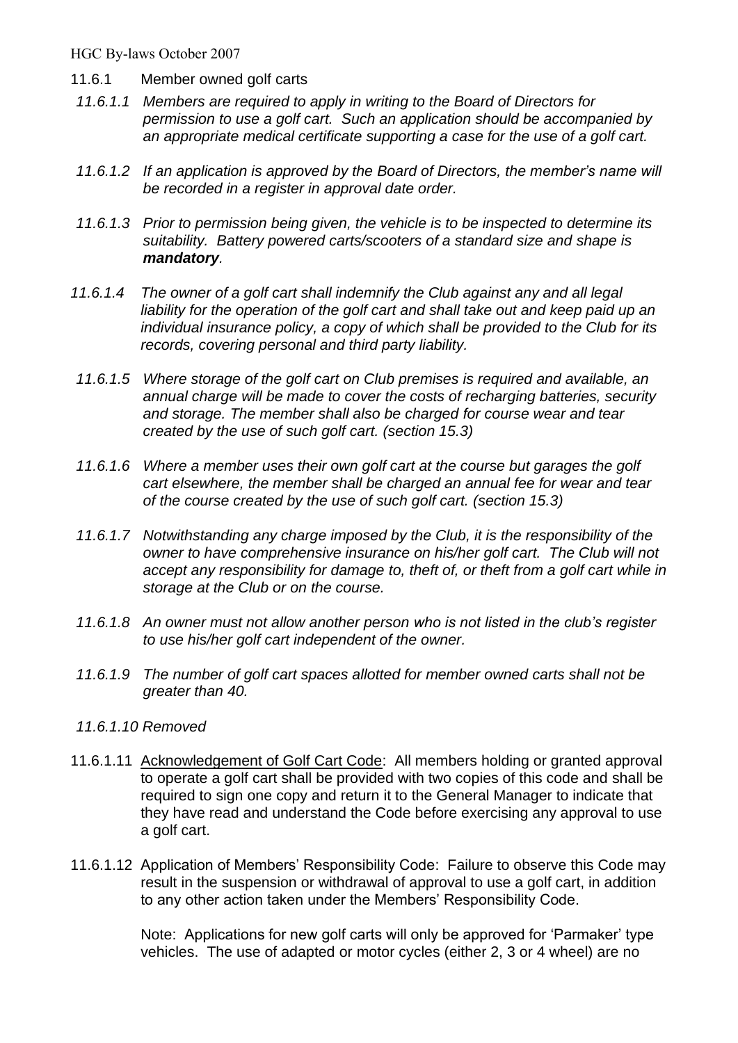11.6.1 Member owned golf carts

*11.6.1.1 Members are required to apply in writing to the Board of Directors for permission to use a golf cart. Such an application should be accompanied by an appropriate medical certificate supporting a case for the use of a golf cart.*

*11.6.1.2 If an application is approved by the Board of Directors, the member's name will be recorded in a register in approval date order.*

*11.6.1.3 Prior to permission being given, the vehicle is to be inspected to determine its suitability. Battery powered carts/scooters of a standard size and shape is* ***mandatory****.*

*11.6.1.4 The owner of a golf cart shall indemnify the Club against any and all legal liability for the operation of the golf cart and shall take out and keep paid up an individual insurance policy, a copy of which shall be provided to the Club for its records, covering personal and third party liability.*

*11.6.1.5 Where storage of the golf cart on Club premises is required and available, an annual charge will be made to cover the costs of recharging batteries, security and storage. The member shall also be charged for course wear and tear created by the use of such golf cart. (section 15.3)*

*11.6.1.6 Where a member uses their own golf cart at the course but garages the golf cart elsewhere, the member shall be charged an annual fee for wear and tear of the course created by the use of such golf cart. (section 15.3)*

*11.6.1.7 Notwithstanding any charge imposed by the Club, it is the responsibility of the owner to have comprehensive insurance on his/her golf cart. The Club will not accept any responsibility for damage to, theft of, or theft from a golf cart while in storage at the Club or on the course.*

*11.6.1.8 An owner must not allow another person who is not listed in the club's register to use his/her golf cart independent of the owner.*

*11.6.1.9 The number of golf cart spaces allotted for member owned carts shall not be greater than 40.*

*11.6.1.10 Removed*

11.6.1.11 Acknowledgement of Golf Cart Code: All members holding or granted approval to operate a golf cart shall be provided with two copies of this code and shall be required to sign one copy and return it to the General Manager to indicate that they have read and understand the Code before exercising any approval to use a golf cart.

11.6.1.12 Application of Members' Responsibility Code: Failure to observe this Code may result in the suspension or withdrawal of approval to use a golf cart, in addition to any other action taken under the Members' Responsibility Code.

Note: Applications for new golf carts will only be approved for 'Parmaker' type vehicles. The use of adapted or motor cycles (either 2, 3 or 4 wheel) are no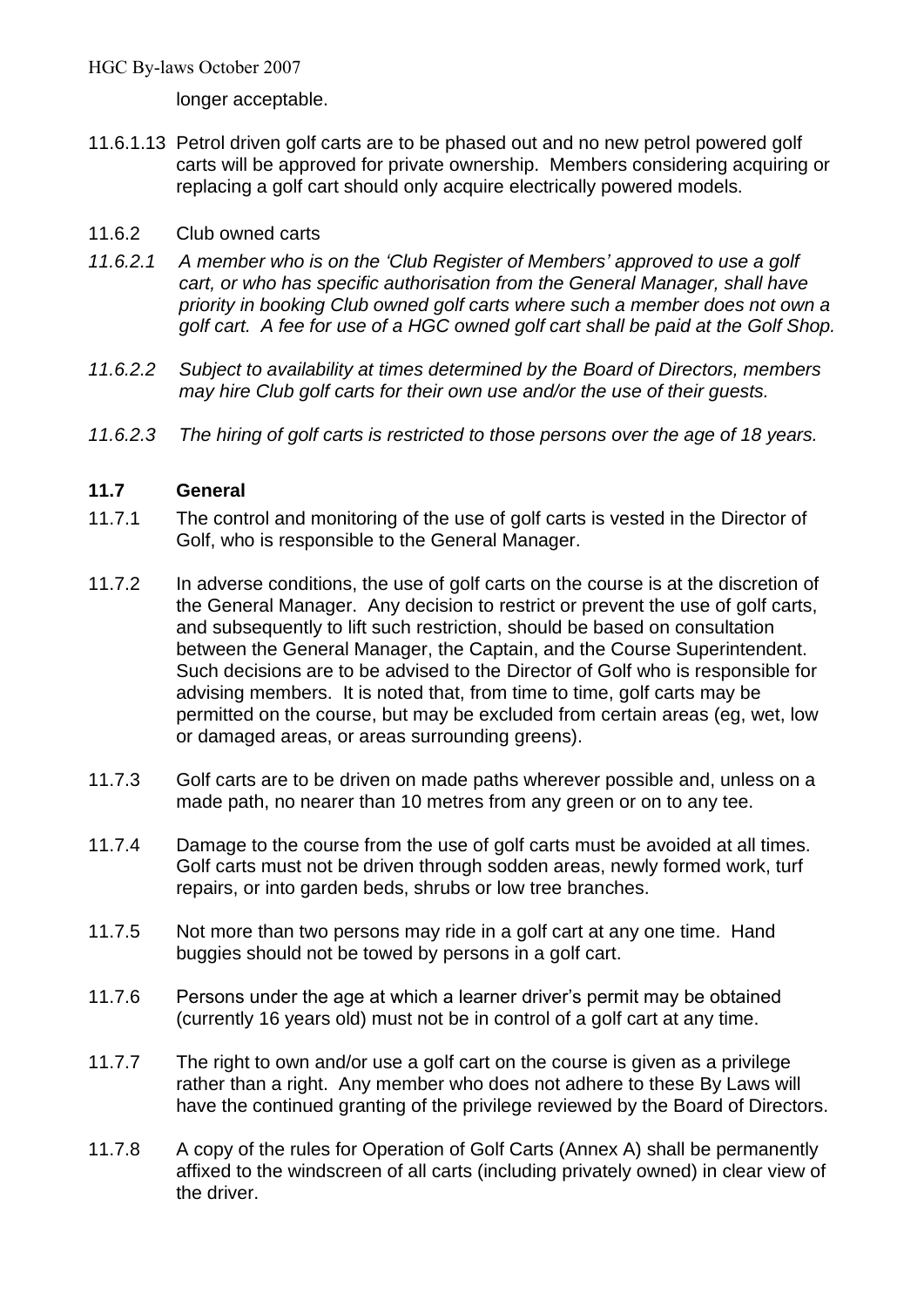longer acceptable.

11.6.1.13 Petrol driven golf carts are to be phased out and no new petrol powered golf carts will be approved for private ownership. Members considering acquiring or replacing a golf cart should only acquire electrically powered models.

11.6.2 Club owned carts

*11.6.2.1 A member who is on the 'Club Register of Members' approved to use a golf cart, or who has specific authorisation from the General Manager, shall have priority in booking Club owned golf carts where such a member does not own a golf cart. A fee for use of a HGC owned golf cart shall be paid at the Golf Shop.*

*11.6.2.2 Subject to availability at times determined by the Board of Directors, members may hire Club golf carts for their own use and/or the use of their guests.*

*11.6.2.3 The hiring of golf carts is restricted to those persons over the age of 18 years.*

## 11.7 General

11.7.1 The control and monitoring of the use of golf carts is vested in the Director of Golf, who is responsible to the General Manager.

11.7.2 In adverse conditions, the use of golf carts on the course is at the discretion of the General Manager. Any decision to restrict or prevent the use of golf carts, and subsequently to lift such restriction, should be based on consultation between the General Manager, the Captain, and the Course Superintendent. Such decisions are to be advised to the Director of Golf who is responsible for advising members. It is noted that, from time to time, golf carts may be permitted on the course, but may be excluded from certain areas (eg, wet, low or damaged areas, or areas surrounding greens).

11.7.3 Golf carts are to be driven on made paths wherever possible and, unless on a made path, no nearer than 10 metres from any green or on to any tee.

11.7.4 Damage to the course from the use of golf carts must be avoided at all times. Golf carts must not be driven through sodden areas, newly formed work, turf repairs, or into garden beds, shrubs or low tree branches.

11.7.5 Not more than two persons may ride in a golf cart at any one time. Hand buggies should not be towed by persons in a golf cart.

11.7.6 Persons under the age at which a learner driver's permit may be obtained (currently 16 years old) must not be in control of a golf cart at any time.

11.7.7 The right to own and/or use a golf cart on the course is given as a privilege rather than a right. Any member who does not adhere to these By Laws will have the continued granting of the privilege reviewed by the Board of Directors.

11.7.8 A copy of the rules for Operation of Golf Carts (Annex A) shall be permanently affixed to the windscreen of all carts (including privately owned) in clear view of the driver.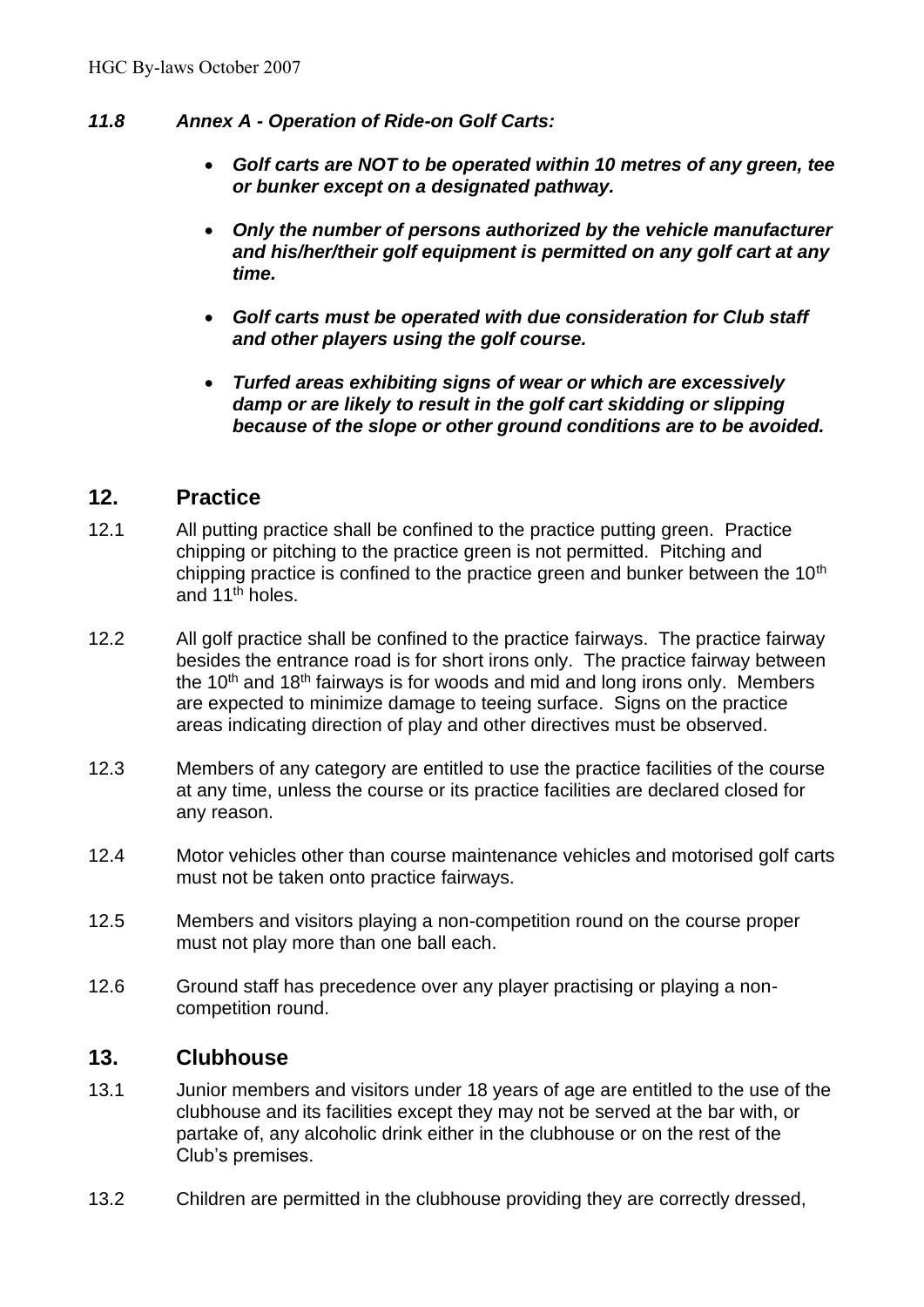### *11.8 Annex A - Operation of Ride-on Golf Carts:*

- ***Golf carts are NOT to be operated within 10 metres of any green, tee or bunker except on a designated pathway.***
- ***Only the number of persons authorized by the vehicle manufacturer and his/her/their golf equipment is permitted on any golf cart at any time.***
- ***Golf carts must be operated with due consideration for Club staff and other players using the golf course.***
- ***Turfed areas exhibiting signs of wear or which are excessively damp or are likely to result in the golf cart skidding or slipping because of the slope or other ground conditions are to be avoided.***

## 12. Practice

12.1 All putting practice shall be confined to the practice putting green. Practice chipping or pitching to the practice green is not permitted. Pitching and chipping practice is confined to the practice green and bunker between the 10th and 11th holes.

12.2 All golf practice shall be confined to the practice fairways. The practice fairway besides the entrance road is for short irons only. The practice fairway between the 10th and 18th fairways is for woods and mid and long irons only. Members are expected to minimize damage to teeing surface. Signs on the practice areas indicating direction of play and other directives must be observed.

12.3 Members of any category are entitled to use the practice facilities of the course at any time, unless the course or its practice facilities are declared closed for any reason.

12.4 Motor vehicles other than course maintenance vehicles and motorised golf carts must not be taken onto practice fairways.

12.5 Members and visitors playing a non-competition round on the course proper must not play more than one ball each.

12.6 Ground staff has precedence over any player practising or playing a non-competition round.

## 13. Clubhouse

13.1 Junior members and visitors under 18 years of age are entitled to the use of the clubhouse and its facilities except they may not be served at the bar with, or partake of, any alcoholic drink either in the clubhouse or on the rest of the Club's premises.

13.2 Children are permitted in the clubhouse providing they are correctly dressed,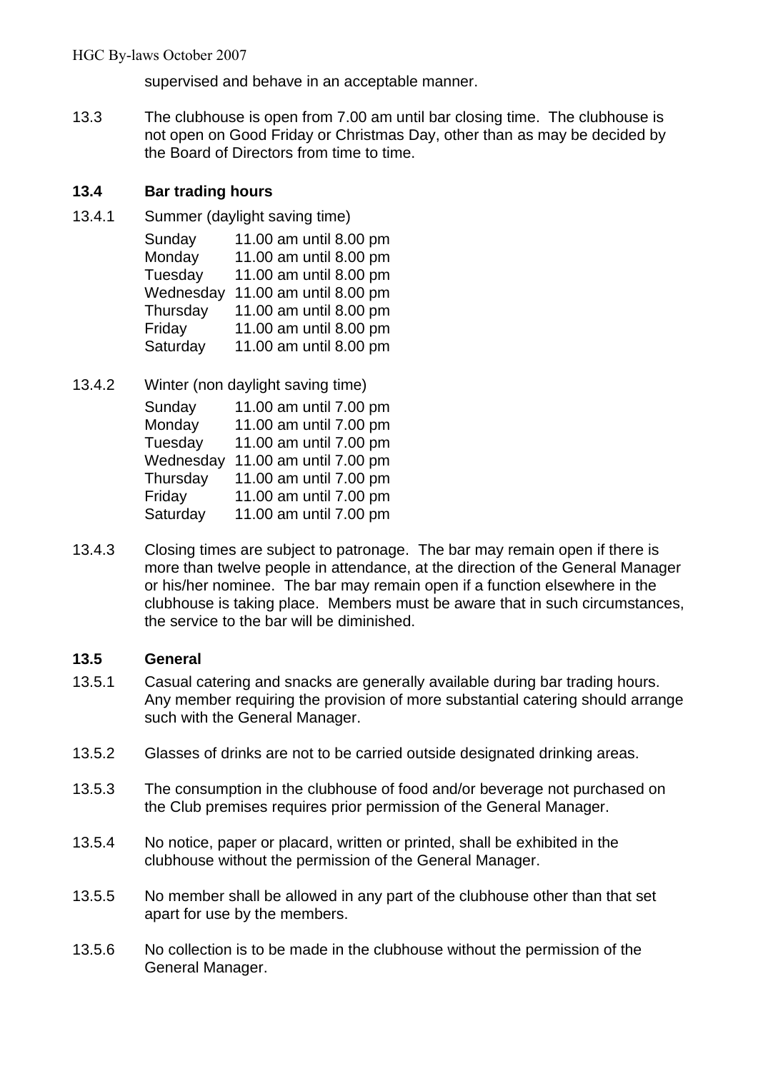supervised and behave in an acceptable manner.

13.3 The clubhouse is open from 7.00 am until bar closing time. The clubhouse is not open on Good Friday or Christmas Day, other than as may be decided by the Board of Directors from time to time.

### 13.4 Bar trading hours

13.4.1 Summer (daylight saving time)

| | |
|---|---|
| Sunday | 11.00 am until 8.00 pm |
| Monday | 11.00 am until 8.00 pm |
| Tuesday | 11.00 am until 8.00 pm |
| Wednesday | 11.00 am until 8.00 pm |
| Thursday | 11.00 am until 8.00 pm |
| Friday | 11.00 am until 8.00 pm |
| Saturday | 11.00 am until 8.00 pm |

13.4.2 Winter (non daylight saving time)

| | |
|---|---|
| Sunday | 11.00 am until 7.00 pm |
| Monday | 11.00 am until 7.00 pm |
| Tuesday | 11.00 am until 7.00 pm |
| Wednesday | 11.00 am until 7.00 pm |
| Thursday | 11.00 am until 7.00 pm |
| Friday | 11.00 am until 7.00 pm |
| Saturday | 11.00 am until 7.00 pm |

13.4.3 Closing times are subject to patronage. The bar may remain open if there is more than twelve people in attendance, at the direction of the General Manager or his/her nominee. The bar may remain open if a function elsewhere in the clubhouse is taking place. Members must be aware that in such circumstances, the service to the bar will be diminished.

### 13.5 General

13.5.1 Casual catering and snacks are generally available during bar trading hours. Any member requiring the provision of more substantial catering should arrange such with the General Manager.

13.5.2 Glasses of drinks are not to be carried outside designated drinking areas.

13.5.3 The consumption in the clubhouse of food and/or beverage not purchased on the Club premises requires prior permission of the General Manager.

13.5.4 No notice, paper or placard, written or printed, shall be exhibited in the clubhouse without the permission of the General Manager.

13.5.5 No member shall be allowed in any part of the clubhouse other than that set apart for use by the members.

13.5.6 No collection is to be made in the clubhouse without the permission of the General Manager.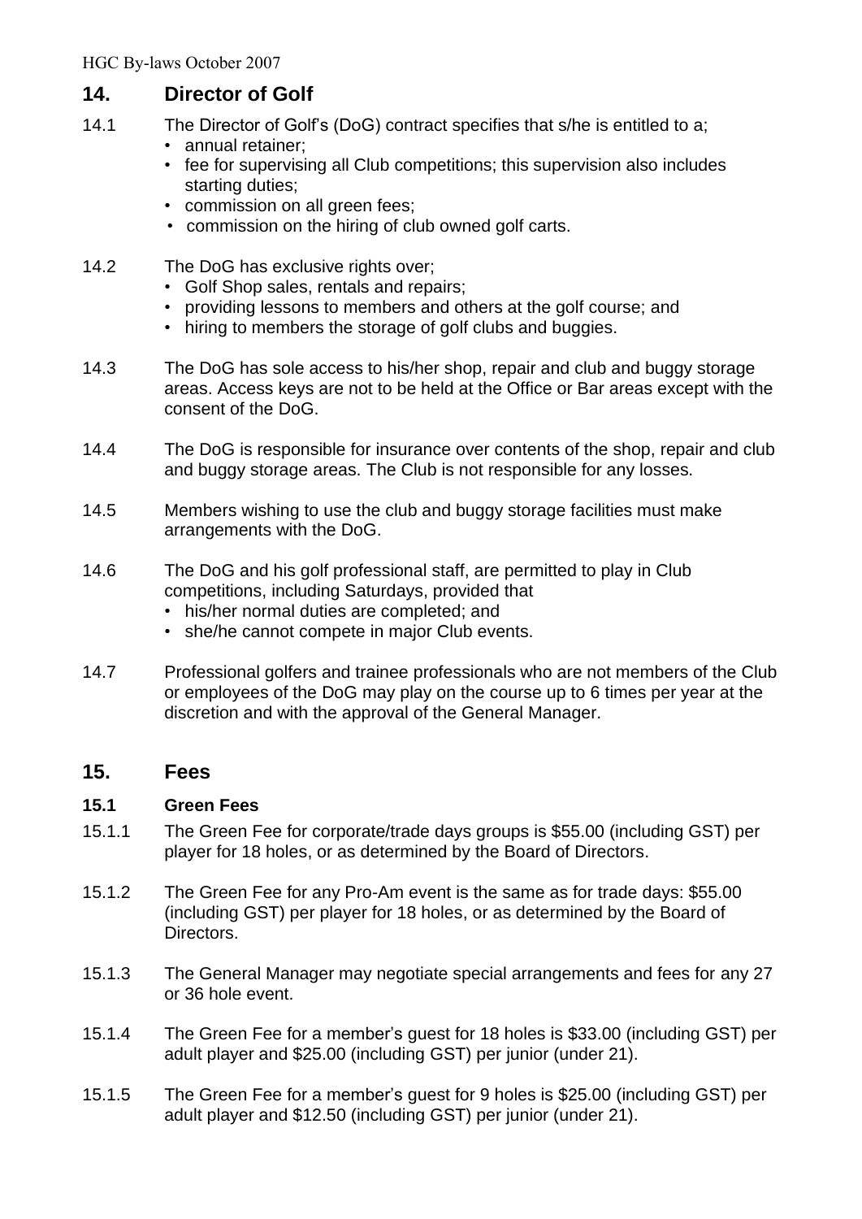## 14. Director of Golf

14.1 The Director of Golf's (DoG) contract specifies that s/he is entitled to a;

- annual retainer;
- fee for supervising all Club competitions; this supervision also includes starting duties;
- commission on all green fees;
- commission on the hiring of club owned golf carts.

14.2 The DoG has exclusive rights over;

- Golf Shop sales, rentals and repairs;
- providing lessons to members and others at the golf course; and
- hiring to members the storage of golf clubs and buggies.

14.3 The DoG has sole access to his/her shop, repair and club and buggy storage areas. Access keys are not to be held at the Office or Bar areas except with the consent of the DoG.

14.4 The DoG is responsible for insurance over contents of the shop, repair and club and buggy storage areas. The Club is not responsible for any losses.

14.5 Members wishing to use the club and buggy storage facilities must make arrangements with the DoG.

14.6 The DoG and his golf professional staff, are permitted to play in Club competitions, including Saturdays, provided that

- his/her normal duties are completed; and
- she/he cannot compete in major Club events.

14.7 Professional golfers and trainee professionals who are not members of the Club or employees of the DoG may play on the course up to 6 times per year at the discretion and with the approval of the General Manager.

## 15. Fees

### 15.1 Green Fees

15.1.1 The Green Fee for corporate/trade days groups is $55.00 (including GST) per player for 18 holes, or as determined by the Board of Directors.

15.1.2 The Green Fee for any Pro-Am event is the same as for trade days: $55.00 (including GST) per player for 18 holes, or as determined by the Board of Directors.

15.1.3 The General Manager may negotiate special arrangements and fees for any 27 or 36 hole event.

15.1.4 The Green Fee for a member's guest for 18 holes is $33.00 (including GST) per adult player and $25.00 (including GST) per junior (under 21).

15.1.5 The Green Fee for a member's guest for 9 holes is $25.00 (including GST) per adult player and $12.50 (including GST) per junior (under 21).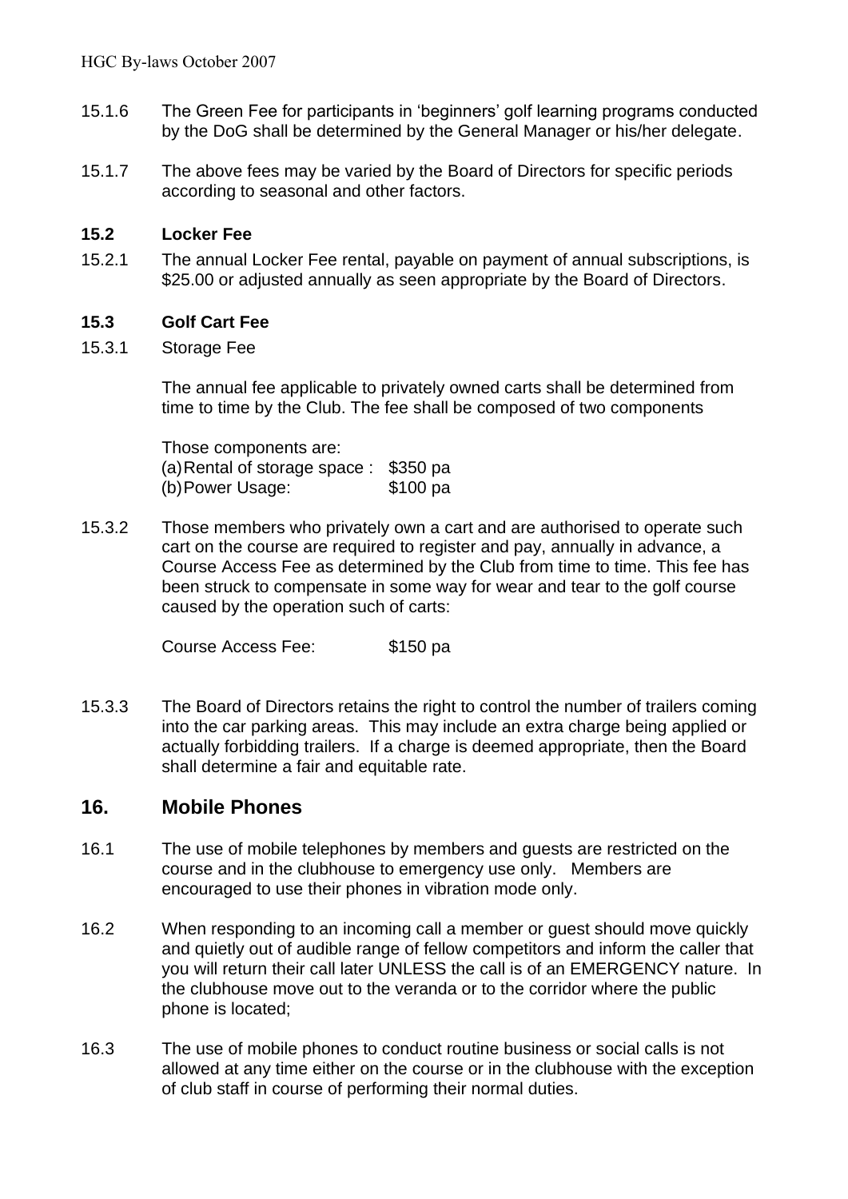15.1.6 The Green Fee for participants in 'beginners' golf learning programs conducted by the DoG shall be determined by the General Manager or his/her delegate.

15.1.7 The above fees may be varied by the Board of Directors for specific periods according to seasonal and other factors.

### 15.2 Locker Fee

15.2.1 The annual Locker Fee rental, payable on payment of annual subscriptions, is $25.00 or adjusted annually as seen appropriate by the Board of Directors.

### 15.3 Golf Cart Fee

15.3.1 Storage Fee

The annual fee applicable to privately owned carts shall be determined from time to time by the Club. The fee shall be composed of two components

Those components are:
(a) Rental of storage space : $350 pa
(b) Power Usage: $100 pa

15.3.2 Those members who privately own a cart and are authorised to operate such cart on the course are required to register and pay, annually in advance, a Course Access Fee as determined by the Club from time to time. This fee has been struck to compensate in some way for wear and tear to the golf course caused by the operation such of carts:

Course Access Fee: $150 pa

15.3.3 The Board of Directors retains the right to control the number of trailers coming into the car parking areas. This may include an extra charge being applied or actually forbidding trailers. If a charge is deemed appropriate, then the Board shall determine a fair and equitable rate.

## 16. Mobile Phones

16.1 The use of mobile telephones by members and guests are restricted on the course and in the clubhouse to emergency use only. Members are encouraged to use their phones in vibration mode only.

16.2 When responding to an incoming call a member or guest should move quickly and quietly out of audible range of fellow competitors and inform the caller that you will return their call later UNLESS the call is of an EMERGENCY nature. In the clubhouse move out to the veranda or to the corridor where the public phone is located;

16.3 The use of mobile phones to conduct routine business or social calls is not allowed at any time either on the course or in the clubhouse with the exception of club staff in course of performing their normal duties.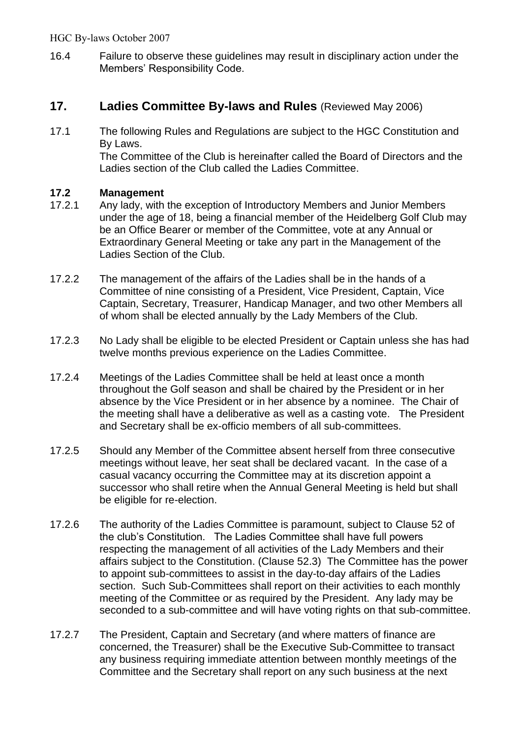16.4 Failure to observe these guidelines may result in disciplinary action under the Members' Responsibility Code.

## 17. Ladies Committee By-laws and Rules (Reviewed May 2006)

17.1 The following Rules and Regulations are subject to the HGC Constitution and By Laws.
The Committee of the Club is hereinafter called the Board of Directors and the Ladies section of the Club called the Ladies Committee.

### 17.2 Management

17.2.1 Any lady, with the exception of Introductory Members and Junior Members under the age of 18, being a financial member of the Heidelberg Golf Club may be an Office Bearer or member of the Committee, vote at any Annual or Extraordinary General Meeting or take any part in the Management of the Ladies Section of the Club.

17.2.2 The management of the affairs of the Ladies shall be in the hands of a Committee of nine consisting of a President, Vice President, Captain, Vice Captain, Secretary, Treasurer, Handicap Manager, and two other Members all of whom shall be elected annually by the Lady Members of the Club.

17.2.3 No Lady shall be eligible to be elected President or Captain unless she has had twelve months previous experience on the Ladies Committee.

17.2.4 Meetings of the Ladies Committee shall be held at least once a month throughout the Golf season and shall be chaired by the President or in her absence by the Vice President or in her absence by a nominee. The Chair of the meeting shall have a deliberative as well as a casting vote. The President and Secretary shall be ex-officio members of all sub-committees.

17.2.5 Should any Member of the Committee absent herself from three consecutive meetings without leave, her seat shall be declared vacant. In the case of a casual vacancy occurring the Committee may at its discretion appoint a successor who shall retire when the Annual General Meeting is held but shall be eligible for re-election.

17.2.6 The authority of the Ladies Committee is paramount, subject to Clause 52 of the club's Constitution. The Ladies Committee shall have full powers respecting the management of all activities of the Lady Members and their affairs subject to the Constitution. (Clause 52.3) The Committee has the power to appoint sub-committees to assist in the day-to-day affairs of the Ladies section. Such Sub-Committees shall report on their activities to each monthly meeting of the Committee or as required by the President. Any lady may be seconded to a sub-committee and will have voting rights on that sub-committee.

17.2.7 The President, Captain and Secretary (and where matters of finance are concerned, the Treasurer) shall be the Executive Sub-Committee to transact any business requiring immediate attention between monthly meetings of the Committee and the Secretary shall report on any such business at the next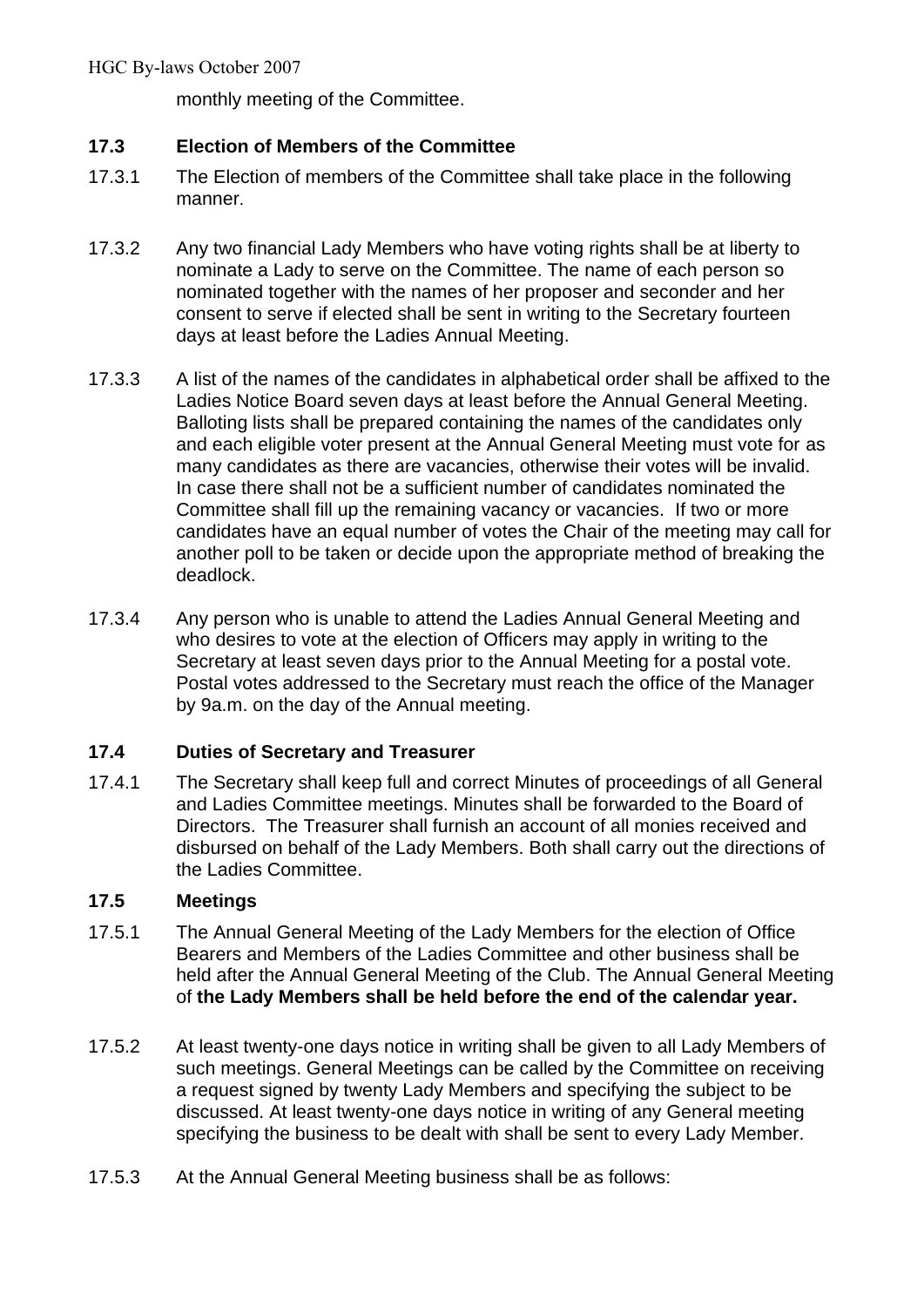monthly meeting of the Committee.

### 17.3 Election of Members of the Committee

17.3.1 The Election of members of the Committee shall take place in the following manner.

17.3.2 Any two financial Lady Members who have voting rights shall be at liberty to nominate a Lady to serve on the Committee. The name of each person so nominated together with the names of her proposer and seconder and her consent to serve if elected shall be sent in writing to the Secretary fourteen days at least before the Ladies Annual Meeting.

17.3.3 A list of the names of the candidates in alphabetical order shall be affixed to the Ladies Notice Board seven days at least before the Annual General Meeting. Balloting lists shall be prepared containing the names of the candidates only and each eligible voter present at the Annual General Meeting must vote for as many candidates as there are vacancies, otherwise their votes will be invalid. In case there shall not be a sufficient number of candidates nominated the Committee shall fill up the remaining vacancy or vacancies. If two or more candidates have an equal number of votes the Chair of the meeting may call for another poll to be taken or decide upon the appropriate method of breaking the deadlock.

17.3.4 Any person who is unable to attend the Ladies Annual General Meeting and who desires to vote at the election of Officers may apply in writing to the Secretary at least seven days prior to the Annual Meeting for a postal vote. Postal votes addressed to the Secretary must reach the office of the Manager by 9a.m. on the day of the Annual meeting.

### 17.4 Duties of Secretary and Treasurer

17.4.1 The Secretary shall keep full and correct Minutes of proceedings of all General and Ladies Committee meetings. Minutes shall be forwarded to the Board of Directors. The Treasurer shall furnish an account of all monies received and disbursed on behalf of the Lady Members. Both shall carry out the directions of the Ladies Committee.

### 17.5 Meetings

17.5.1 The Annual General Meeting of the Lady Members for the election of Office Bearers and Members of the Ladies Committee and other business shall be held after the Annual General Meeting of the Club. The Annual General Meeting of **the Lady Members shall be held before the end of the calendar year.**

17.5.2 At least twenty-one days notice in writing shall be given to all Lady Members of such meetings. General Meetings can be called by the Committee on receiving a request signed by twenty Lady Members and specifying the subject to be discussed. At least twenty-one days notice in writing of any General meeting specifying the business to be dealt with shall be sent to every Lady Member.

17.5.3 At the Annual General Meeting business shall be as follows: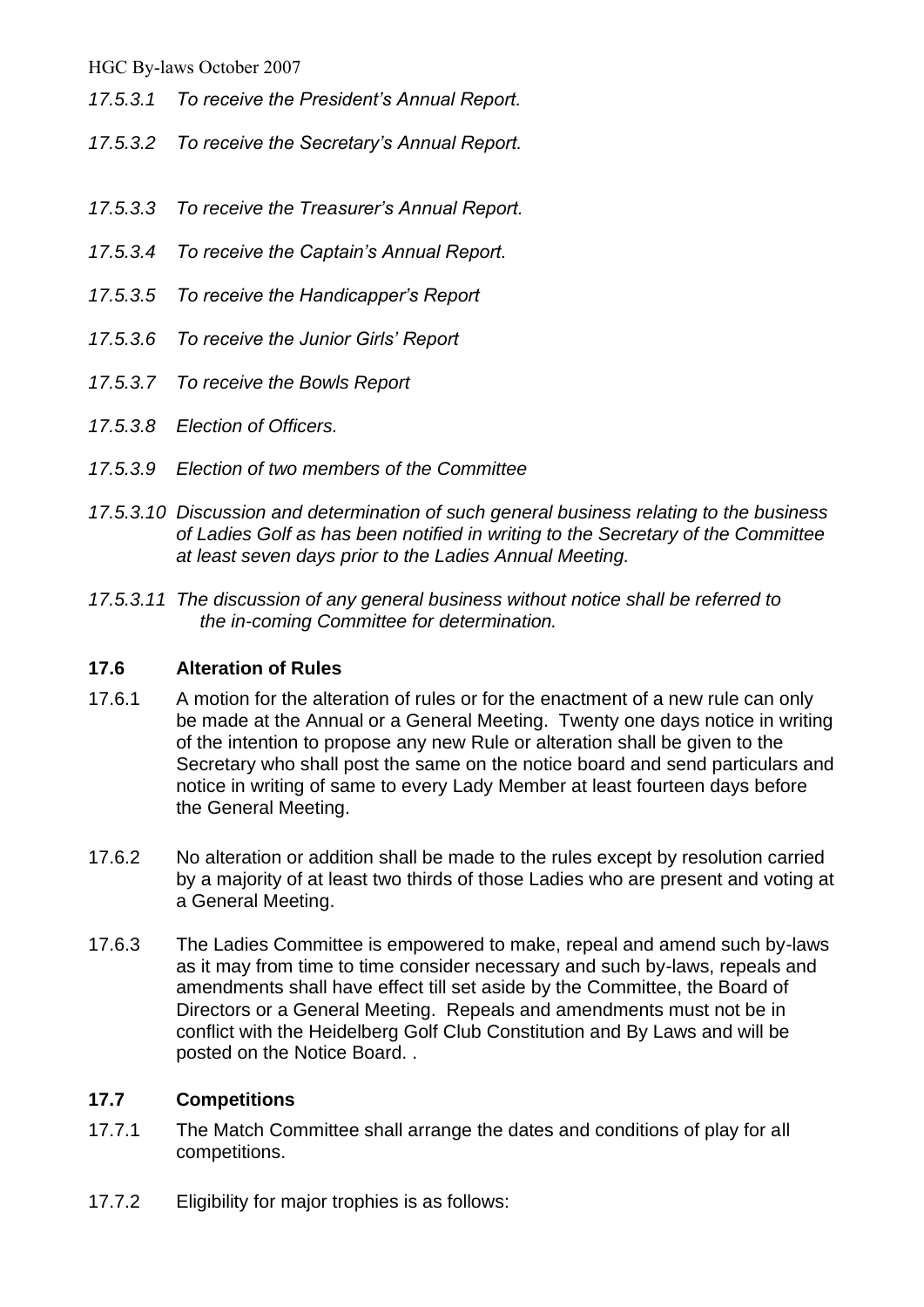*17.5.3.1 To receive the President's Annual Report.*

*17.5.3.2 To receive the Secretary's Annual Report.*

*17.5.3.3 To receive the Treasurer's Annual Report.*

*17.5.3.4 To receive the Captain's Annual Report.*

*17.5.3.5 To receive the Handicapper's Report*

*17.5.3.6 To receive the Junior Girls' Report*

*17.5.3.7 To receive the Bowls Report*

*17.5.3.8 Election of Officers.*

*17.5.3.9 Election of two members of the Committee*

*17.5.3.10 Discussion and determination of such general business relating to the business of Ladies Golf as has been notified in writing to the Secretary of the Committee at least seven days prior to the Ladies Annual Meeting.*

*17.5.3.11 The discussion of any general business without notice shall be referred to the in-coming Committee for determination.*

### 17.6 Alteration of Rules

17.6.1 A motion for the alteration of rules or for the enactment of a new rule can only be made at the Annual or a General Meeting. Twenty one days notice in writing of the intention to propose any new Rule or alteration shall be given to the Secretary who shall post the same on the notice board and send particulars and notice in writing of same to every Lady Member at least fourteen days before the General Meeting.

17.6.2 No alteration or addition shall be made to the rules except by resolution carried by a majority of at least two thirds of those Ladies who are present and voting at a General Meeting.

17.6.3 The Ladies Committee is empowered to make, repeal and amend such by-laws as it may from time to time consider necessary and such by-laws, repeals and amendments shall have effect till set aside by the Committee, the Board of Directors or a General Meeting. Repeals and amendments must not be in conflict with the Heidelberg Golf Club Constitution and By Laws and will be posted on the Notice Board. .

### 17.7 Competitions

17.7.1 The Match Committee shall arrange the dates and conditions of play for all competitions.

17.7.2 Eligibility for major trophies is as follows: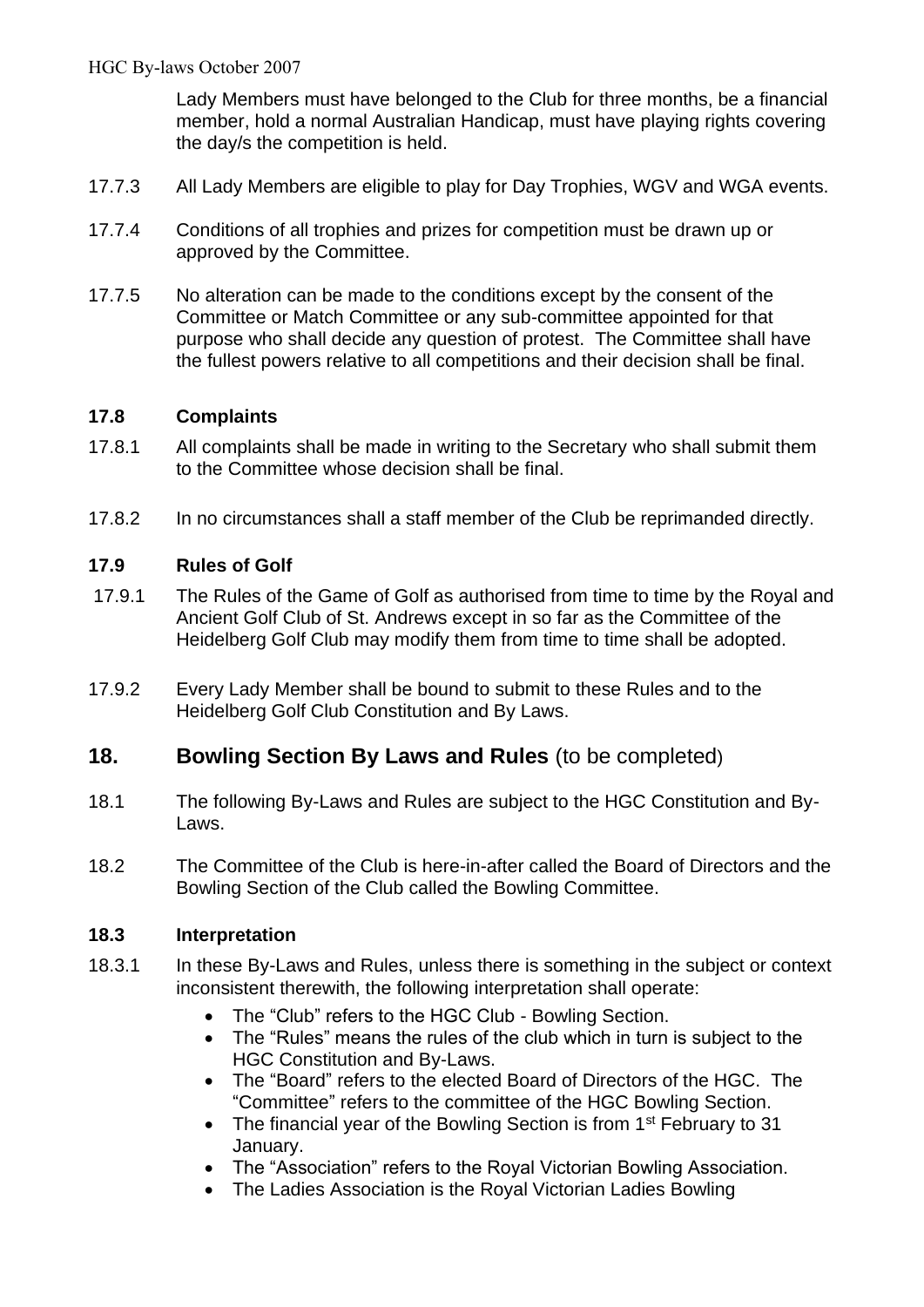Lady Members must have belonged to the Club for three months, be a financial member, hold a normal Australian Handicap, must have playing rights covering the day/s the competition is held.

17.7.3 All Lady Members are eligible to play for Day Trophies, WGV and WGA events.

17.7.4 Conditions of all trophies and prizes for competition must be drawn up or approved by the Committee.

17.7.5 No alteration can be made to the conditions except by the consent of the Committee or Match Committee or any sub-committee appointed for that purpose who shall decide any question of protest. The Committee shall have the fullest powers relative to all competitions and their decision shall be final.

### 17.8 Complaints

17.8.1 All complaints shall be made in writing to the Secretary who shall submit them to the Committee whose decision shall be final.

17.8.2 In no circumstances shall a staff member of the Club be reprimanded directly.

### 17.9 Rules of Golf

17.9.1 The Rules of the Game of Golf as authorised from time to time by the Royal and Ancient Golf Club of St. Andrews except in so far as the Committee of the Heidelberg Golf Club may modify them from time to time shall be adopted.

17.9.2 Every Lady Member shall be bound to submit to these Rules and to the Heidelberg Golf Club Constitution and By Laws.

## 18. Bowling Section By Laws and Rules (to be completed)

18.1 The following By-Laws and Rules are subject to the HGC Constitution and By-Laws.

18.2 The Committee of the Club is here-in-after called the Board of Directors and the Bowling Section of the Club called the Bowling Committee.

### 18.3 Interpretation

18.3.1 In these By-Laws and Rules, unless there is something in the subject or context inconsistent therewith, the following interpretation shall operate:

- The "Club" refers to the HGC Club - Bowling Section.
- The "Rules" means the rules of the club which in turn is subject to the HGC Constitution and By-Laws.
- The "Board" refers to the elected Board of Directors of the HGC. The "Committee" refers to the committee of the HGC Bowling Section.
- The financial year of the Bowling Section is from 1st February to 31 January.
- The "Association" refers to the Royal Victorian Bowling Association.
- The Ladies Association is the Royal Victorian Ladies Bowling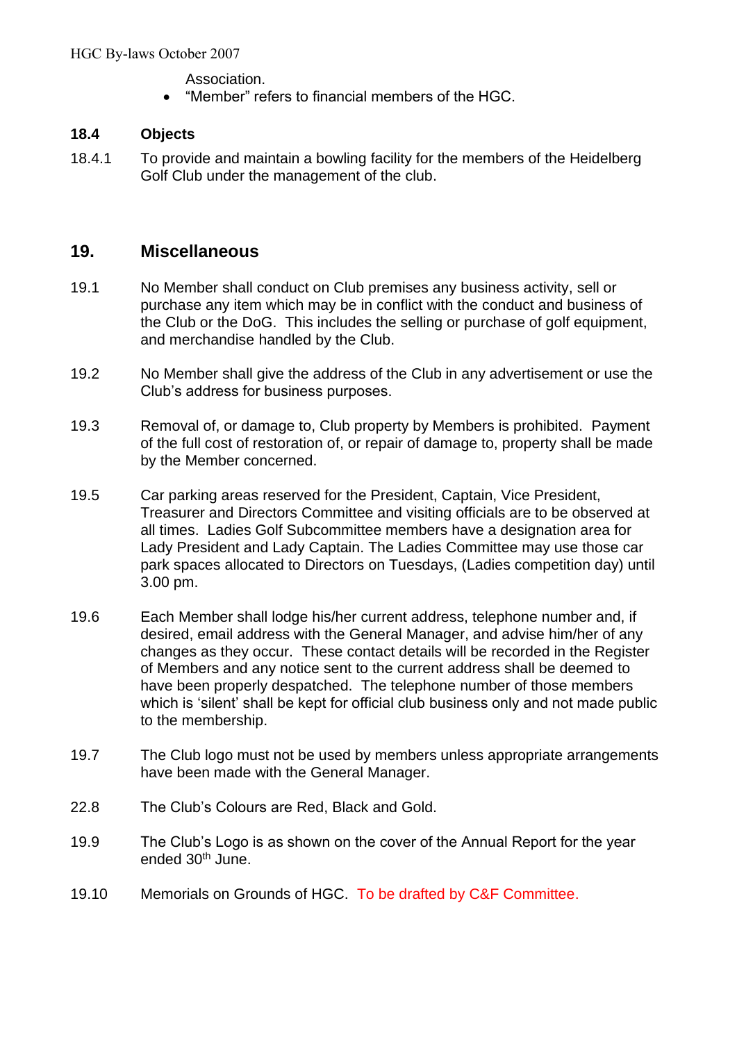Association.
- “Member” refers to financial members of the HGC.

### 18.4 Objects

18.4.1 To provide and maintain a bowling facility for the members of the Heidelberg Golf Club under the management of the club.

## 19. Miscellaneous

19.1 No Member shall conduct on Club premises any business activity, sell or purchase any item which may be in conflict with the conduct and business of the Club or the DoG. This includes the selling or purchase of golf equipment, and merchandise handled by the Club.

19.2 No Member shall give the address of the Club in any advertisement or use the Club’s address for business purposes.

19.3 Removal of, or damage to, Club property by Members is prohibited. Payment of the full cost of restoration of, or repair of damage to, property shall be made by the Member concerned.

19.5 Car parking areas reserved for the President, Captain, Vice President, Treasurer and Directors Committee and visiting officials are to be observed at all times. Ladies Golf Subcommittee members have a designation area for Lady President and Lady Captain. The Ladies Committee may use those car park spaces allocated to Directors on Tuesdays, (Ladies competition day) until 3.00 pm.

19.6 Each Member shall lodge his/her current address, telephone number and, if desired, email address with the General Manager, and advise him/her of any changes as they occur. These contact details will be recorded in the Register of Members and any notice sent to the current address shall be deemed to have been properly despatched. The telephone number of those members which is ‘silent’ shall be kept for official club business only and not made public to the membership.

19.7 The Club logo must not be used by members unless appropriate arrangements have been made with the General Manager.

22.8 The Club’s Colours are Red, Black and Gold.

19.9 The Club’s Logo is as shown on the cover of the Annual Report for the year ended 30th June.

19.10 Memorials on Grounds of HGC. To be drafted by C&F Committee.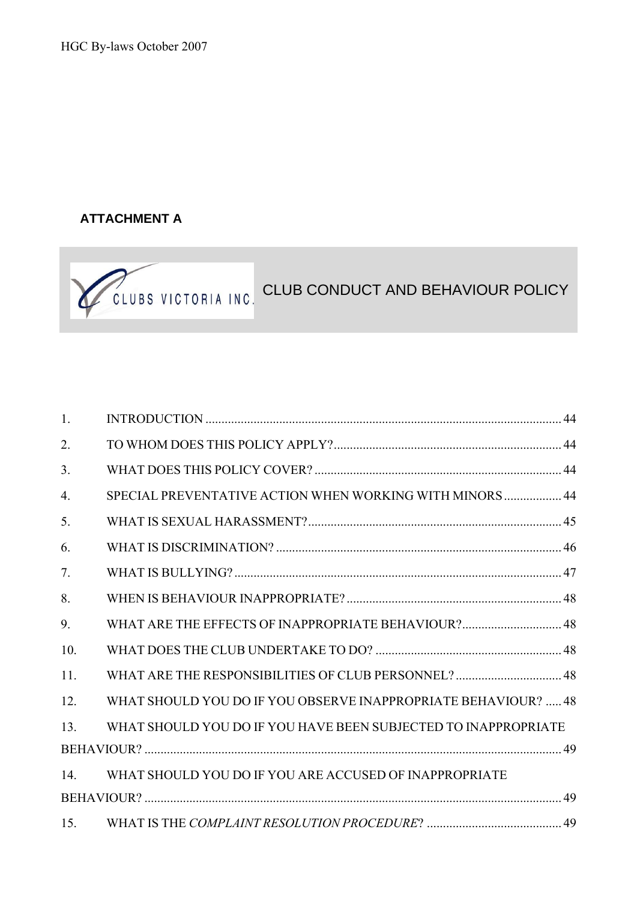**ATTACHMENT A**

CLUBS VICTORIA INC.

# CLUB CONDUCT AND BEHAVIOUR POLICY

| | | |
|---|---|---|
| 1. | INTRODUCTION | 44 |
| 2. | TO WHOM DOES THIS POLICY APPLY? | 44 |
| 3. | WHAT DOES THIS POLICY COVER? | 44 |
| 4. | SPECIAL PREVENTATIVE ACTION WHEN WORKING WITH MINORS | 44 |
| 5. | WHAT IS SEXUAL HARASSMENT? | 45 |
| 6. | WHAT IS DISCRIMINATION? | 46 |
| 7. | WHAT IS BULLYING? | 47 |
| 8. | WHEN IS BEHAVIOUR INAPPROPRIATE? | 48 |
| 9. | WHAT ARE THE EFFECTS OF INAPPROPRIATE BEHAVIOUR? | 48 |
| 10. | WHAT DOES THE CLUB UNDERTAKE TO DO? | 48 |
| 11. | WHAT ARE THE RESPONSIBILITIES OF CLUB PERSONNEL? | 48 |
| 12. | WHAT SHOULD YOU DO IF YOU OBSERVE INAPPROPRIATE BEHAVIOUR? | 48 |
| 13. | WHAT SHOULD YOU DO IF YOU HAVE BEEN SUBJECTED TO INAPPROPRIATE BEHAVIOUR? | 49 |
| 14. | WHAT SHOULD YOU DO IF YOU ARE ACCUSED OF INAPPROPRIATE BEHAVIOUR? | 49 |
| 15. | WHAT IS THE *COMPLAINT RESOLUTION PROCEDURE*? | 49 |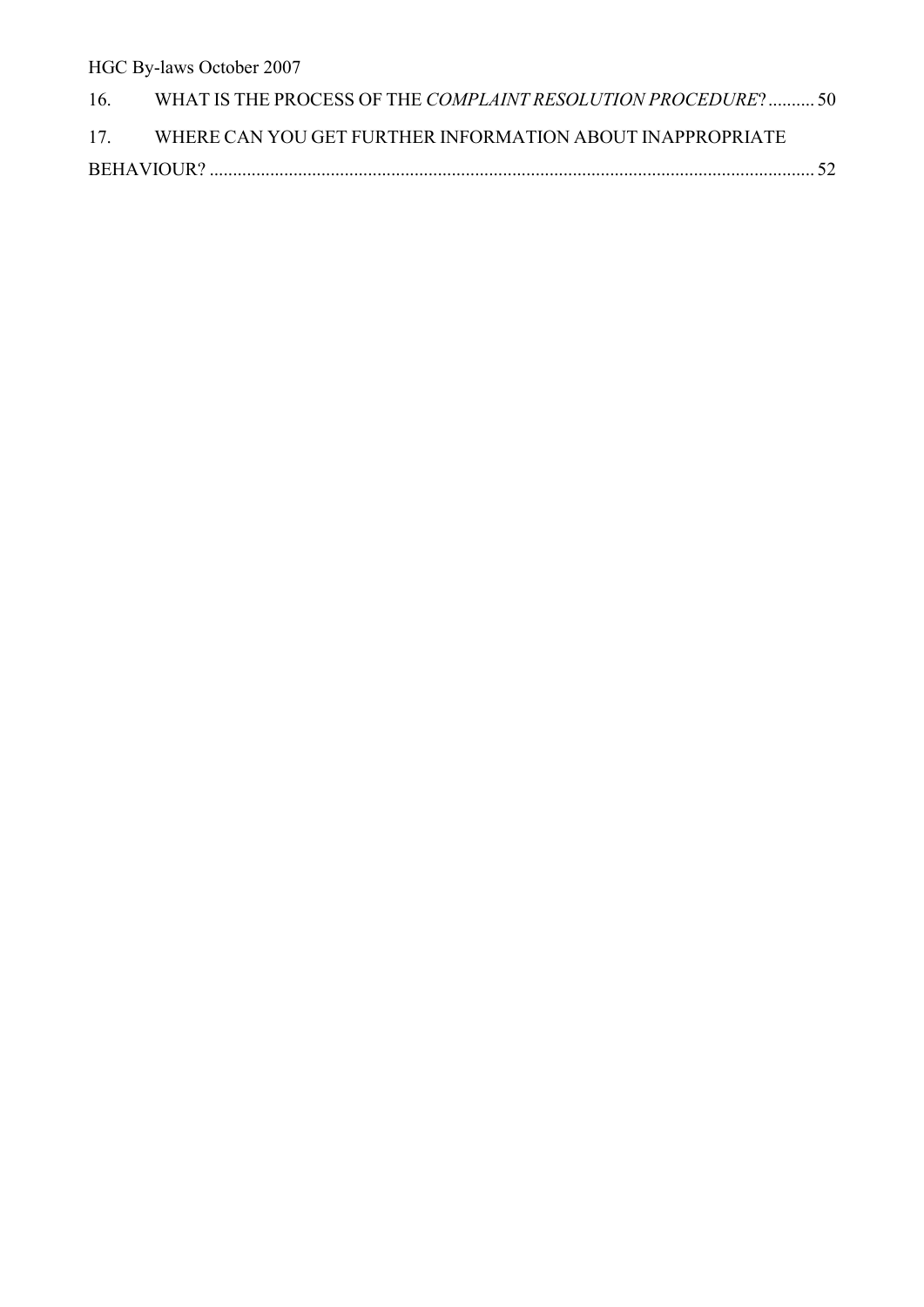16. WHAT IS THE PROCESS OF THE *COMPLAINT RESOLUTION PROCEDURE*? .......... 50

17. WHERE CAN YOU GET FURTHER INFORMATION ABOUT INAPPROPRIATE BEHAVIOUR? .......... 52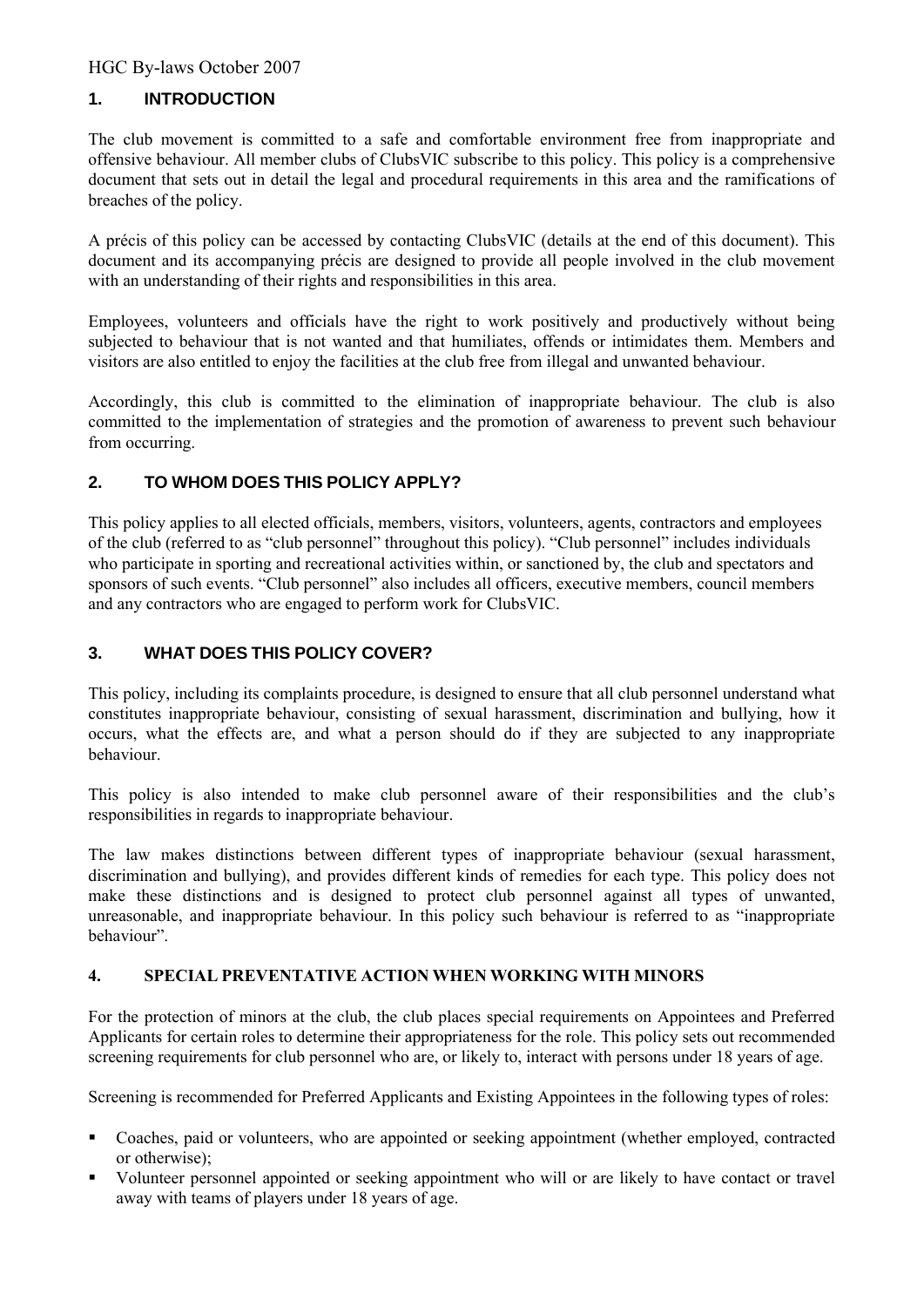## 1. INTRODUCTION

The club movement is committed to a safe and comfortable environment free from inappropriate and offensive behaviour. All member clubs of ClubsVIC subscribe to this policy. This policy is a comprehensive document that sets out in detail the legal and procedural requirements in this area and the ramifications of breaches of the policy.

A précis of this policy can be accessed by contacting ClubsVIC (details at the end of this document). This document and its accompanying précis are designed to provide all people involved in the club movement with an understanding of their rights and responsibilities in this area.

Employees, volunteers and officials have the right to work positively and productively without being subjected to behaviour that is not wanted and that humiliates, offends or intimidates them. Members and visitors are also entitled to enjoy the facilities at the club free from illegal and unwanted behaviour.

Accordingly, this club is committed to the elimination of inappropriate behaviour. The club is also committed to the implementation of strategies and the promotion of awareness to prevent such behaviour from occurring.

## 2. TO WHOM DOES THIS POLICY APPLY?

This policy applies to all elected officials, members, visitors, volunteers, agents, contractors and employees of the club (referred to as "club personnel" throughout this policy). "Club personnel" includes individuals who participate in sporting and recreational activities within, or sanctioned by, the club and spectators and sponsors of such events. "Club personnel" also includes all officers, executive members, council members and any contractors who are engaged to perform work for ClubsVIC.

## 3. WHAT DOES THIS POLICY COVER?

This policy, including its complaints procedure, is designed to ensure that all club personnel understand what constitutes inappropriate behaviour, consisting of sexual harassment, discrimination and bullying, how it occurs, what the effects are, and what a person should do if they are subjected to any inappropriate behaviour.

This policy is also intended to make club personnel aware of their responsibilities and the club's responsibilities in regards to inappropriate behaviour.

The law makes distinctions between different types of inappropriate behaviour (sexual harassment, discrimination and bullying), and provides different kinds of remedies for each type. This policy does not make these distinctions and is designed to protect club personnel against all types of unwanted, unreasonable, and inappropriate behaviour. In this policy such behaviour is referred to as "inappropriate behaviour".

## 4. SPECIAL PREVENTATIVE ACTION WHEN WORKING WITH MINORS

For the protection of minors at the club, the club places special requirements on Appointees and Preferred Applicants for certain roles to determine their appropriateness for the role. This policy sets out recommended screening requirements for club personnel who are, or likely to, interact with persons under 18 years of age.

Screening is recommended for Preferred Applicants and Existing Appointees in the following types of roles:

- Coaches, paid or volunteers, who are appointed or seeking appointment (whether employed, contracted or otherwise);
- Volunteer personnel appointed or seeking appointment who will or are likely to have contact or travel away with teams of players under 18 years of age.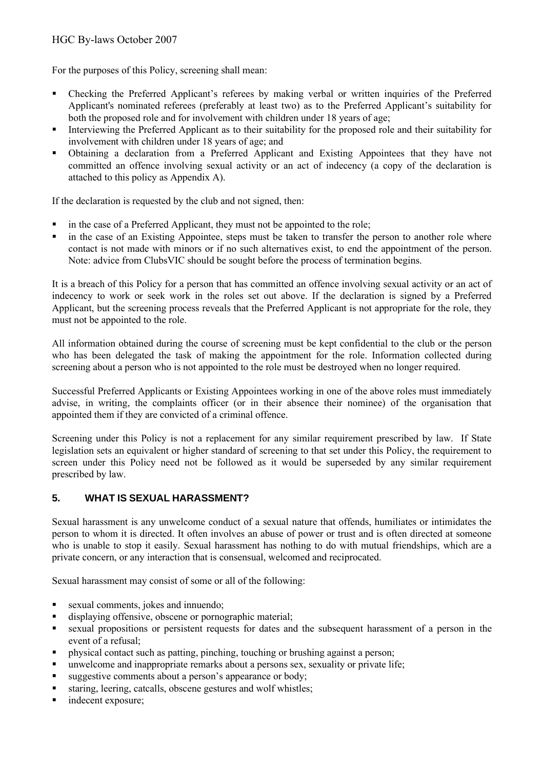For the purposes of this Policy, screening shall mean:

- Checking the Preferred Applicant's referees by making verbal or written inquiries of the Preferred Applicant's nominated referees (preferably at least two) as to the Preferred Applicant's suitability for both the proposed role and for involvement with children under 18 years of age;
- Interviewing the Preferred Applicant as to their suitability for the proposed role and their suitability for involvement with children under 18 years of age; and
- Obtaining a declaration from a Preferred Applicant and Existing Appointees that they have not committed an offence involving sexual activity or an act of indecency (a copy of the declaration is attached to this policy as Appendix A).

If the declaration is requested by the club and not signed, then:

- in the case of a Preferred Applicant, they must not be appointed to the role;
- in the case of an Existing Appointee, steps must be taken to transfer the person to another role where contact is not made with minors or if no such alternatives exist, to end the appointment of the person. Note: advice from ClubsVIC should be sought before the process of termination begins.

It is a breach of this Policy for a person that has committed an offence involving sexual activity or an act of indecency to work or seek work in the roles set out above. If the declaration is signed by a Preferred Applicant, but the screening process reveals that the Preferred Applicant is not appropriate for the role, they must not be appointed to the role.

All information obtained during the course of screening must be kept confidential to the club or the person who has been delegated the task of making the appointment for the role. Information collected during screening about a person who is not appointed to the role must be destroyed when no longer required.

Successful Preferred Applicants or Existing Appointees working in one of the above roles must immediately advise, in writing, the complaints officer (or in their absence their nominee) of the organisation that appointed them if they are convicted of a criminal offence.

Screening under this Policy is not a replacement for any similar requirement prescribed by law. If State legislation sets an equivalent or higher standard of screening to that set under this Policy, the requirement to screen under this Policy need not be followed as it would be superseded by any similar requirement prescribed by law.

## 5. WHAT IS SEXUAL HARASSMENT?

Sexual harassment is any unwelcome conduct of a sexual nature that offends, humiliates or intimidates the person to whom it is directed. It often involves an abuse of power or trust and is often directed at someone who is unable to stop it easily. Sexual harassment has nothing to do with mutual friendships, which are a private concern, or any interaction that is consensual, welcomed and reciprocated.

Sexual harassment may consist of some or all of the following:

- sexual comments, jokes and innuendo;
- displaying offensive, obscene or pornographic material;
- sexual propositions or persistent requests for dates and the subsequent harassment of a person in the event of a refusal;
- physical contact such as patting, pinching, touching or brushing against a person;
- unwelcome and inappropriate remarks about a persons sex, sexuality or private life;
- suggestive comments about a person's appearance or body;
- staring, leering, catcalls, obscene gestures and wolf whistles;
- indecent exposure;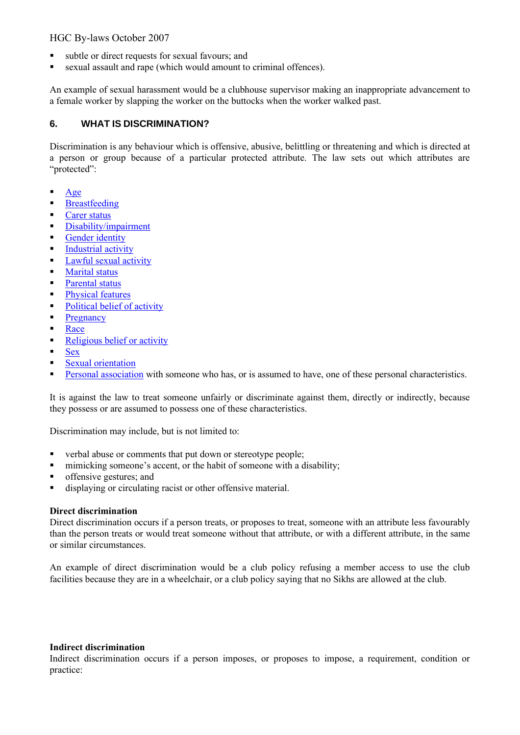- subtle or direct requests for sexual favours; and
- sexual assault and rape (which would amount to criminal offences).

An example of sexual harassment would be a clubhouse supervisor making an inappropriate advancement to a female worker by slapping the worker on the buttocks when the worker walked past.

## 6. WHAT IS DISCRIMINATION?

Discrimination is any behaviour which is offensive, abusive, belittling or threatening and which is directed at a person or group because of a particular protected attribute. The law sets out which attributes are "protected":

- Age
- Breastfeeding
- Carer status
- Disability/impairment
- Gender identity
- Industrial activity
- Lawful sexual activity
- Marital status
- Parental status
- Physical features
- Political belief of activity
- Pregnancy
- Race
- Religious belief or activity
- Sex
- Sexual orientation
- Personal association with someone who has, or is assumed to have, one of these personal characteristics.

It is against the law to treat someone unfairly or discriminate against them, directly or indirectly, because they possess or are assumed to possess one of these characteristics.

Discrimination may include, but is not limited to:

- verbal abuse or comments that put down or stereotype people;
- mimicking someone's accent, or the habit of someone with a disability;
- offensive gestures; and
- displaying or circulating racist or other offensive material.

**Direct discrimination**
Direct discrimination occurs if a person treats, or proposes to treat, someone with an attribute less favourably than the person treats or would treat someone without that attribute, or with a different attribute, in the same or similar circumstances.

An example of direct discrimination would be a club policy refusing a member access to use the club facilities because they are in a wheelchair, or a club policy saying that no Sikhs are allowed at the club.

**Indirect discrimination**
Indirect discrimination occurs if a person imposes, or proposes to impose, a requirement, condition or practice: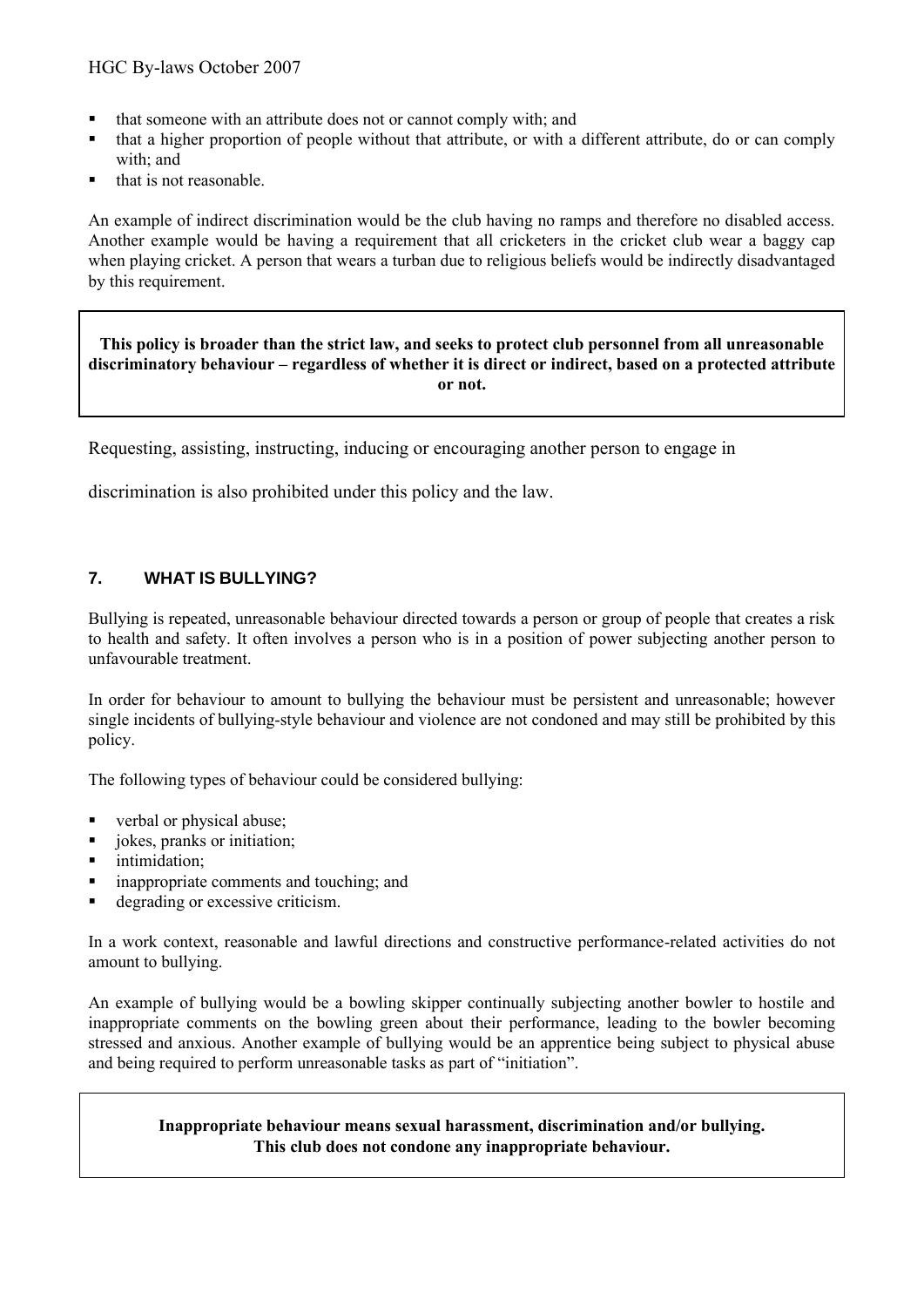- that someone with an attribute does not or cannot comply with; and
- that a higher proportion of people without that attribute, or with a different attribute, do or can comply with; and
- that is not reasonable.

An example of indirect discrimination would be the club having no ramps and therefore no disabled access. Another example would be having a requirement that all cricketers in the cricket club wear a baggy cap when playing cricket. A person that wears a turban due to religious beliefs would be indirectly disadvantaged by this requirement.

**This policy is broader than the strict law, and seeks to protect club personnel from all unreasonable discriminatory behaviour – regardless of whether it is direct or indirect, based on a protected attribute or not.**

Requesting, assisting, instructing, inducing or encouraging another person to engage in discrimination is also prohibited under this policy and the law.

## 7. WHAT IS BULLYING?

Bullying is repeated, unreasonable behaviour directed towards a person or group of people that creates a risk to health and safety. It often involves a person who is in a position of power subjecting another person to unfavourable treatment.

In order for behaviour to amount to bullying the behaviour must be persistent and unreasonable; however single incidents of bullying-style behaviour and violence are not condoned and may still be prohibited by this policy.

The following types of behaviour could be considered bullying:

- verbal or physical abuse;
- jokes, pranks or initiation;
- intimidation;
- inappropriate comments and touching; and
- degrading or excessive criticism.

In a work context, reasonable and lawful directions and constructive performance-related activities do not amount to bullying.

An example of bullying would be a bowling skipper continually subjecting another bowler to hostile and inappropriate comments on the bowling green about their performance, leading to the bowler becoming stressed and anxious. Another example of bullying would be an apprentice being subject to physical abuse and being required to perform unreasonable tasks as part of "initiation".

**Inappropriate behaviour means sexual harassment, discrimination and/or bullying. This club does not condone any inappropriate behaviour.**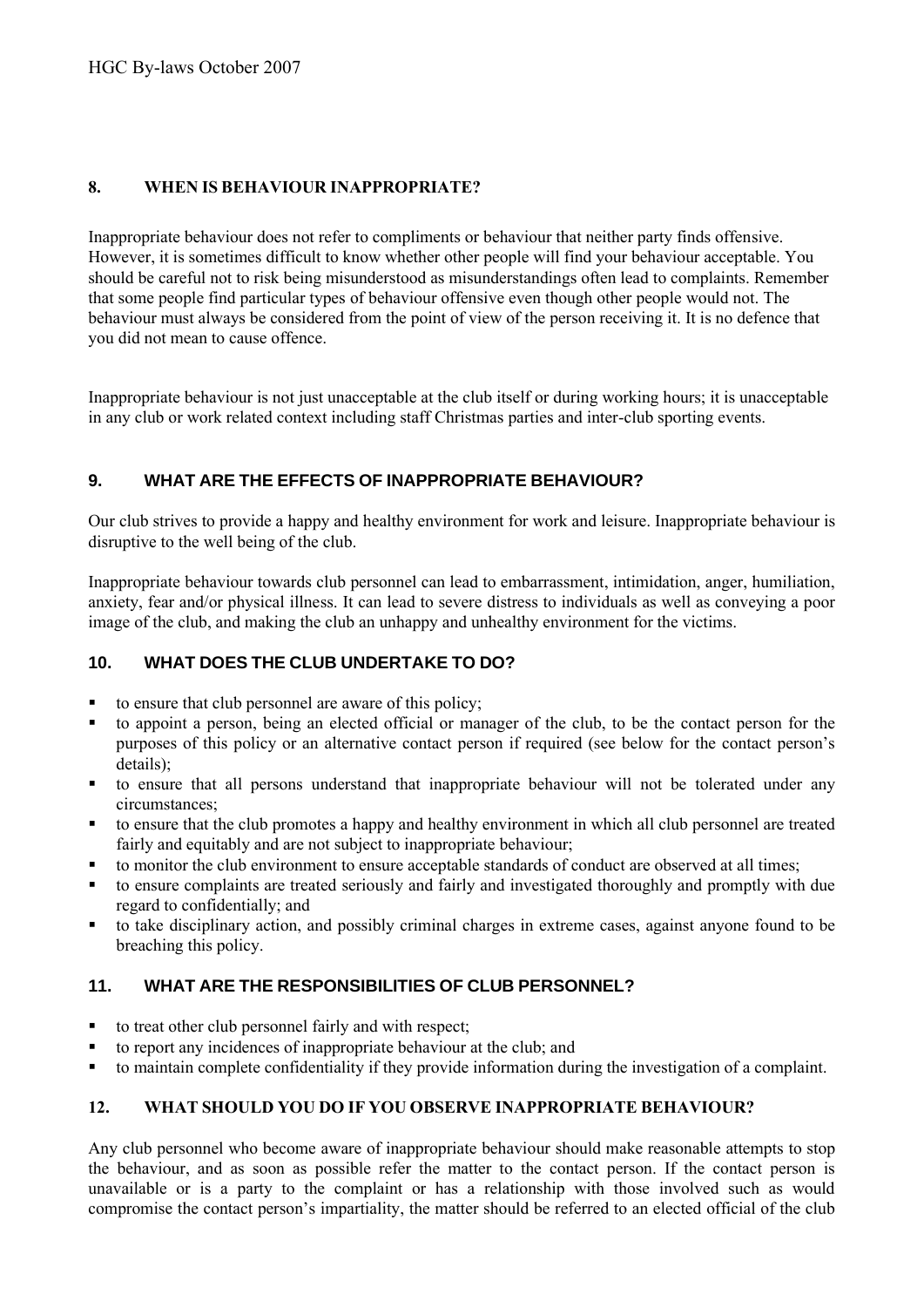## 8. WHEN IS BEHAVIOUR INAPPROPRIATE?

Inappropriate behaviour does not refer to compliments or behaviour that neither party finds offensive. However, it is sometimes difficult to know whether other people will find your behaviour acceptable. You should be careful not to risk being misunderstood as misunderstandings often lead to complaints. Remember that some people find particular types of behaviour offensive even though other people would not. The behaviour must always be considered from the point of view of the person receiving it. It is no defence that you did not mean to cause offence.

Inappropriate behaviour is not just unacceptable at the club itself or during working hours; it is unacceptable in any club or work related context including staff Christmas parties and inter-club sporting events.

## 9. WHAT ARE THE EFFECTS OF INAPPROPRIATE BEHAVIOUR?

Our club strives to provide a happy and healthy environment for work and leisure. Inappropriate behaviour is disruptive to the well being of the club.

Inappropriate behaviour towards club personnel can lead to embarrassment, intimidation, anger, humiliation, anxiety, fear and/or physical illness. It can lead to severe distress to individuals as well as conveying a poor image of the club, and making the club an unhappy and unhealthy environment for the victims.

## 10. WHAT DOES THE CLUB UNDERTAKE TO DO?

- to ensure that club personnel are aware of this policy;
- to appoint a person, being an elected official or manager of the club, to be the contact person for the purposes of this policy or an alternative contact person if required (see below for the contact person's details);
- to ensure that all persons understand that inappropriate behaviour will not be tolerated under any circumstances;
- to ensure that the club promotes a happy and healthy environment in which all club personnel are treated fairly and equitably and are not subject to inappropriate behaviour;
- to monitor the club environment to ensure acceptable standards of conduct are observed at all times;
- to ensure complaints are treated seriously and fairly and investigated thoroughly and promptly with due regard to confidentially; and
- to take disciplinary action, and possibly criminal charges in extreme cases, against anyone found to be breaching this policy.

## 11. WHAT ARE THE RESPONSIBILITIES OF CLUB PERSONNEL?

- to treat other club personnel fairly and with respect;
- to report any incidences of inappropriate behaviour at the club; and
- to maintain complete confidentiality if they provide information during the investigation of a complaint.

## 12. WHAT SHOULD YOU DO IF YOU OBSERVE INAPPROPRIATE BEHAVIOUR?

Any club personnel who become aware of inappropriate behaviour should make reasonable attempts to stop the behaviour, and as soon as possible refer the matter to the contact person. If the contact person is unavailable or is a party to the complaint or has a relationship with those involved such as would compromise the contact person's impartiality, the matter should be referred to an elected official of the club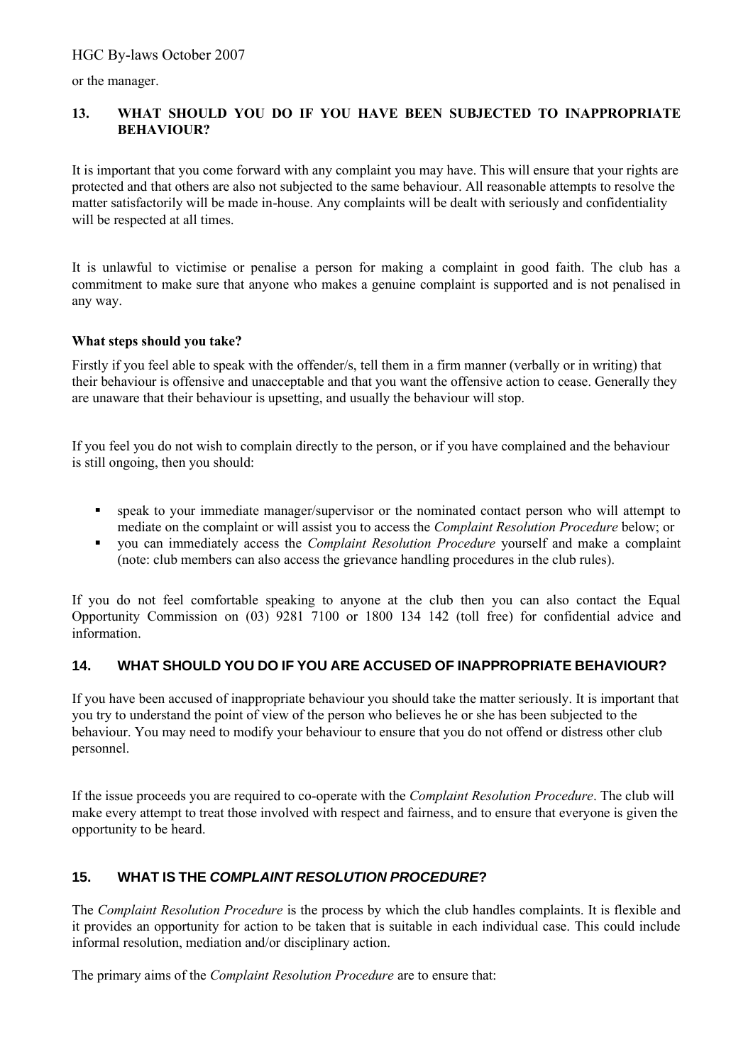or the manager.

## 13. WHAT SHOULD YOU DO IF YOU HAVE BEEN SUBJECTED TO INAPPROPRIATE BEHAVIOUR?

It is important that you come forward with any complaint you may have. This will ensure that your rights are protected and that others are also not subjected to the same behaviour. All reasonable attempts to resolve the matter satisfactorily will be made in-house. Any complaints will be dealt with seriously and confidentiality will be respected at all times.

It is unlawful to victimise or penalise a person for making a complaint in good faith. The club has a commitment to make sure that anyone who makes a genuine complaint is supported and is not penalised in any way.

**What steps should you take?**

Firstly if you feel able to speak with the offender/s, tell them in a firm manner (verbally or in writing) that their behaviour is offensive and unacceptable and that you want the offensive action to cease. Generally they are unaware that their behaviour is upsetting, and usually the behaviour will stop.

If you feel you do not wish to complain directly to the person, or if you have complained and the behaviour is still ongoing, then you should:

- speak to your immediate manager/supervisor or the nominated contact person who will attempt to mediate on the complaint or will assist you to access the *Complaint Resolution Procedure* below; or
- you can immediately access the *Complaint Resolution Procedure* yourself and make a complaint (note: club members can also access the grievance handling procedures in the club rules).

If you do not feel comfortable speaking to anyone at the club then you can also contact the Equal Opportunity Commission on (03) 9281 7100 or 1800 134 142 (toll free) for confidential advice and information.

## 14. WHAT SHOULD YOU DO IF YOU ARE ACCUSED OF INAPPROPRIATE BEHAVIOUR?

If you have been accused of inappropriate behaviour you should take the matter seriously. It is important that you try to understand the point of view of the person who believes he or she has been subjected to the behaviour. You may need to modify your behaviour to ensure that you do not offend or distress other club personnel.

If the issue proceeds you are required to co-operate with the *Complaint Resolution Procedure*. The club will make every attempt to treat those involved with respect and fairness, and to ensure that everyone is given the opportunity to be heard.

## 15. WHAT IS THE *COMPLAINT RESOLUTION PROCEDURE*?

The *Complaint Resolution Procedure* is the process by which the club handles complaints. It is flexible and it provides an opportunity for action to be taken that is suitable in each individual case. This could include informal resolution, mediation and/or disciplinary action.

The primary aims of the *Complaint Resolution Procedure* are to ensure that: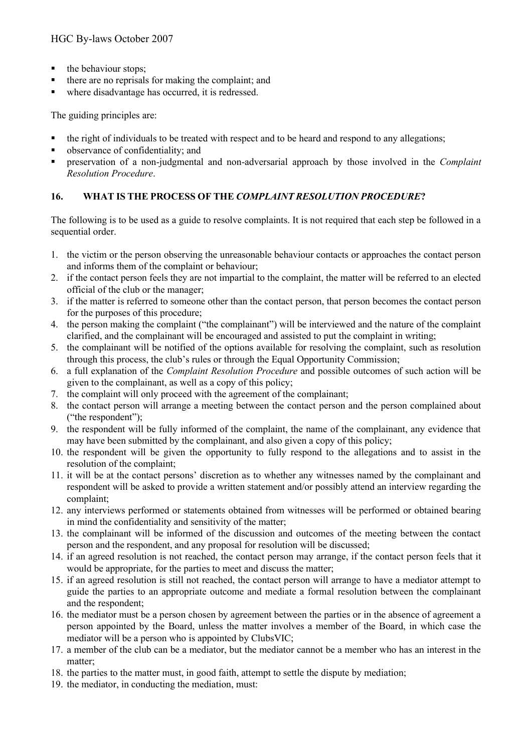- the behaviour stops;
- there are no reprisals for making the complaint; and
- where disadvantage has occurred, it is redressed.

The guiding principles are:

- the right of individuals to be treated with respect and to be heard and respond to any allegations;
- observance of confidentiality; and
- preservation of a non-judgmental and non-adversarial approach by those involved in the *Complaint Resolution Procedure*.

## 16. WHAT IS THE PROCESS OF THE *COMPLAINT RESOLUTION PROCEDURE*?

The following is to be used as a guide to resolve complaints. It is not required that each step be followed in a sequential order.

1. the victim or the person observing the unreasonable behaviour contacts or approaches the contact person and informs them of the complaint or behaviour;
2. if the contact person feels they are not impartial to the complaint, the matter will be referred to an elected official of the club or the manager;
3. if the matter is referred to someone other than the contact person, that person becomes the contact person for the purposes of this procedure;
4. the person making the complaint ("the complainant") will be interviewed and the nature of the complaint clarified, and the complainant will be encouraged and assisted to put the complaint in writing;
5. the complainant will be notified of the options available for resolving the complaint, such as resolution through this process, the club's rules or through the Equal Opportunity Commission;
6. a full explanation of the *Complaint Resolution Procedure* and possible outcomes of such action will be given to the complainant, as well as a copy of this policy;
7. the complaint will only proceed with the agreement of the complainant;
8. the contact person will arrange a meeting between the contact person and the person complained about ("the respondent");
9. the respondent will be fully informed of the complaint, the name of the complainant, any evidence that may have been submitted by the complainant, and also given a copy of this policy;
10. the respondent will be given the opportunity to fully respond to the allegations and to assist in the resolution of the complaint;
11. it will be at the contact persons' discretion as to whether any witnesses named by the complainant and respondent will be asked to provide a written statement and/or possibly attend an interview regarding the complaint;
12. any interviews performed or statements obtained from witnesses will be performed or obtained bearing in mind the confidentiality and sensitivity of the matter;
13. the complainant will be informed of the discussion and outcomes of the meeting between the contact person and the respondent, and any proposal for resolution will be discussed;
14. if an agreed resolution is not reached, the contact person may arrange, if the contact person feels that it would be appropriate, for the parties to meet and discuss the matter;
15. if an agreed resolution is still not reached, the contact person will arrange to have a mediator attempt to guide the parties to an appropriate outcome and mediate a formal resolution between the complainant and the respondent;
16. the mediator must be a person chosen by agreement between the parties or in the absence of agreement a person appointed by the Board, unless the matter involves a member of the Board, in which case the mediator will be a person who is appointed by ClubsVIC;
17. a member of the club can be a mediator, but the mediator cannot be a member who has an interest in the matter;
18. the parties to the matter must, in good faith, attempt to settle the dispute by mediation;
19. the mediator, in conducting the mediation, must: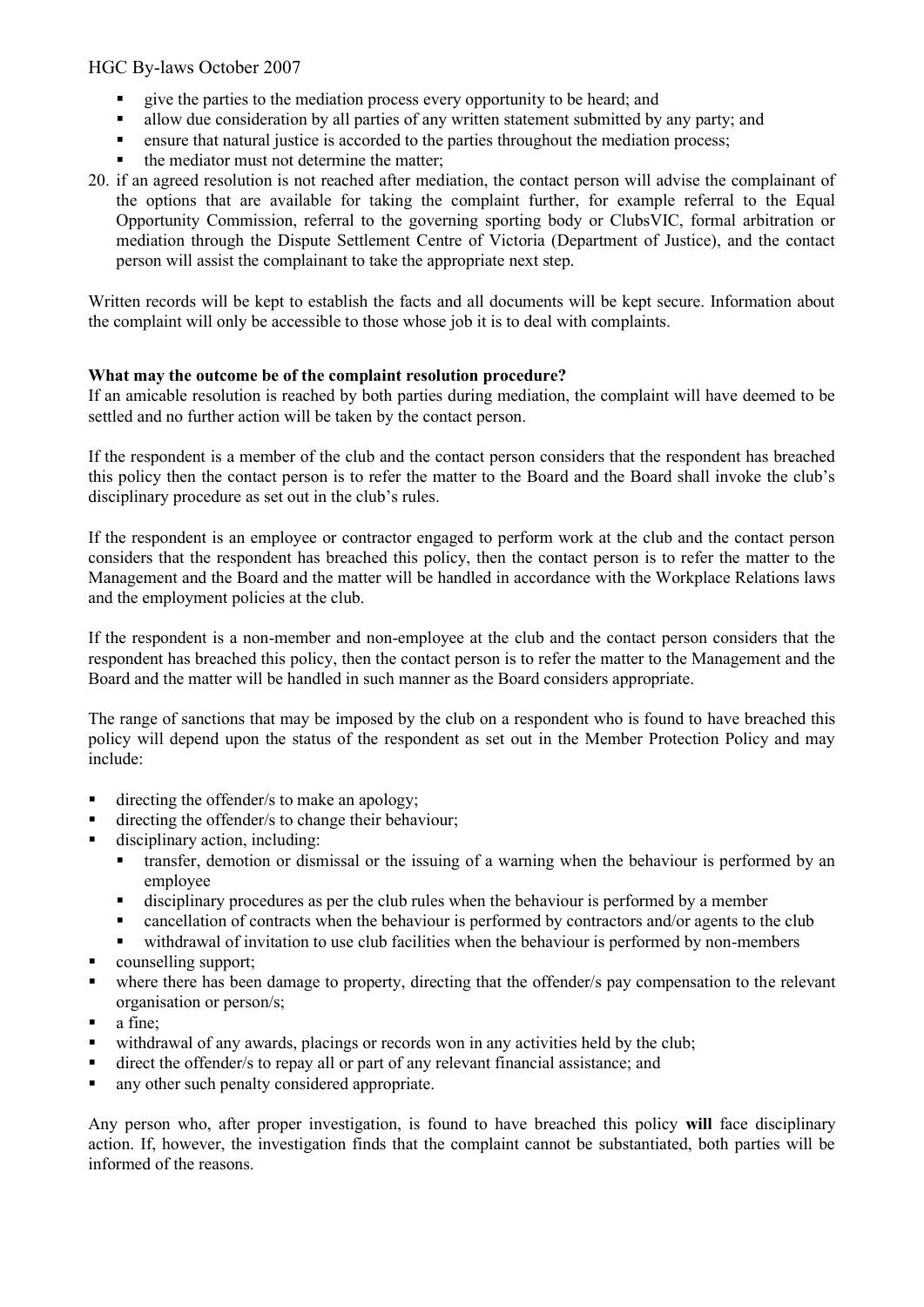- give the parties to the mediation process every opportunity to be heard; and
- allow due consideration by all parties of any written statement submitted by any party; and
- ensure that natural justice is accorded to the parties throughout the mediation process;
- the mediator must not determine the matter;

20. if an agreed resolution is not reached after mediation, the contact person will advise the complainant of the options that are available for taking the complaint further, for example referral to the Equal Opportunity Commission, referral to the governing sporting body or ClubsVIC, formal arbitration or mediation through the Dispute Settlement Centre of Victoria (Department of Justice), and the contact person will assist the complainant to take the appropriate next step.

Written records will be kept to establish the facts and all documents will be kept secure. Information about the complaint will only be accessible to those whose job it is to deal with complaints.

**What may the outcome be of the complaint resolution procedure?**

If an amicable resolution is reached by both parties during mediation, the complaint will have deemed to be settled and no further action will be taken by the contact person.

If the respondent is a member of the club and the contact person considers that the respondent has breached this policy then the contact person is to refer the matter to the Board and the Board shall invoke the club's disciplinary procedure as set out in the club's rules.

If the respondent is an employee or contractor engaged to perform work at the club and the contact person considers that the respondent has breached this policy, then the contact person is to refer the matter to the Management and the Board and the matter will be handled in accordance with the Workplace Relations laws and the employment policies at the club.

If the respondent is a non-member and non-employee at the club and the contact person considers that the respondent has breached this policy, then the contact person is to refer the matter to the Management and the Board and the matter will be handled in such manner as the Board considers appropriate.

The range of sanctions that may be imposed by the club on a respondent who is found to have breached this policy will depend upon the status of the respondent as set out in the Member Protection Policy and may include:

- directing the offender/s to make an apology;
- directing the offender/s to change their behaviour;
- disciplinary action, including:
  - transfer, demotion or dismissal or the issuing of a warning when the behaviour is performed by an employee
  - disciplinary procedures as per the club rules when the behaviour is performed by a member
  - cancellation of contracts when the behaviour is performed by contractors and/or agents to the club
  - withdrawal of invitation to use club facilities when the behaviour is performed by non-members
- counselling support;
- where there has been damage to property, directing that the offender/s pay compensation to the relevant organisation or person/s;
- a fine;
- withdrawal of any awards, placings or records won in any activities held by the club;
- direct the offender/s to repay all or part of any relevant financial assistance; and
- any other such penalty considered appropriate.

Any person who, after proper investigation, is found to have breached this policy **will** face disciplinary action. If, however, the investigation finds that the complaint cannot be substantiated, both parties will be informed of the reasons.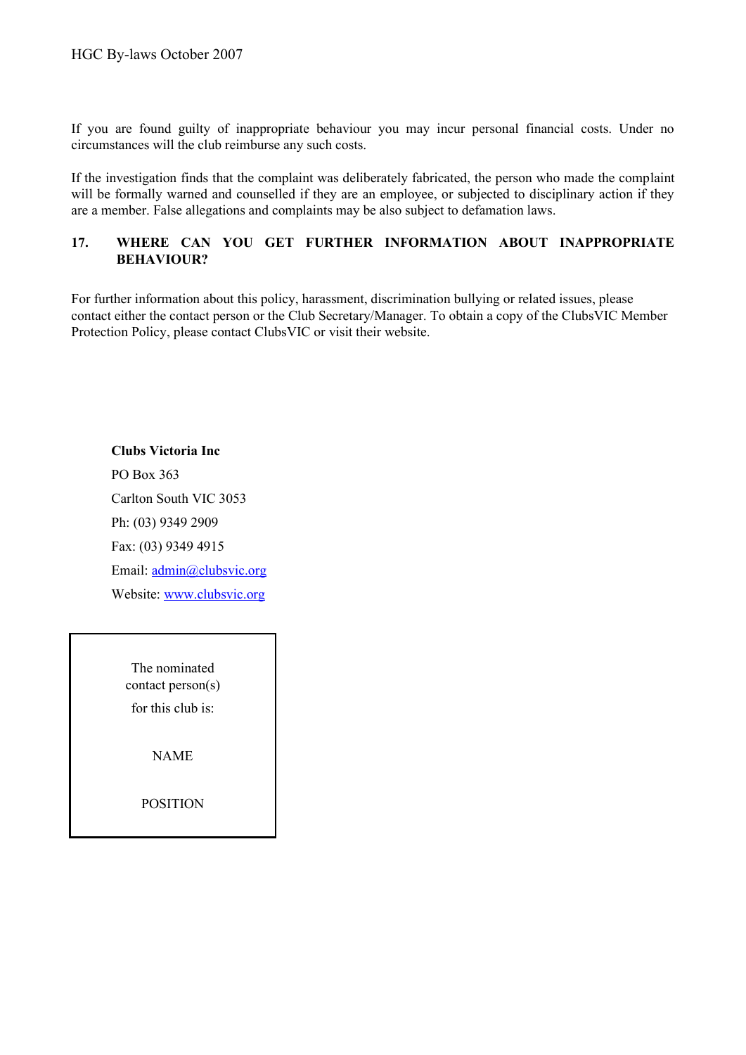If you are found guilty of inappropriate behaviour you may incur personal financial costs. Under no circumstances will the club reimburse any such costs.

If the investigation finds that the complaint was deliberately fabricated, the person who made the complaint will be formally warned and counselled if they are an employee, or subjected to disciplinary action if they are a member. False allegations and complaints may be also subject to defamation laws.

## 17. WHERE CAN YOU GET FURTHER INFORMATION ABOUT INAPPROPRIATE BEHAVIOUR?

For further information about this policy, harassment, discrimination bullying or related issues, please contact either the contact person or the Club Secretary/Manager. To obtain a copy of the ClubsVIC Member Protection Policy, please contact ClubsVIC or visit their website.

**Clubs Victoria Inc**

PO Box 363

Carlton South VIC 3053

Ph: (03) 9349 2909

Fax: (03) 9349 4915

Email: admin@clubsvic.org

Website: www.clubsvic.org

The nominated contact person(s) for this club is:

NAME

POSITION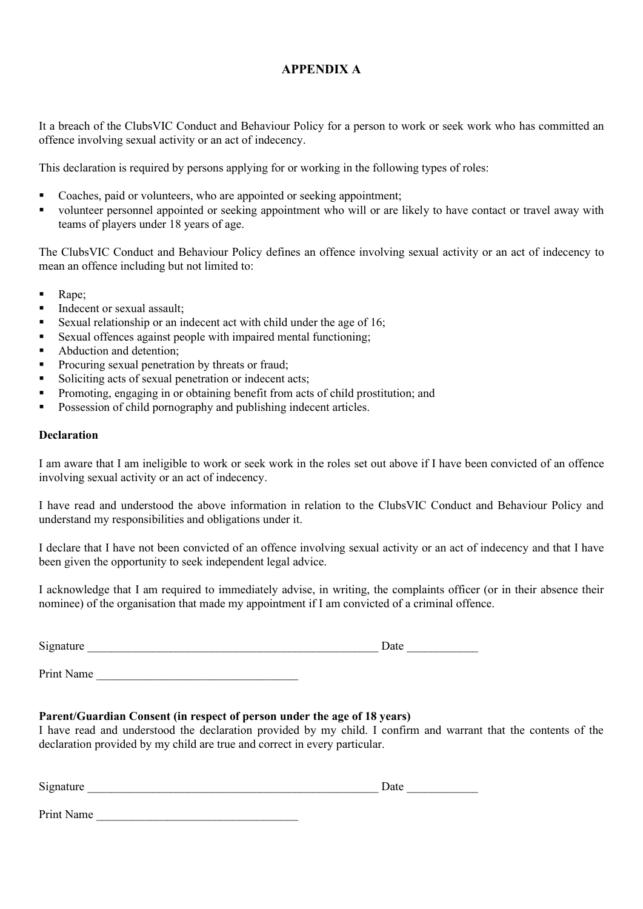# APPENDIX A

It a breach of the ClubsVIC Conduct and Behaviour Policy for a person to work or seek work who has committed an offence involving sexual activity or an act of indecency.

This declaration is required by persons applying for or working in the following types of roles:

- Coaches, paid or volunteers, who are appointed or seeking appointment;
- volunteer personnel appointed or seeking appointment who will or are likely to have contact or travel away with teams of players under 18 years of age.

The ClubsVIC Conduct and Behaviour Policy defines an offence involving sexual activity or an act of indecency to mean an offence including but not limited to:

- Rape;
- Indecent or sexual assault;
- Sexual relationship or an indecent act with child under the age of 16;
- Sexual offences against people with impaired mental functioning;
- Abduction and detention;
- Procuring sexual penetration by threats or fraud;
- Soliciting acts of sexual penetration or indecent acts;
- Promoting, engaging in or obtaining benefit from acts of child prostitution; and
- Possession of child pornography and publishing indecent articles.

**Declaration**

I am aware that I am ineligible to work or seek work in the roles set out above if I have been convicted of an offence involving sexual activity or an act of indecency.

I have read and understood the above information in relation to the ClubsVIC Conduct and Behaviour Policy and understand my responsibilities and obligations under it.

I declare that I have not been convicted of an offence involving sexual activity or an act of indecency and that I have been given the opportunity to seek independent legal advice.

I acknowledge that I am required to immediately advise, in writing, the complaints officer (or in their absence their nominee) of the organisation that made my appointment if I am convicted of a criminal offence.

Signature ________________________________________________ Date ____________

Print Name __________________________________

**Parent/Guardian Consent (in respect of person under the age of 18 years)**
I have read and understood the declaration provided by my child. I confirm and warrant that the contents of the declaration provided by my child are true and correct in every particular.

Signature ________________________________________________ Date ____________

Print Name __________________________________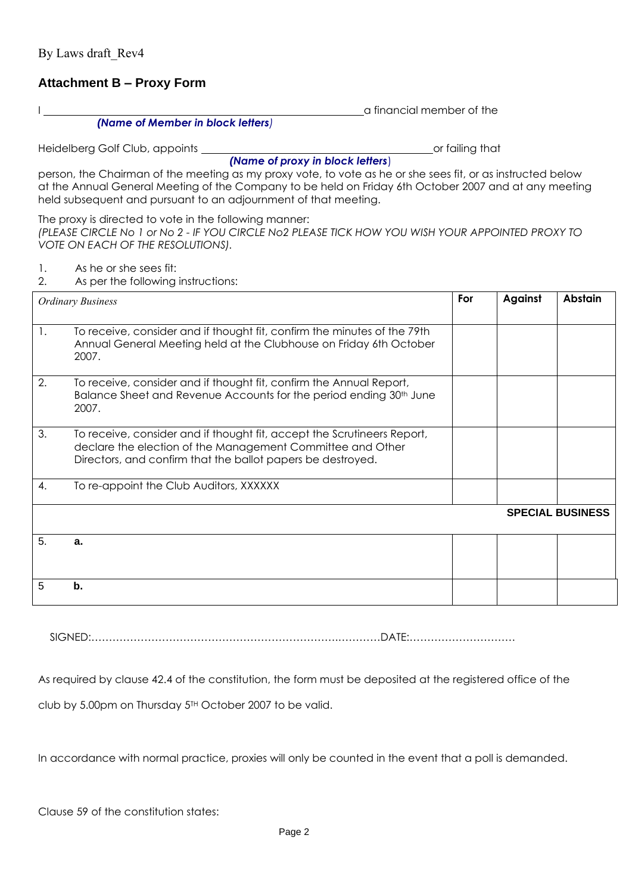By Laws draft_Rev4

## Attachment B – Proxy Form

I \_\_\_\_\_\_\_\_\_\_\_\_\_\_\_\_\_\_\_\_\_\_\_\_\_\_\_\_\_\_\_\_\_\_\_\_\_\_\_\_\_\_\_\_\_\_\_\_ a financial member of the
***(Name of Member in block letters)***

Heidelberg Golf Club, appoints \_\_\_\_\_\_\_\_\_\_\_\_\_\_\_\_\_\_\_\_\_\_\_\_\_\_\_\_\_\_\_\_\_\_\_\_\_\_ or failing that
***(Name of proxy in block letters)***

person, the Chairman of the meeting as my proxy vote, to vote as he or she sees fit, or as instructed below at the Annual General Meeting of the Company to be held on Friday 6th October 2007 and at any meeting held subsequent and pursuant to an adjournment of that meeting.

The proxy is directed to vote in the following manner:
*(PLEASE CIRCLE No 1 or No 2 - IF YOU CIRCLE No2 PLEASE TICK HOW YOU WISH YOUR APPOINTED PROXY TO VOTE ON EACH OF THE RESOLUTIONS).*

1. As he or she sees fit:
2. As per the following instructions:

| *Ordinary Business* | | For | Against | Abstain |
|---|---|---|---|---|
| 1. | To receive, consider and if thought fit, confirm the minutes of the 79th Annual General Meeting held at the Clubhouse on Friday 6th October 2007. | | | |
| 2. | To receive, consider and if thought fit, confirm the Annual Report, Balance Sheet and Revenue Accounts for the period ending 30th June 2007. | | | |
| 3. | To receive, consider and if thought fit, accept the Scrutineers Report, declare the election of the Management Committee and Other Directors, and confirm that the ballot papers be destroyed. | | | |
| 4. | To re-appoint the Club Auditors, XXXXXX | | | |
| | **SPECIAL BUSINESS** | | | |
| 5. | **a.** | | | |
| 5 | **b.** | | | |

SIGNED:………………………………………………………………….……….DATE:…………………………

As required by clause 42.4 of the constitution, the form must be deposited at the registered office of the club by 5.00pm on Thursday 5TH October 2007 to be valid.

In accordance with normal practice, proxies will only be counted in the event that a poll is demanded.

Clause 59 of the constitution states: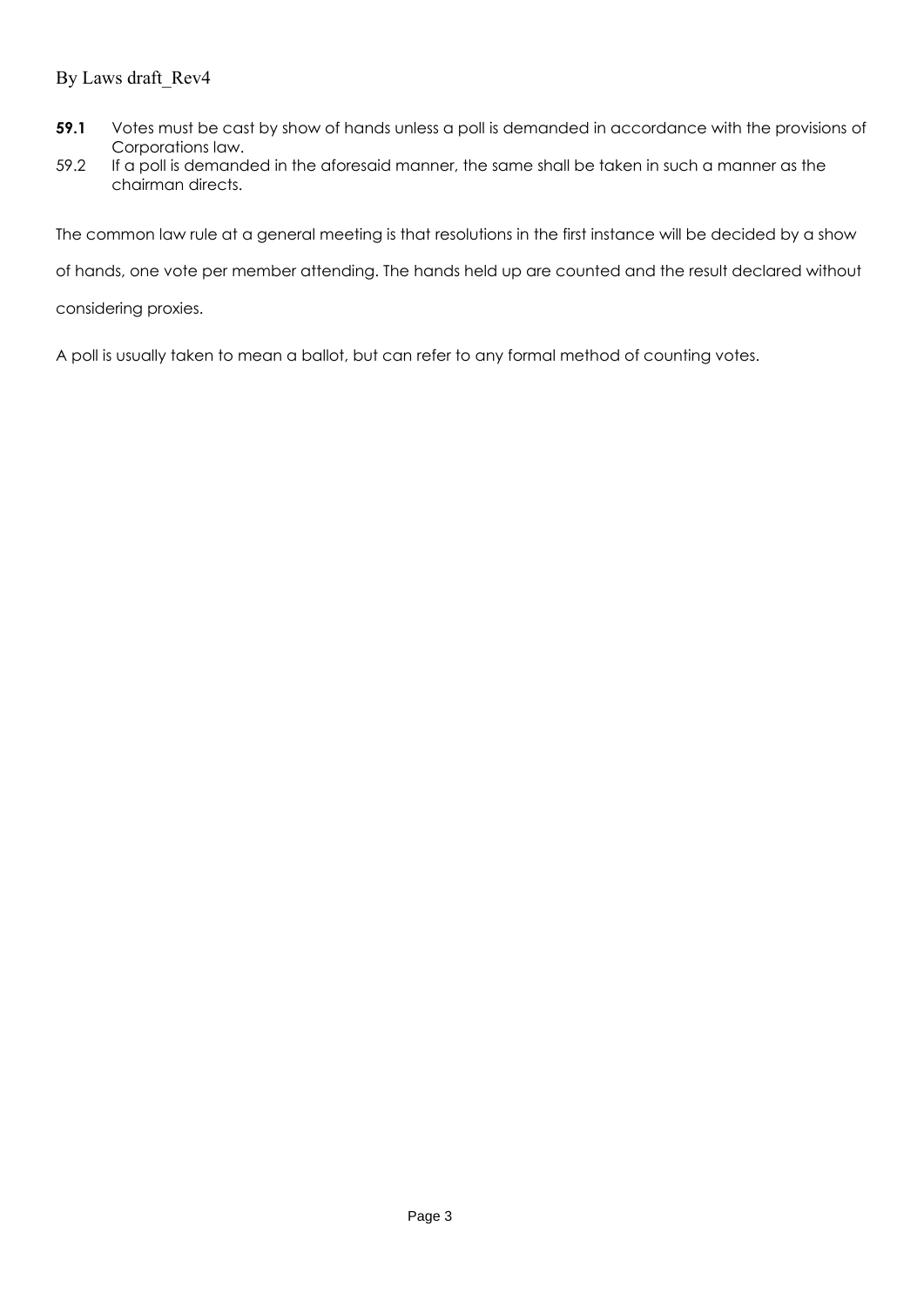**59.1** Votes must be cast by show of hands unless a poll is demanded in accordance with the provisions of Corporations law.

59.2 If a poll is demanded in the aforesaid manner, the same shall be taken in such a manner as the chairman directs.

The common law rule at a general meeting is that resolutions in the first instance will be decided by a show of hands, one vote per member attending. The hands held up are counted and the result declared without considering proxies.

A poll is usually taken to mean a ballot, but can refer to any formal method of counting votes.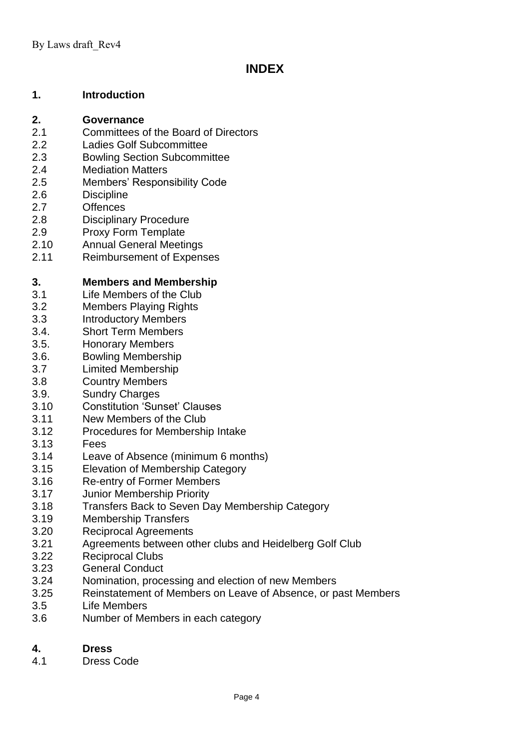# INDEX

**1. Introduction**

**2. Governance**

2.1 Committees of the Board of Directors
2.2 Ladies Golf Subcommittee
2.3 Bowling Section Subcommittee
2.4 Mediation Matters
2.5 Members' Responsibility Code
2.6 Discipline
2.7 Offences
2.8 Disciplinary Procedure
2.9 Proxy Form Template
2.10 Annual General Meetings
2.11 Reimbursement of Expenses

**3. Members and Membership**

3.1 Life Members of the Club
3.2 Members Playing Rights
3.3 Introductory Members
3.4. Short Term Members
3.5. Honorary Members
3.6. Bowling Membership
3.7 Limited Membership
3.8 Country Members
3.9. Sundry Charges
3.10 Constitution 'Sunset' Clauses
3.11 New Members of the Club
3.12 Procedures for Membership Intake
3.13 Fees
3.14 Leave of Absence (minimum 6 months)
3.15 Elevation of Membership Category
3.16 Re-entry of Former Members
3.17 Junior Membership Priority
3.18 Transfers Back to Seven Day Membership Category
3.19 Membership Transfers
3.20 Reciprocal Agreements
3.21 Agreements between other clubs and Heidelberg Golf Club
3.22 Reciprocal Clubs
3.23 General Conduct
3.24 Nomination, processing and election of new Members
3.25 Reinstatement of Members on Leave of Absence, or past Members
3.5 Life Members
3.6 Number of Members in each category

**4. Dress**

4.1 Dress Code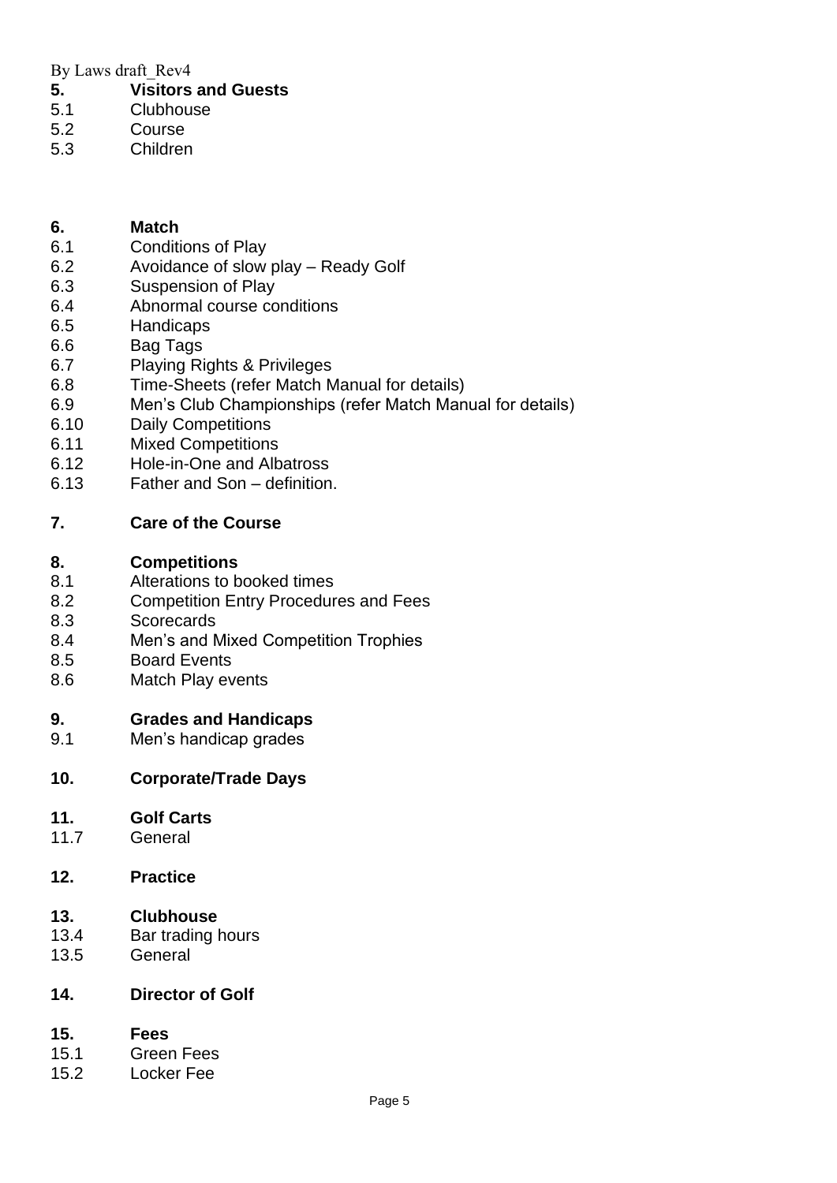**5. Visitors and Guests**

5.1 Clubhouse
5.2 Course
5.3 Children

**6. Match**

6.1 Conditions of Play
6.2 Avoidance of slow play – Ready Golf
6.3 Suspension of Play
6.4 Abnormal course conditions
6.5 Handicaps
6.6 Bag Tags
6.7 Playing Rights & Privileges
6.8 Time-Sheets (refer Match Manual for details)
6.9 Men's Club Championships (refer Match Manual for details)
6.10 Daily Competitions
6.11 Mixed Competitions
6.12 Hole-in-One and Albatross
6.13 Father and Son – definition.

**7. Care of the Course**

**8. Competitions**

8.1 Alterations to booked times
8.2 Competition Entry Procedures and Fees
8.3 Scorecards
8.4 Men's and Mixed Competition Trophies
8.5 Board Events
8.6 Match Play events

**9. Grades and Handicaps**

9.1 Men's handicap grades

**10. Corporate/Trade Days**

**11. Golf Carts**

11.7 General

**12. Practice**

**13. Clubhouse**

13.4 Bar trading hours
13.5 General

**14. Director of Golf**

**15. Fees**

15.1 Green Fees
15.2 Locker Fee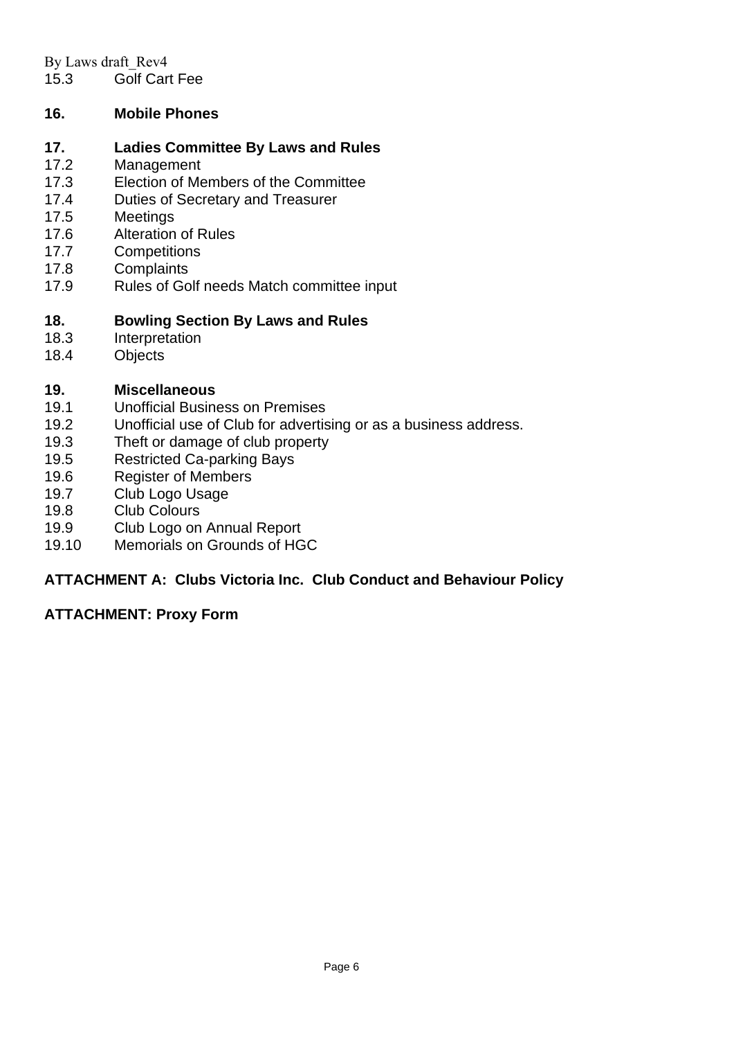15.3 Golf Cart Fee

**16. Mobile Phones**

**17. Ladies Committee By Laws and Rules**

17.2 Management
17.3 Election of Members of the Committee
17.4 Duties of Secretary and Treasurer
17.5 Meetings
17.6 Alteration of Rules
17.7 Competitions
17.8 Complaints
17.9 Rules of Golf needs Match committee input

**18. Bowling Section By Laws and Rules**

18.3 Interpretation
18.4 Objects

**19. Miscellaneous**

19.1 Unofficial Business on Premises
19.2 Unofficial use of Club for advertising or as a business address.
19.3 Theft or damage of club property
19.5 Restricted Ca-parking Bays
19.6 Register of Members
19.7 Club Logo Usage
19.8 Club Colours
19.9 Club Logo on Annual Report
19.10 Memorials on Grounds of HGC

**ATTACHMENT A: Clubs Victoria Inc. Club Conduct and Behaviour Policy**

**ATTACHMENT: Proxy Form**